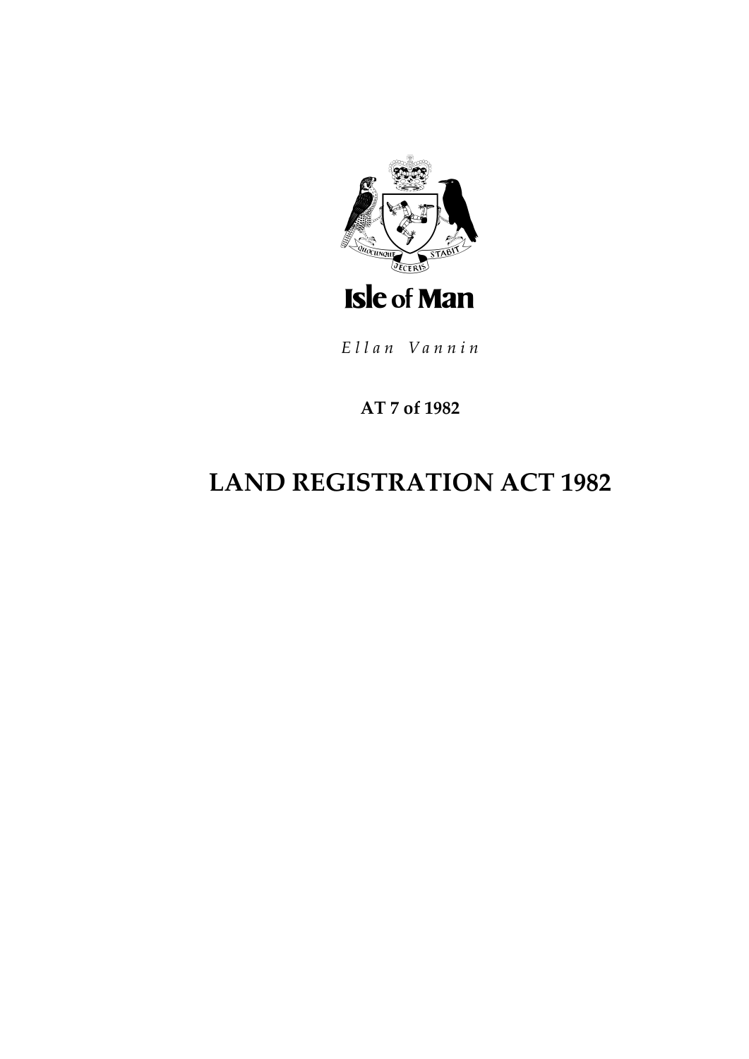Isle of Man

*Ellan Vannin*

**AT 7 of 1982**

# LAND REGISTRATION ACT 1982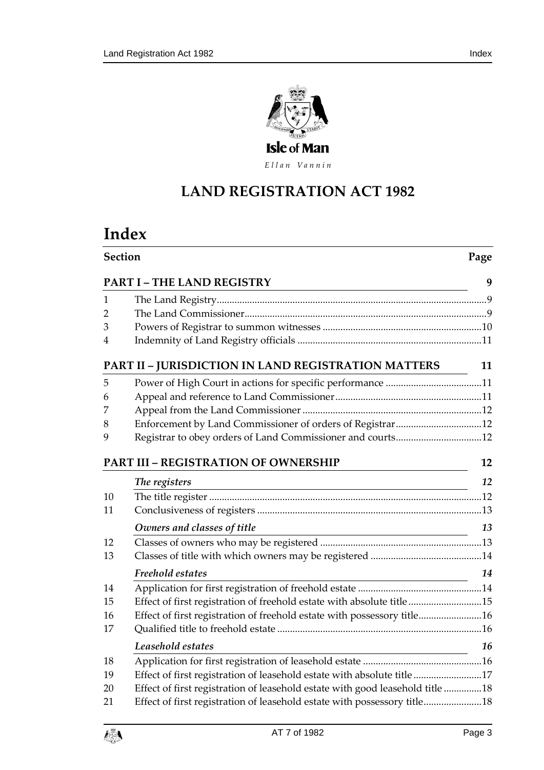Isle of Man

*Ellan Vannin*

# LAND REGISTRATION ACT 1982

## Index

| Section | | Page |
|---|---|---|
| **PART I – THE LAND REGISTRY** | | **9** |
| 1 | The Land Registry | 9 |
| 2 | The Land Commissioner | 9 |
| 3 | Powers of Registrar to summon witnesses | 10 |
| 4 | Indemnity of Land Registry officials | 11 |
| **PART II – JURISDICTION IN LAND REGISTRATION MATTERS** | | **11** |
| 5 | Power of High Court in actions for specific performance | 11 |
| 6 | Appeal and reference to Land Commissioner | 11 |
| 7 | Appeal from the Land Commissioner | 12 |
| 8 | Enforcement by Land Commissioner of orders of Registrar | 12 |
| 9 | Registrar to obey orders of Land Commissioner and courts | 12 |
| **PART III – REGISTRATION OF OWNERSHIP** | | **12** |
| | ***The registers*** | ***12*** |
| 10 | The title register | 12 |
| 11 | Conclusiveness of registers | 13 |
| | ***Owners and classes of title*** | ***13*** |
| 12 | Classes of owners who may be registered | 13 |
| 13 | Classes of title with which owners may be registered | 14 |
| | ***Freehold estates*** | ***14*** |
| 14 | Application for first registration of freehold estate | 14 |
| 15 | Effect of first registration of freehold estate with absolute title | 15 |
| 16 | Effect of first registration of freehold estate with possessory title | 16 |
| 17 | Qualified title to freehold estate | 16 |
| | ***Leasehold estates*** | ***16*** |
| 18 | Application for first registration of leasehold estate | 16 |
| 19 | Effect of first registration of leasehold estate with absolute title | 17 |
| 20 | Effect of first registration of leasehold estate with good leasehold title | 18 |
| 21 | Effect of first registration of leasehold estate with possessory title | 18 |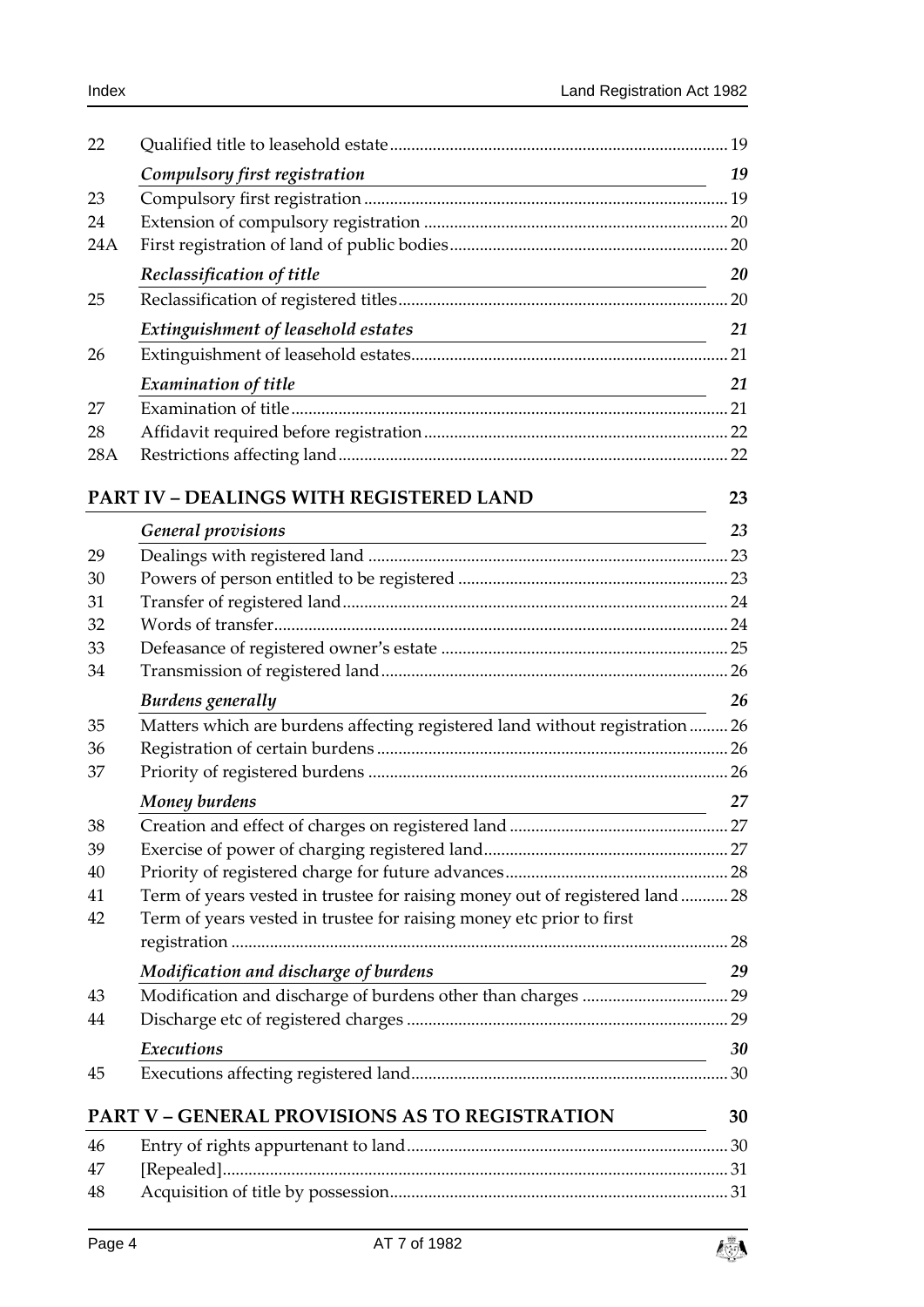| | | |
|---|---|---|
| 22 | Qualified title to leasehold estate | 19 |
| | ***Compulsory first registration*** | ***19*** |
| 23 | Compulsory first registration | 19 |
| 24 | Extension of compulsory registration | 20 |
| 24A | First registration of land of public bodies | 20 |
| | ***Reclassification of title*** | ***20*** |
| 25 | Reclassification of registered titles | 20 |
| | ***Extinguishment of leasehold estates*** | ***21*** |
| 26 | Extinguishment of leasehold estates | 21 |
| | ***Examination of title*** | ***21*** |
| 27 | Examination of title | 21 |
| 28 | Affidavit required before registration | 22 |
| 28A | Restrictions affecting land | 22 |

## PART IV – DEALINGS WITH REGISTERED LAND — 23

| | | |
|---|---|---|
| | ***General provisions*** | ***23*** |
| 29 | Dealings with registered land | 23 |
| 30 | Powers of person entitled to be registered | 23 |
| 31 | Transfer of registered land | 24 |
| 32 | Words of transfer | 24 |
| 33 | Defeasance of registered owner's estate | 25 |
| 34 | Transmission of registered land | 26 |
| | ***Burdens generally*** | ***26*** |
| 35 | Matters which are burdens affecting registered land without registration | 26 |
| 36 | Registration of certain burdens | 26 |
| 37 | Priority of registered burdens | 26 |
| | ***Money burdens*** | ***27*** |
| 38 | Creation and effect of charges on registered land | 27 |
| 39 | Exercise of power of charging registered land | 27 |
| 40 | Priority of registered charge for future advances | 28 |
| 41 | Term of years vested in trustee for raising money out of registered land | 28 |
| 42 | Term of years vested in trustee for raising money etc prior to first registration | 28 |
| | ***Modification and discharge of burdens*** | ***29*** |
| 43 | Modification and discharge of burdens other than charges | 29 |
| 44 | Discharge etc of registered charges | 29 |
| | ***Executions*** | ***30*** |
| 45 | Executions affecting registered land | 30 |

## PART V – GENERAL PROVISIONS AS TO REGISTRATION — 30

| | | |
|---|---|---|
| 46 | Entry of rights appurtenant to land | 30 |
| 47 | [Repealed] | 31 |
| 48 | Acquisition of title by possession | 31 |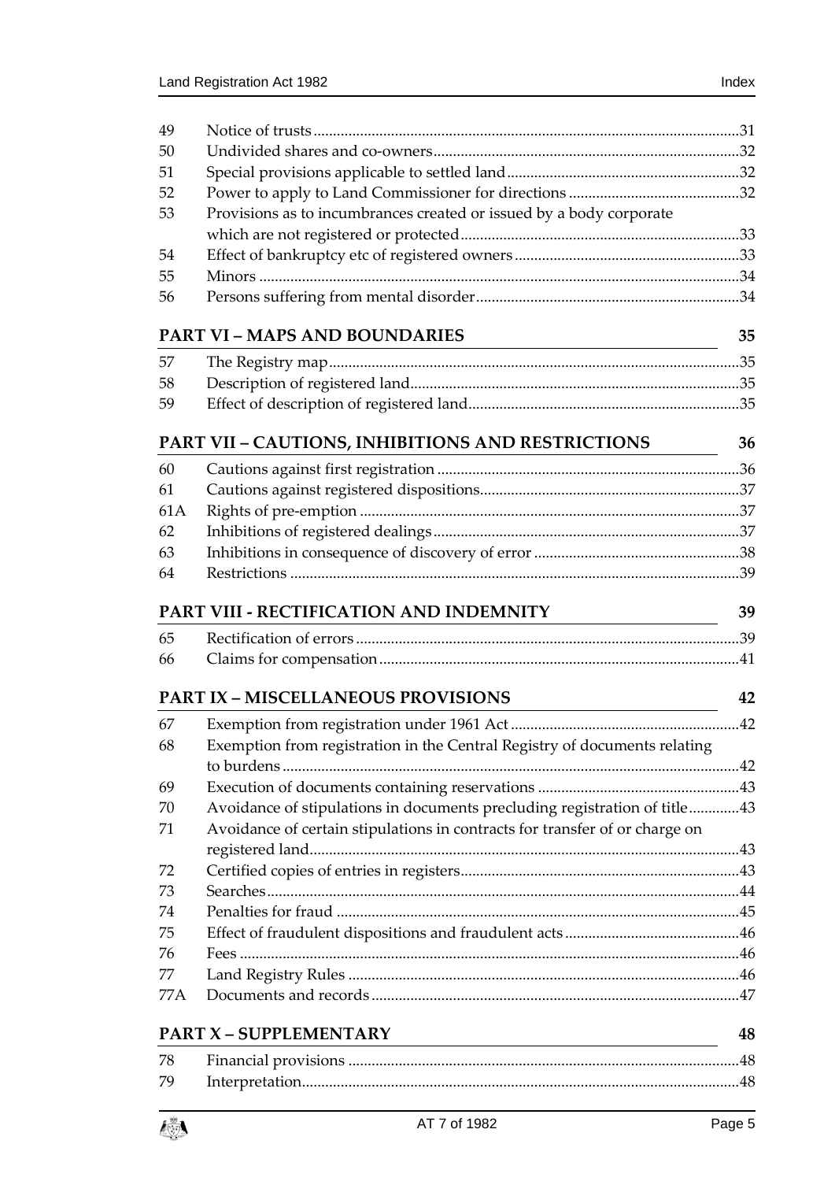| | | |
|---|---|---|
| 49 | Notice of trusts | 31 |
| 50 | Undivided shares and co-owners | 32 |
| 51 | Special provisions applicable to settled land | 32 |
| 52 | Power to apply to Land Commissioner for directions | 32 |
| 53 | Provisions as to incumbrances created or issued by a body corporate which are not registered or protected | 33 |
| 54 | Effect of bankruptcy etc of registered owners | 33 |
| 55 | Minors | 34 |
| 56 | Persons suffering from mental disorder | 34 |

**PART VI – MAPS AND BOUNDARIES** 35

| | | |
|---|---|---|
| 57 | The Registry map | 35 |
| 58 | Description of registered land | 35 |
| 59 | Effect of description of registered land | 35 |

**PART VII – CAUTIONS, INHIBITIONS AND RESTRICTIONS** 36

| | | |
|---|---|---|
| 60 | Cautions against first registration | 36 |
| 61 | Cautions against registered dispositions | 37 |
| 61A | Rights of pre-emption | 37 |
| 62 | Inhibitions of registered dealings | 37 |
| 63 | Inhibitions in consequence of discovery of error | 38 |
| 64 | Restrictions | 39 |

**PART VIII - RECTIFICATION AND INDEMNITY** 39

| | | |
|---|---|---|
| 65 | Rectification of errors | 39 |
| 66 | Claims for compensation | 41 |

**PART IX – MISCELLANEOUS PROVISIONS** 42

| | | |
|---|---|---|
| 67 | Exemption from registration under 1961 Act | 42 |
| 68 | Exemption from registration in the Central Registry of documents relating to burdens | 42 |
| 69 | Execution of documents containing reservations | 43 |
| 70 | Avoidance of stipulations in documents precluding registration of title | 43 |
| 71 | Avoidance of certain stipulations in contracts for transfer of or charge on registered land | 43 |
| 72 | Certified copies of entries in registers | 43 |
| 73 | Searches | 44 |
| 74 | Penalties for fraud | 45 |
| 75 | Effect of fraudulent dispositions and fraudulent acts | 46 |
| 76 | Fees | 46 |
| 77 | Land Registry Rules | 46 |
| 77A | Documents and records | 47 |

**PART X – SUPPLEMENTARY** 48

| | | |
|---|---|---|
| 78 | Financial provisions | 48 |
| 79 | Interpretation | 48 |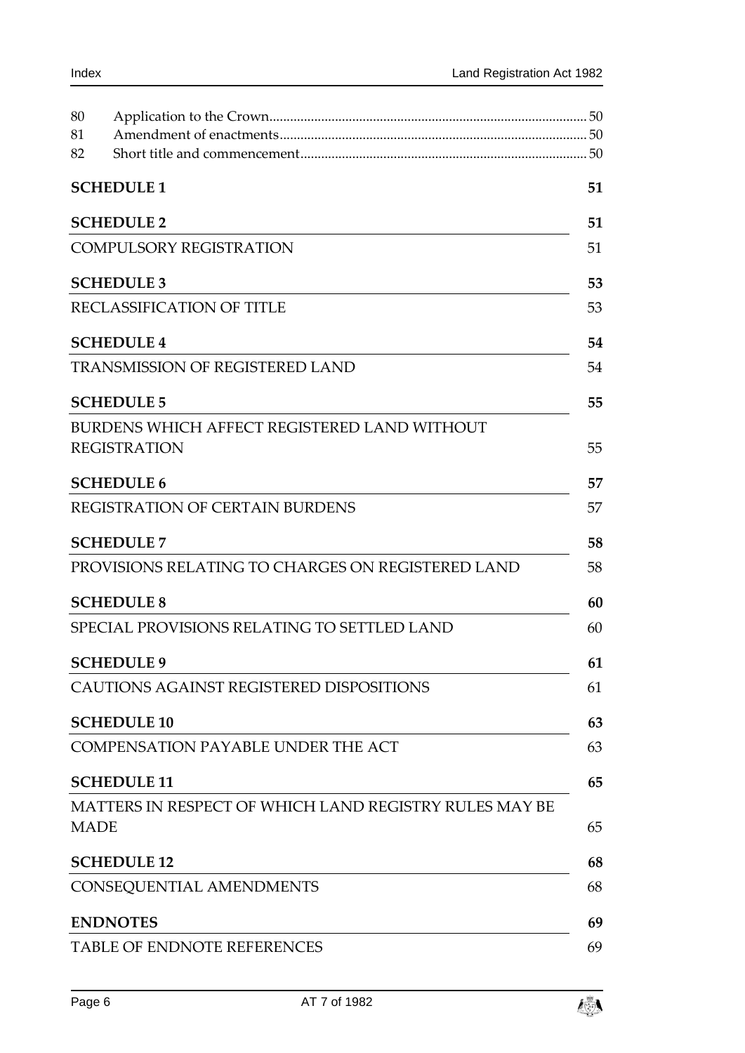80 Application to the Crown .......................................................................................... 50
81 Amendment of enactments ........................................................................................ 50
82 Short title and commencement .................................................................................. 50

**SCHEDULE 1** 51

**SCHEDULE 2** 51

COMPULSORY REGISTRATION 51

**SCHEDULE 3** 53

RECLASSIFICATION OF TITLE 53

**SCHEDULE 4** 54

TRANSMISSION OF REGISTERED LAND 54

**SCHEDULE 5** 55

BURDENS WHICH AFFECT REGISTERED LAND WITHOUT REGISTRATION 55

**SCHEDULE 6** 57

REGISTRATION OF CERTAIN BURDENS 57

**SCHEDULE 7** 58

PROVISIONS RELATING TO CHARGES ON REGISTERED LAND 58

**SCHEDULE 8** 60

SPECIAL PROVISIONS RELATING TO SETTLED LAND 60

**SCHEDULE 9** 61

CAUTIONS AGAINST REGISTERED DISPOSITIONS 61

**SCHEDULE 10** 63

COMPENSATION PAYABLE UNDER THE ACT 63

**SCHEDULE 11** 65

MATTERS IN RESPECT OF WHICH LAND REGISTRY RULES MAY BE MADE 65

**SCHEDULE 12** 68

CONSEQUENTIAL AMENDMENTS 68

**ENDNOTES** 69

TABLE OF ENDNOTE REFERENCES 69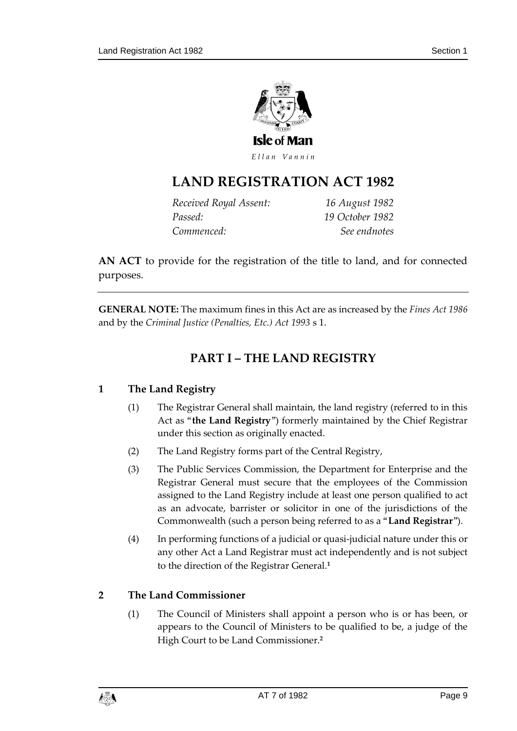Isle of Man

*Ellan Vannin*

# LAND REGISTRATION ACT 1982

| | |
|---|---|
| *Received Royal Assent:* | *16 August 1982* |
| *Passed:* | *19 October 1982* |
| *Commenced:* | *See endnotes* |

**AN ACT** to provide for the registration of the title to land, and for connected purposes.

---

**GENERAL NOTE:** The maximum fines in this Act are as increased by the *Fines Act 1986* and by the *Criminal Justice (Penalties, Etc.) Act 1993* s 1.

## PART I – THE LAND REGISTRY

### 1 The Land Registry

(1) The Registrar General shall maintain, the land registry (referred to in this Act as "**the Land Registry**") formerly maintained by the Chief Registrar under this section as originally enacted.

(2) The Land Registry forms part of the Central Registry,

(3) The Public Services Commission, the Department for Enterprise and the Registrar General must secure that the employees of the Commission assigned to the Land Registry include at least one person qualified to act as an advocate, barrister or solicitor in one of the jurisdictions of the Commonwealth (such a person being referred to as a "**Land Registrar**").

(4) In performing functions of a judicial or quasi-judicial nature under this or any other Act a Land Registrar must act independently and is not subject to the direction of the Registrar General.[1]

### 2 The Land Commissioner

(1) The Council of Ministers shall appoint a person who is or has been, or appears to the Council of Ministers to be qualified to be, a judge of the High Court to be Land Commissioner.[2]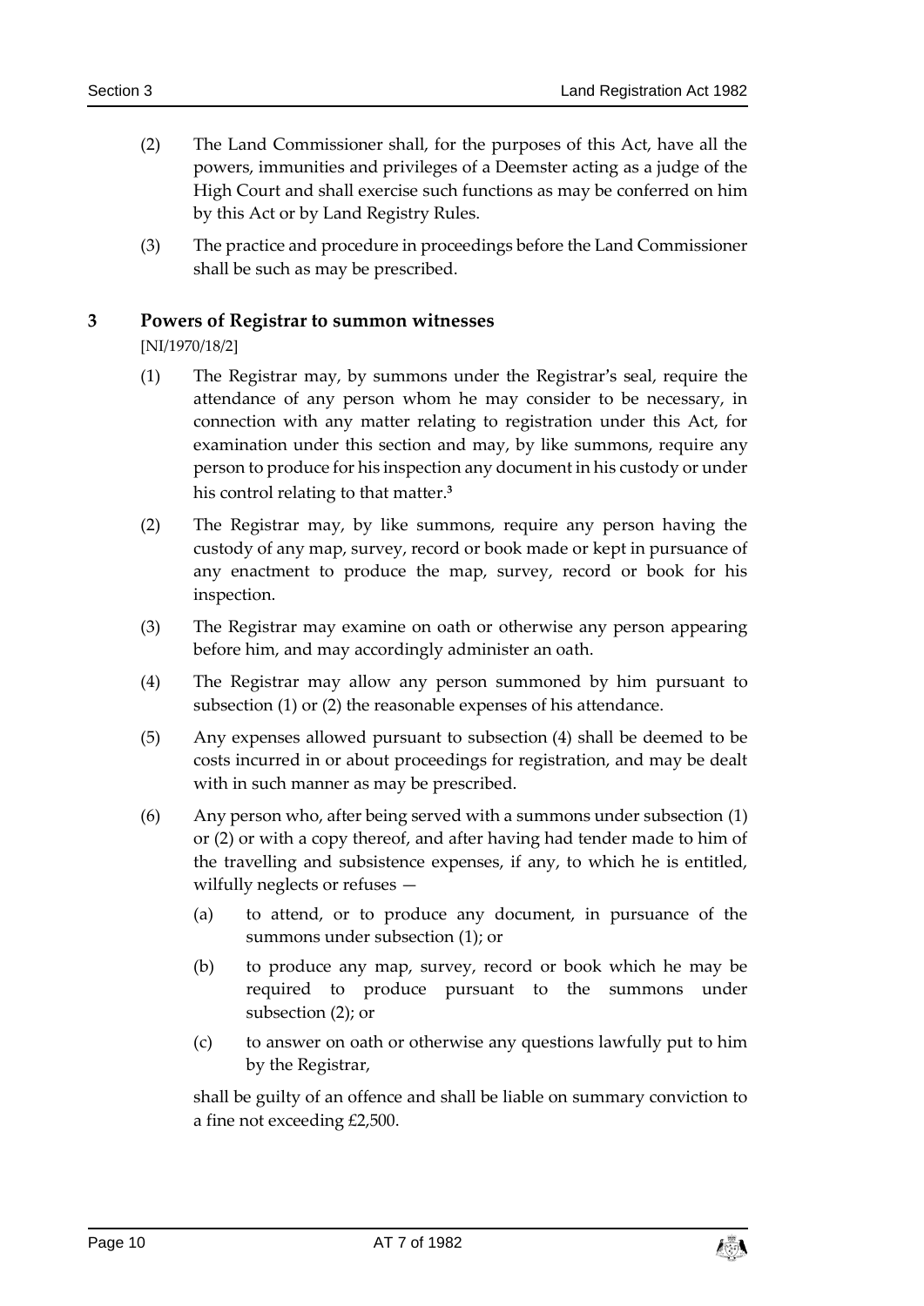(2) The Land Commissioner shall, for the purposes of this Act, have all the powers, immunities and privileges of a Deemster acting as a judge of the High Court and shall exercise such functions as may be conferred on him by this Act or by Land Registry Rules.

(3) The practice and procedure in proceedings before the Land Commissioner shall be such as may be prescribed.

### 3 Powers of Registrar to summon witnesses

[NI/1970/18/2]

(1) The Registrar may, by summons under the Registrar's seal, require the attendance of any person whom he may consider to be necessary, in connection with any matter relating to registration under this Act, for examination under this section and may, by like summons, require any person to produce for his inspection any document in his custody or under his control relating to that matter.[3]

(2) The Registrar may, by like summons, require any person having the custody of any map, survey, record or book made or kept in pursuance of any enactment to produce the map, survey, record or book for his inspection.

(3) The Registrar may examine on oath or otherwise any person appearing before him, and may accordingly administer an oath.

(4) The Registrar may allow any person summoned by him pursuant to subsection (1) or (2) the reasonable expenses of his attendance.

(5) Any expenses allowed pursuant to subsection (4) shall be deemed to be costs incurred in or about proceedings for registration, and may be dealt with in such manner as may be prescribed.

(6) Any person who, after being served with a summons under subsection (1) or (2) or with a copy thereof, and after having had tender made to him of the travelling and subsistence expenses, if any, to which he is entitled, wilfully neglects or refuses —

(a) to attend, or to produce any document, in pursuance of the summons under subsection (1); or

(b) to produce any map, survey, record or book which he may be required to produce pursuant to the summons under subsection (2); or

(c) to answer on oath or otherwise any questions lawfully put to him by the Registrar,

shall be guilty of an offence and shall be liable on summary conviction to a fine not exceeding £2,500.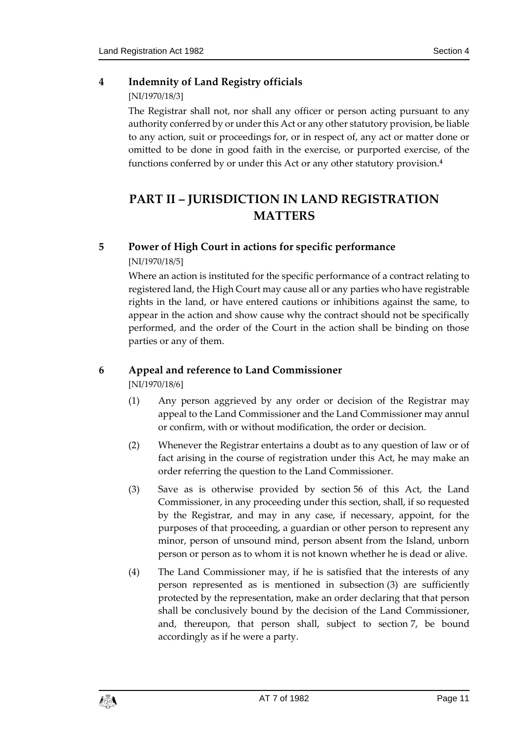### 4 Indemnity of Land Registry officials

[NI/1970/18/3]

The Registrar shall not, nor shall any officer or person acting pursuant to any authority conferred by or under this Act or any other statutory provision, be liable to any action, suit or proceedings for, or in respect of, any act or matter done or omitted to be done in good faith in the exercise, or purported exercise, of the functions conferred by or under this Act or any other statutory provision.[4]

## PART II – JURISDICTION IN LAND REGISTRATION MATTERS

### 5 Power of High Court in actions for specific performance

[NI/1970/18/5]

Where an action is instituted for the specific performance of a contract relating to registered land, the High Court may cause all or any parties who have registrable rights in the land, or have entered cautions or inhibitions against the same, to appear in the action and show cause why the contract should not be specifically performed, and the order of the Court in the action shall be binding on those parties or any of them.

### 6 Appeal and reference to Land Commissioner

[NI/1970/18/6]

(1) Any person aggrieved by any order or decision of the Registrar may appeal to the Land Commissioner and the Land Commissioner may annul or confirm, with or without modification, the order or decision.

(2) Whenever the Registrar entertains a doubt as to any question of law or of fact arising in the course of registration under this Act, he may make an order referring the question to the Land Commissioner.

(3) Save as is otherwise provided by section 56 of this Act, the Land Commissioner, in any proceeding under this section, shall, if so requested by the Registrar, and may in any case, if necessary, appoint, for the purposes of that proceeding, a guardian or other person to represent any minor, person of unsound mind, person absent from the Island, unborn person or person as to whom it is not known whether he is dead or alive.

(4) The Land Commissioner may, if he is satisfied that the interests of any person represented as is mentioned in subsection (3) are sufficiently protected by the representation, make an order declaring that that person shall be conclusively bound by the decision of the Land Commissioner, and, thereupon, that person shall, subject to section 7, be bound accordingly as if he were a party.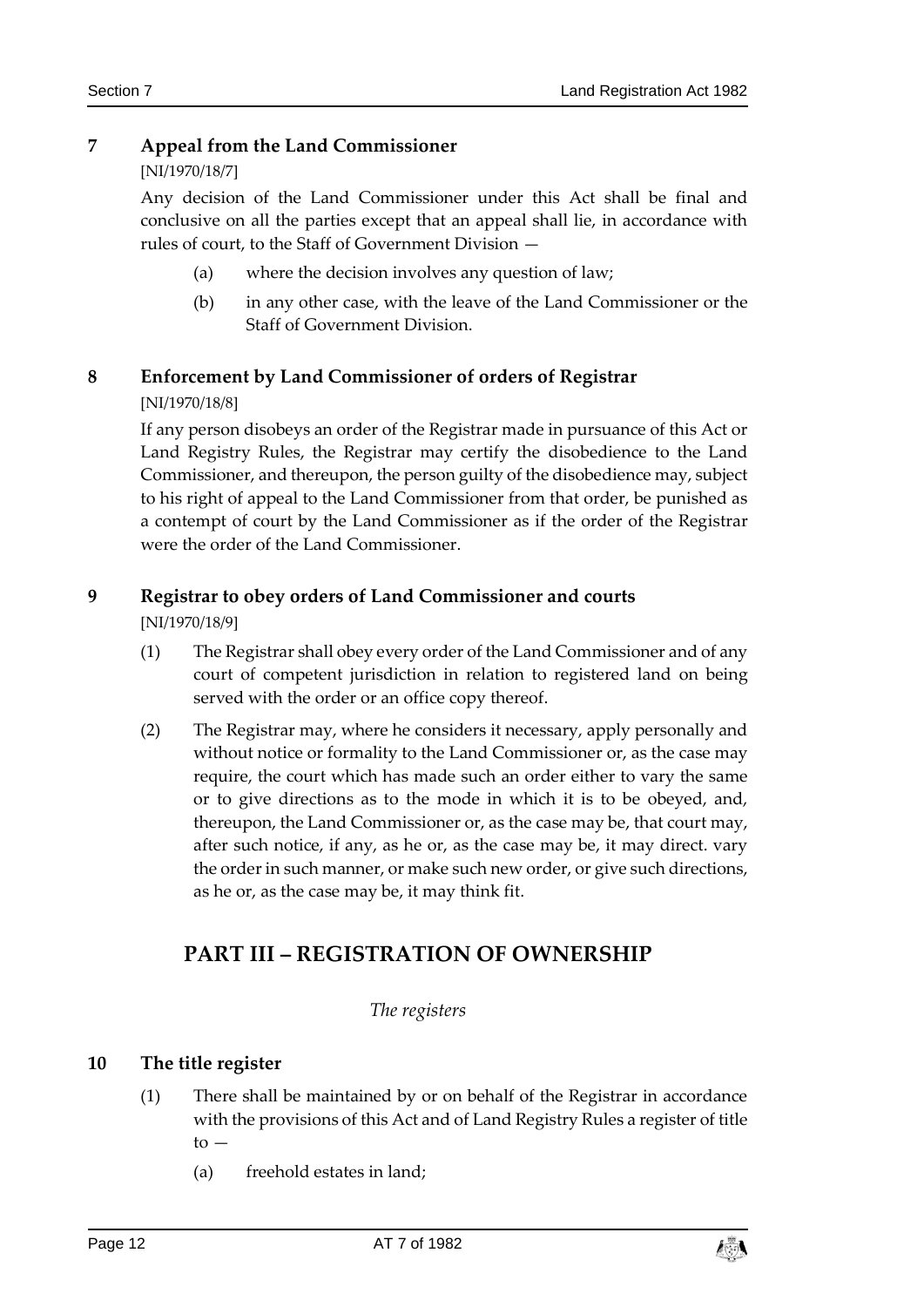## 7 Appeal from the Land Commissioner

[NI/1970/18/7]

Any decision of the Land Commissioner under this Act shall be final and conclusive on all the parties except that an appeal shall lie, in accordance with rules of court, to the Staff of Government Division —

- (a) where the decision involves any question of law;
- (b) in any other case, with the leave of the Land Commissioner or the Staff of Government Division.

## 8 Enforcement by Land Commissioner of orders of Registrar

[NI/1970/18/8]

If any person disobeys an order of the Registrar made in pursuance of this Act or Land Registry Rules, the Registrar may certify the disobedience to the Land Commissioner, and thereupon, the person guilty of the disobedience may, subject to his right of appeal to the Land Commissioner from that order, be punished as a contempt of court by the Land Commissioner as if the order of the Registrar were the order of the Land Commissioner.

## 9 Registrar to obey orders of Land Commissioner and courts

[NI/1970/18/9]

(1) The Registrar shall obey every order of the Land Commissioner and of any court of competent jurisdiction in relation to registered land on being served with the order or an office copy thereof.

(2) The Registrar may, where he considers it necessary, apply personally and without notice or formality to the Land Commissioner or, as the case may require, the court which has made such an order either to vary the same or to give directions as to the mode in which it is to be obeyed, and, thereupon, the Land Commissioner or, as the case may be, that court may, after such notice, if any, as he or, as the case may be, it may direct. vary the order in such manner, or make such new order, or give such directions, as he or, as the case may be, it may think fit.

# PART III – REGISTRATION OF OWNERSHIP

*The registers*

## 10 The title register

(1) There shall be maintained by or on behalf of the Registrar in accordance with the provisions of this Act and of Land Registry Rules a register of title to —

- (a) freehold estates in land;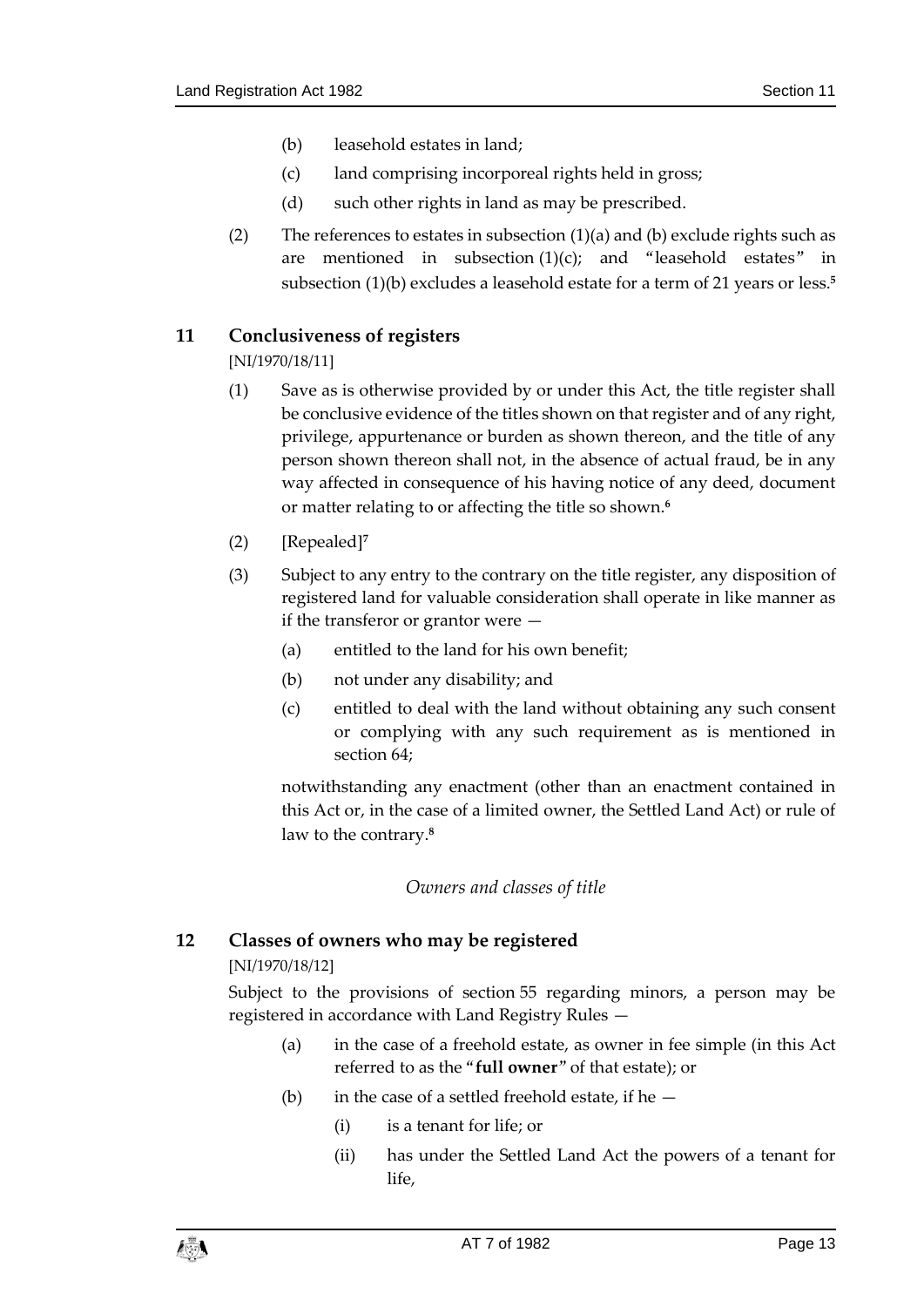(b) leasehold estates in land;

(c) land comprising incorporeal rights held in gross;

(d) such other rights in land as may be prescribed.

(2) The references to estates in subsection (1)(a) and (b) exclude rights such as are mentioned in subsection (1)(c); and "leasehold estates" in subsection (1)(b) excludes a leasehold estate for a term of 21 years or less.[5]

## 11 Conclusiveness of registers

[NI/1970/18/11]

(1) Save as is otherwise provided by or under this Act, the title register shall be conclusive evidence of the titles shown on that register and of any right, privilege, appurtenance or burden as shown thereon, and the title of any person shown thereon shall not, in the absence of actual fraud, be in any way affected in consequence of his having notice of any deed, document or matter relating to or affecting the title so shown.[6]

(2) [Repealed][7]

(3) Subject to any entry to the contrary on the title register, any disposition of registered land for valuable consideration shall operate in like manner as if the transferor or grantor were —

(a) entitled to the land for his own benefit;

(b) not under any disability; and

(c) entitled to deal with the land without obtaining any such consent or complying with any such requirement as is mentioned in section 64;

notwithstanding any enactment (other than an enactment contained in this Act or, in the case of a limited owner, the Settled Land Act) or rule of law to the contrary.[8]

*Owners and classes of title*

## 12 Classes of owners who may be registered

[NI/1970/18/12]

Subject to the provisions of section 55 regarding minors, a person may be registered in accordance with Land Registry Rules —

(a) in the case of a freehold estate, as owner in fee simple (in this Act referred to as the "**full owner**" of that estate); or

(b) in the case of a settled freehold estate, if he —

(i) is a tenant for life; or

(ii) has under the Settled Land Act the powers of a tenant for life,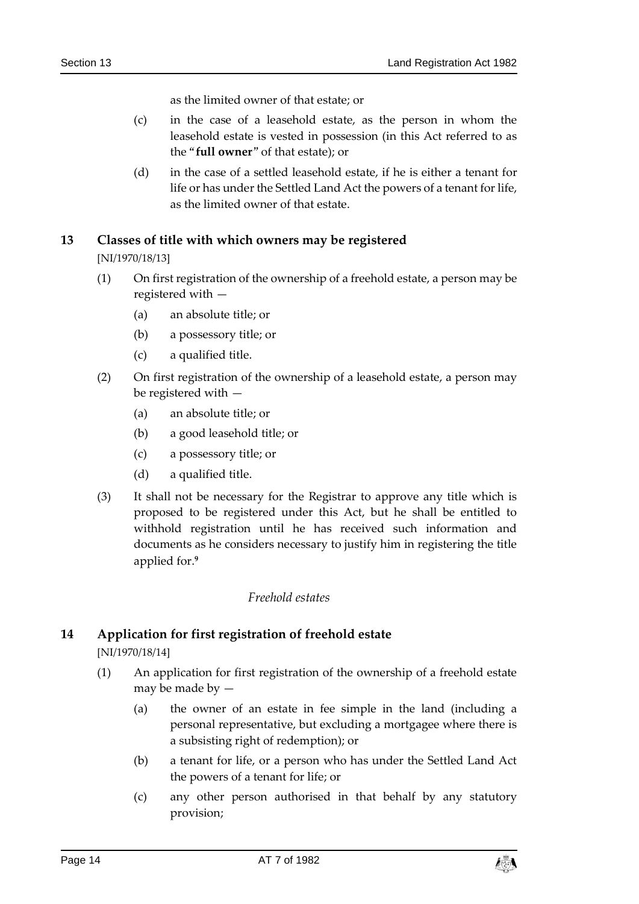as the limited owner of that estate; or

(c) in the case of a leasehold estate, as the person in whom the leasehold estate is vested in possession (in this Act referred to as the "**full owner**" of that estate); or

(d) in the case of a settled leasehold estate, if he is either a tenant for life or has under the Settled Land Act the powers of a tenant for life, as the limited owner of that estate.

## 13 Classes of title with which owners may be registered

[NI/1970/18/13]

(1) On first registration of the ownership of a freehold estate, a person may be registered with —

(a) an absolute title; or

(b) a possessory title; or

(c) a qualified title.

(2) On first registration of the ownership of a leasehold estate, a person may be registered with —

(a) an absolute title; or

(b) a good leasehold title; or

(c) a possessory title; or

(d) a qualified title.

(3) It shall not be necessary for the Registrar to approve any title which is proposed to be registered under this Act, but he shall be entitled to withhold registration until he has received such information and documents as he considers necessary to justify him in registering the title applied for.[9]

*Freehold estates*

## 14 Application for first registration of freehold estate

[NI/1970/18/14]

(1) An application for first registration of the ownership of a freehold estate may be made by —

(a) the owner of an estate in fee simple in the land (including a personal representative, but excluding a mortgagee where there is a subsisting right of redemption); or

(b) a tenant for life, or a person who has under the Settled Land Act the powers of a tenant for life; or

(c) any other person authorised in that behalf by any statutory provision;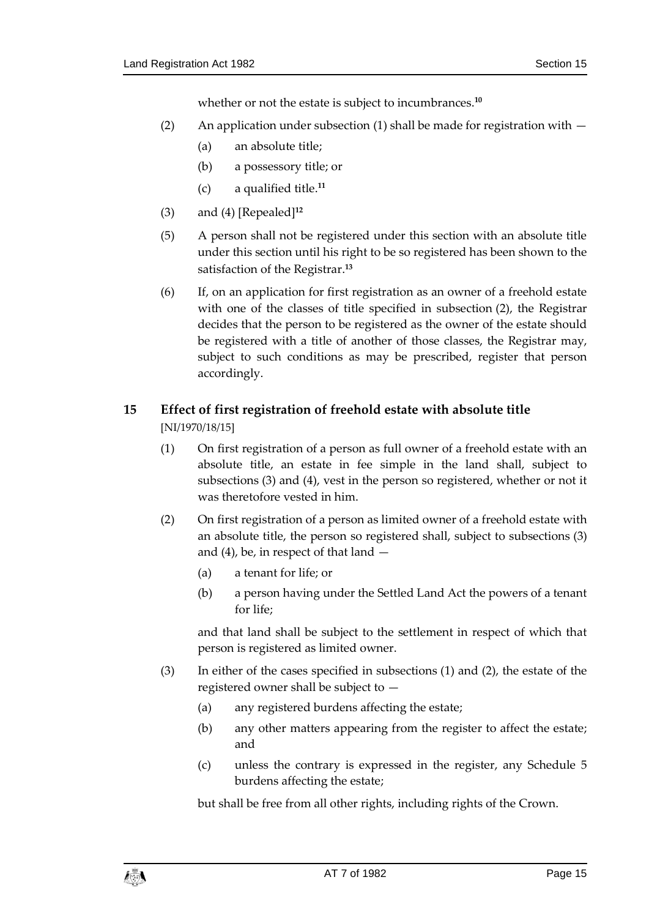whether or not the estate is subject to incumbrances.[10]

(2) An application under subsection (1) shall be made for registration with —

(a) an absolute title;

(b) a possessory title; or

(c) a qualified title.[11]

(3) and (4) [Repealed][12]

(5) A person shall not be registered under this section with an absolute title under this section until his right to be so registered has been shown to the satisfaction of the Registrar.[13]

(6) If, on an application for first registration as an owner of a freehold estate with one of the classes of title specified in subsection (2), the Registrar decides that the person to be registered as the owner of the estate should be registered with a title of another of those classes, the Registrar may, subject to such conditions as may be prescribed, register that person accordingly.

## 15 Effect of first registration of freehold estate with absolute title

[NI/1970/18/15]

(1) On first registration of a person as full owner of a freehold estate with an absolute title, an estate in fee simple in the land shall, subject to subsections (3) and (4), vest in the person so registered, whether or not it was theretofore vested in him.

(2) On first registration of a person as limited owner of a freehold estate with an absolute title, the person so registered shall, subject to subsections (3) and (4), be, in respect of that land —

(a) a tenant for life; or

(b) a person having under the Settled Land Act the powers of a tenant for life;

and that land shall be subject to the settlement in respect of which that person is registered as limited owner.

(3) In either of the cases specified in subsections (1) and (2), the estate of the registered owner shall be subject to —

(a) any registered burdens affecting the estate;

(b) any other matters appearing from the register to affect the estate; and

(c) unless the contrary is expressed in the register, any Schedule 5 burdens affecting the estate;

but shall be free from all other rights, including rights of the Crown.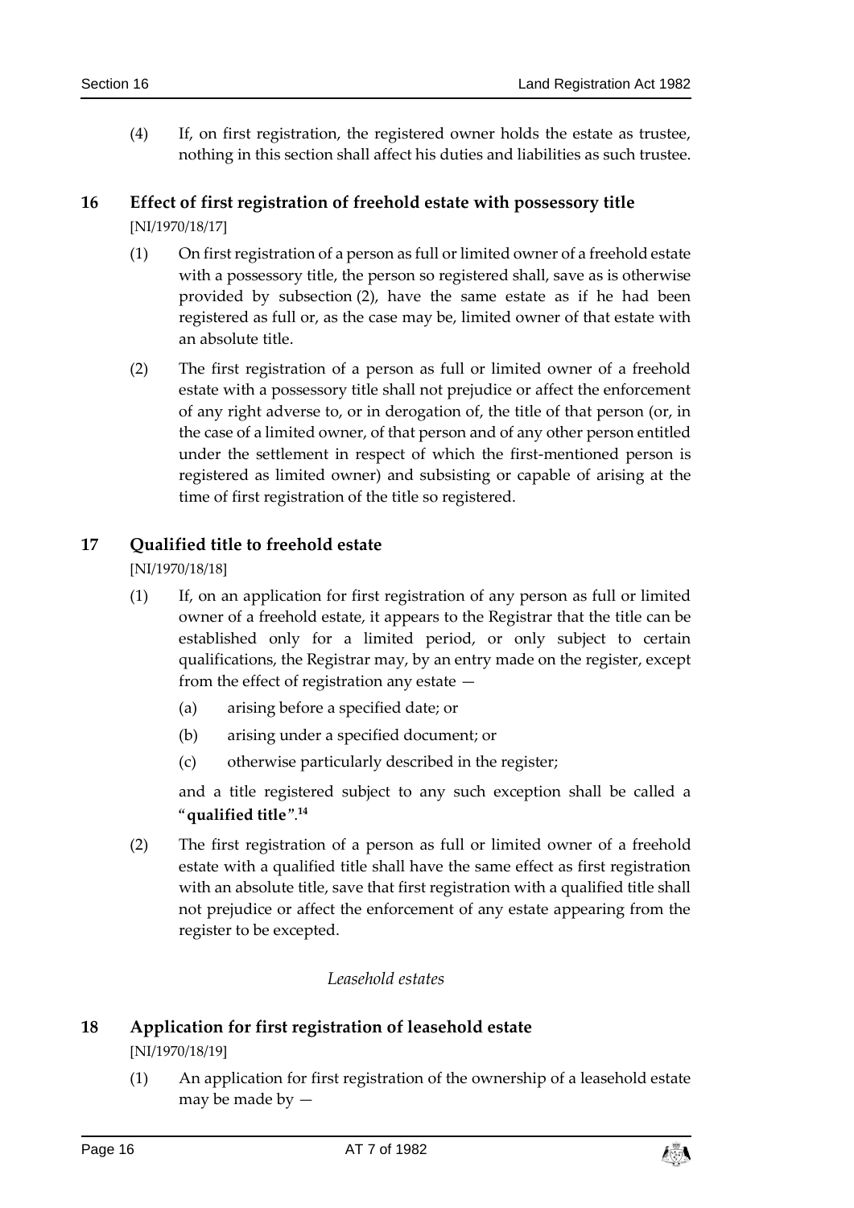(4) If, on first registration, the registered owner holds the estate as trustee, nothing in this section shall affect his duties and liabilities as such trustee.

## 16 Effect of first registration of freehold estate with possessory title

[NI/1970/18/17]

(1) On first registration of a person as full or limited owner of a freehold estate with a possessory title, the person so registered shall, save as is otherwise provided by subsection (2), have the same estate as if he had been registered as full or, as the case may be, limited owner of that estate with an absolute title.

(2) The first registration of a person as full or limited owner of a freehold estate with a possessory title shall not prejudice or affect the enforcement of any right adverse to, or in derogation of, the title of that person (or, in the case of a limited owner, of that person and of any other person entitled under the settlement in respect of which the first-mentioned person is registered as limited owner) and subsisting or capable of arising at the time of first registration of the title so registered.

## 17 Qualified title to freehold estate

[NI/1970/18/18]

(1) If, on an application for first registration of any person as full or limited owner of a freehold estate, it appears to the Registrar that the title can be established only for a limited period, or only subject to certain qualifications, the Registrar may, by an entry made on the register, except from the effect of registration any estate —

(a) arising before a specified date; or

(b) arising under a specified document; or

(c) otherwise particularly described in the register;

and a title registered subject to any such exception shall be called a "**qualified title**".[14]

(2) The first registration of a person as full or limited owner of a freehold estate with a qualified title shall have the same effect as first registration with an absolute title, save that first registration with a qualified title shall not prejudice or affect the enforcement of any estate appearing from the register to be excepted.

*Leasehold estates*

## 18 Application for first registration of leasehold estate

[NI/1970/18/19]

(1) An application for first registration of the ownership of a leasehold estate may be made by —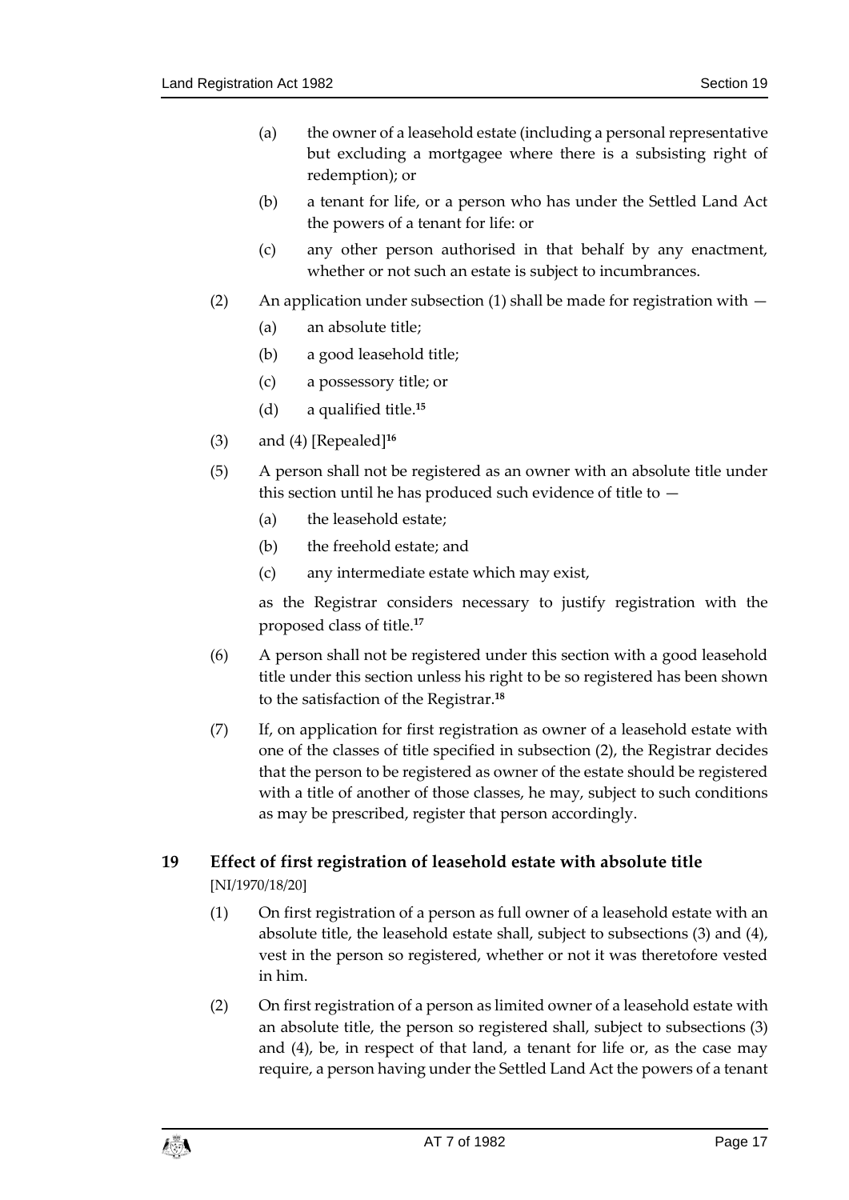(a) the owner of a leasehold estate (including a personal representative but excluding a mortgagee where there is a subsisting right of redemption); or

(b) a tenant for life, or a person who has under the Settled Land Act the powers of a tenant for life: or

(c) any other person authorised in that behalf by any enactment, whether or not such an estate is subject to incumbrances.

(2) An application under subsection (1) shall be made for registration with —

(a) an absolute title;

(b) a good leasehold title;

(c) a possessory title; or

(d) a qualified title.[15]

(3) and (4) [Repealed][16]

(5) A person shall not be registered as an owner with an absolute title under this section until he has produced such evidence of title to —

(a) the leasehold estate;

(b) the freehold estate; and

(c) any intermediate estate which may exist,

as the Registrar considers necessary to justify registration with the proposed class of title.[17]

(6) A person shall not be registered under this section with a good leasehold title under this section unless his right to be so registered has been shown to the satisfaction of the Registrar.[18]

(7) If, on application for first registration as owner of a leasehold estate with one of the classes of title specified in subsection (2), the Registrar decides that the person to be registered as owner of the estate should be registered with a title of another of those classes, he may, subject to such conditions as may be prescribed, register that person accordingly.

## 19 Effect of first registration of leasehold estate with absolute title

[NI/1970/18/20]

(1) On first registration of a person as full owner of a leasehold estate with an absolute title, the leasehold estate shall, subject to subsections (3) and (4), vest in the person so registered, whether or not it was theretofore vested in him.

(2) On first registration of a person as limited owner of a leasehold estate with an absolute title, the person so registered shall, subject to subsections (3) and (4), be, in respect of that land, a tenant for life or, as the case may require, a person having under the Settled Land Act the powers of a tenant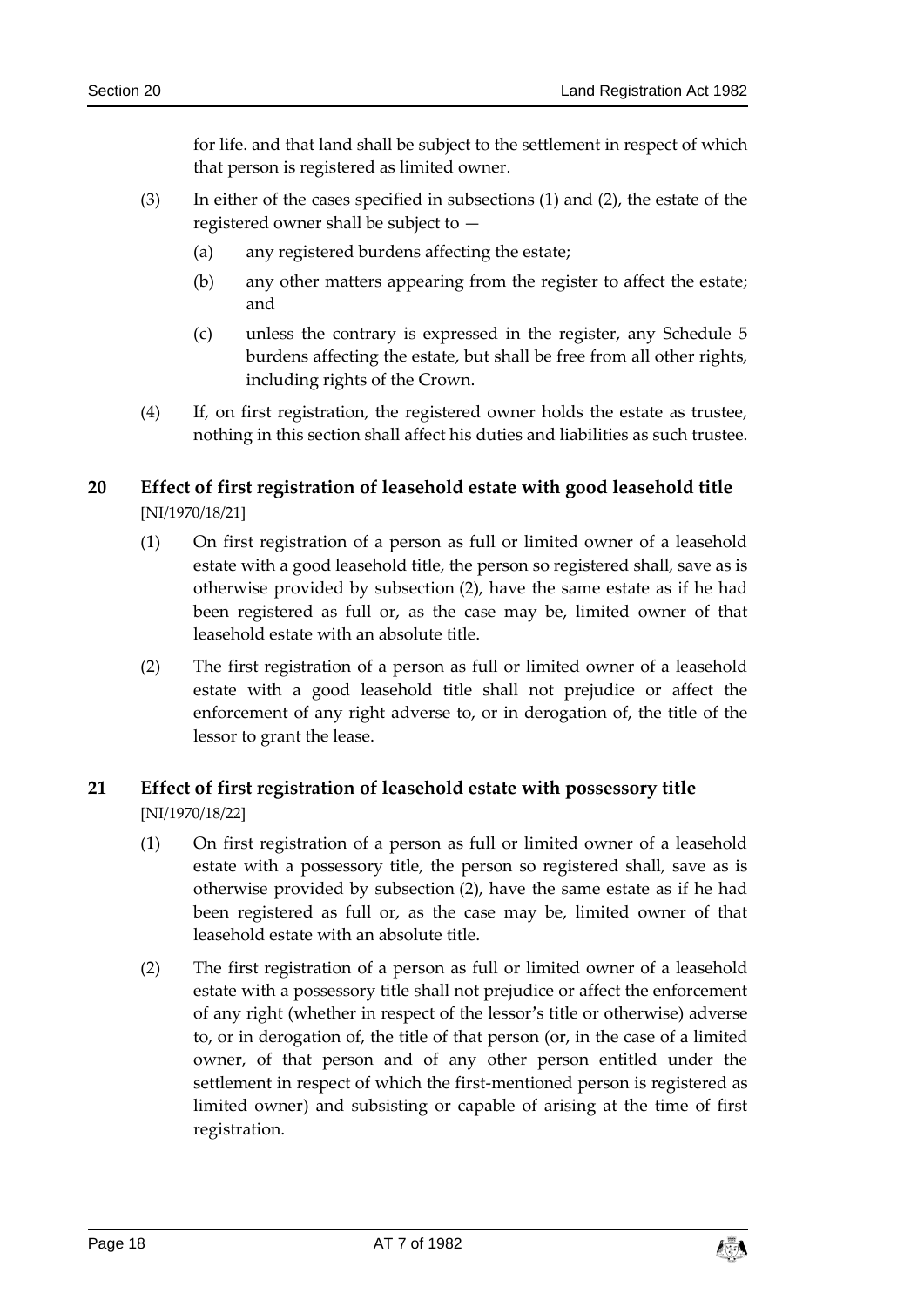for life. and that land shall be subject to the settlement in respect of which that person is registered as limited owner.

(3) In either of the cases specified in subsections (1) and (2), the estate of the registered owner shall be subject to —

(a) any registered burdens affecting the estate;

(b) any other matters appearing from the register to affect the estate; and

(c) unless the contrary is expressed in the register, any Schedule 5 burdens affecting the estate, but shall be free from all other rights, including rights of the Crown.

(4) If, on first registration, the registered owner holds the estate as trustee, nothing in this section shall affect his duties and liabilities as such trustee.

## 20 Effect of first registration of leasehold estate with good leasehold title

[NI/1970/18/21]

(1) On first registration of a person as full or limited owner of a leasehold estate with a good leasehold title, the person so registered shall, save as is otherwise provided by subsection (2), have the same estate as if he had been registered as full or, as the case may be, limited owner of that leasehold estate with an absolute title.

(2) The first registration of a person as full or limited owner of a leasehold estate with a good leasehold title shall not prejudice or affect the enforcement of any right adverse to, or in derogation of, the title of the lessor to grant the lease.

## 21 Effect of first registration of leasehold estate with possessory title

[NI/1970/18/22]

(1) On first registration of a person as full or limited owner of a leasehold estate with a possessory title, the person so registered shall, save as is otherwise provided by subsection (2), have the same estate as if he had been registered as full or, as the case may be, limited owner of that leasehold estate with an absolute title.

(2) The first registration of a person as full or limited owner of a leasehold estate with a possessory title shall not prejudice or affect the enforcement of any right (whether in respect of the lessor's title or otherwise) adverse to, or in derogation of, the title of that person (or, in the case of a limited owner, of that person and of any other person entitled under the settlement in respect of which the first-mentioned person is registered as limited owner) and subsisting or capable of arising at the time of first registration.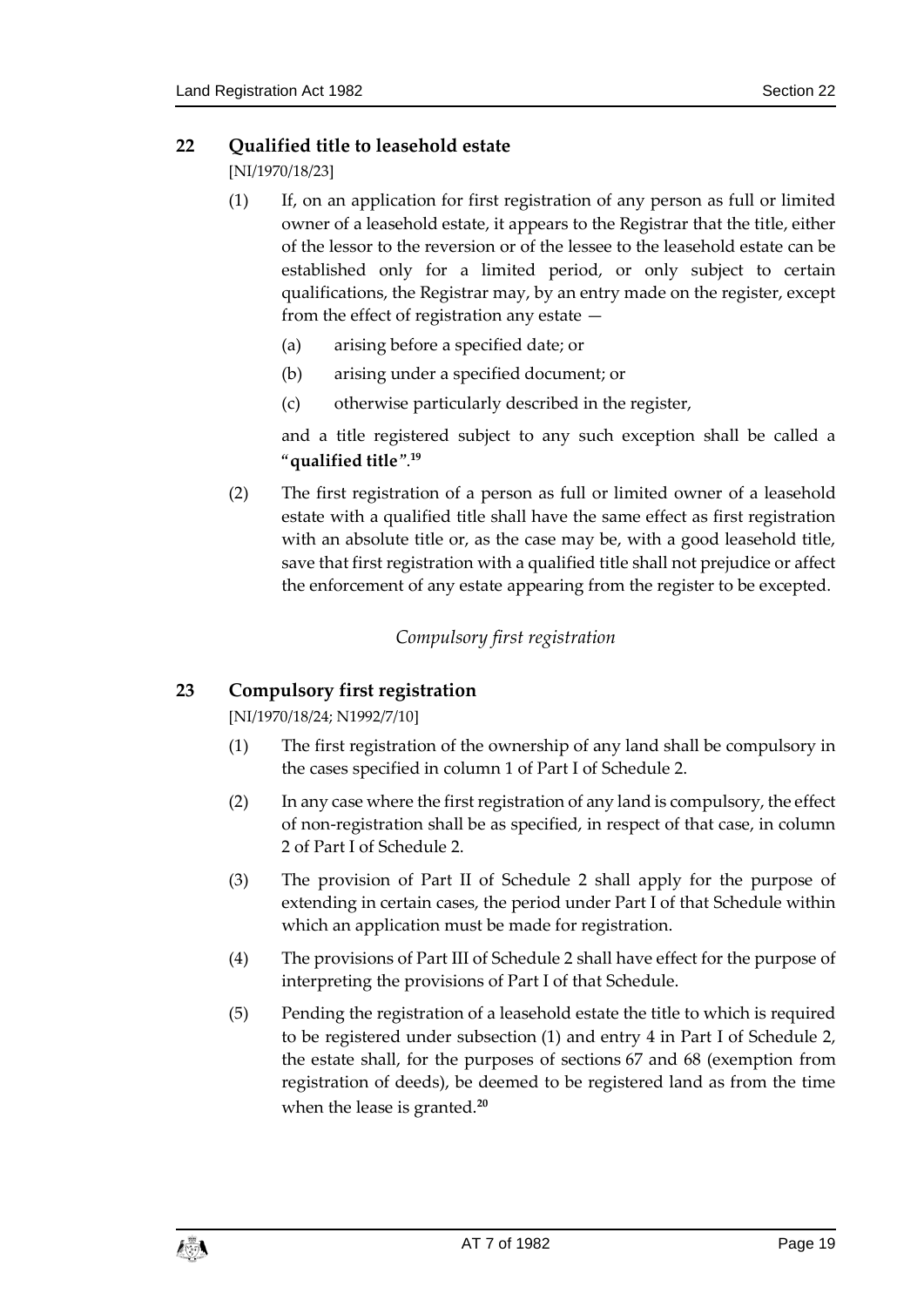## 22 Qualified title to leasehold estate

[NI/1970/18/23]

(1) If, on an application for first registration of any person as full or limited owner of a leasehold estate, it appears to the Registrar that the title, either of the lessor to the reversion or of the lessee to the leasehold estate can be established only for a limited period, or only subject to certain qualifications, the Registrar may, by an entry made on the register, except from the effect of registration any estate —

(a) arising before a specified date; or

(b) arising under a specified document; or

(c) otherwise particularly described in the register,

and a title registered subject to any such exception shall be called a "**qualified title**".[19]

(2) The first registration of a person as full or limited owner of a leasehold estate with a qualified title shall have the same effect as first registration with an absolute title or, as the case may be, with a good leasehold title, save that first registration with a qualified title shall not prejudice or affect the enforcement of any estate appearing from the register to be excepted.

*Compulsory first registration*

## 23 Compulsory first registration

[NI/1970/18/24; N1992/7/10]

(1) The first registration of the ownership of any land shall be compulsory in the cases specified in column 1 of Part I of Schedule 2.

(2) In any case where the first registration of any land is compulsory, the effect of non-registration shall be as specified, in respect of that case, in column 2 of Part I of Schedule 2.

(3) The provision of Part II of Schedule 2 shall apply for the purpose of extending in certain cases, the period under Part I of that Schedule within which an application must be made for registration.

(4) The provisions of Part III of Schedule 2 shall have effect for the purpose of interpreting the provisions of Part I of that Schedule.

(5) Pending the registration of a leasehold estate the title to which is required to be registered under subsection (1) and entry 4 in Part I of Schedule 2, the estate shall, for the purposes of sections 67 and 68 (exemption from registration of deeds), be deemed to be registered land as from the time when the lease is granted.[20]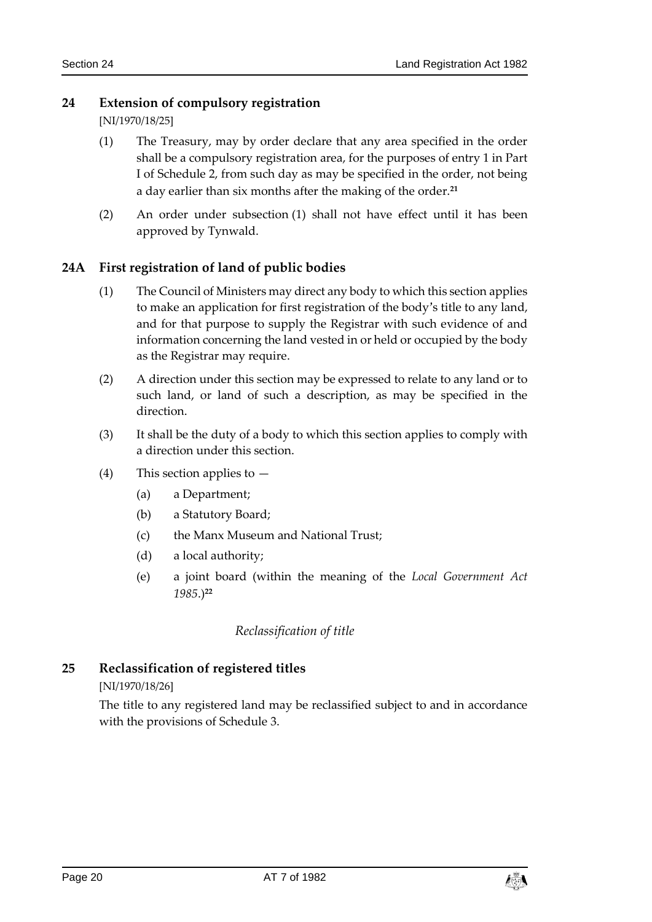## 24 Extension of compulsory registration

[NI/1970/18/25]

(1) The Treasury, may by order declare that any area specified in the order shall be a compulsory registration area, for the purposes of entry 1 in Part I of Schedule 2, from such day as may be specified in the order, not being a day earlier than six months after the making of the order.[21]

(2) An order under subsection (1) shall not have effect until it has been approved by Tynwald.

## 24A First registration of land of public bodies

(1) The Council of Ministers may direct any body to which this section applies to make an application for first registration of the body's title to any land, and for that purpose to supply the Registrar with such evidence of and information concerning the land vested in or held or occupied by the body as the Registrar may require.

(2) A direction under this section may be expressed to relate to any land or to such land, or land of such a description, as may be specified in the direction.

(3) It shall be the duty of a body to which this section applies to comply with a direction under this section.

(4) This section applies to —

(a) a Department;

(b) a Statutory Board;

(c) the Manx Museum and National Trust;

(d) a local authority;

(e) a joint board (within the meaning of the *Local Government Act 1985*.)[22]

*Reclassification of title*

## 25 Reclassification of registered titles

[NI/1970/18/26]

The title to any registered land may be reclassified subject to and in accordance with the provisions of Schedule 3.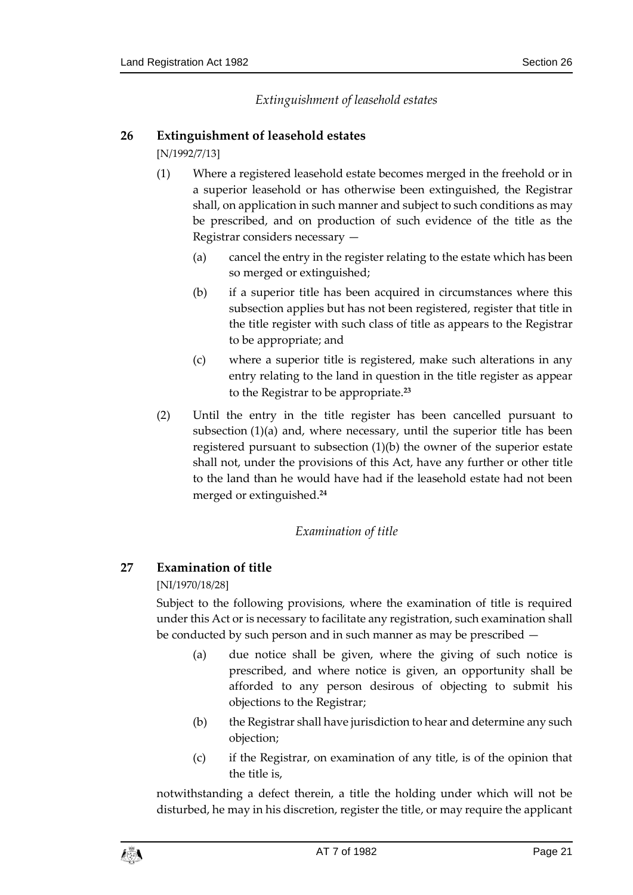*Extinguishment of leasehold estates*

## 26 Extinguishment of leasehold estates

[N/1992/7/13]

(1) Where a registered leasehold estate becomes merged in the freehold or in a superior leasehold or has otherwise been extinguished, the Registrar shall, on application in such manner and subject to such conditions as may be prescribed, and on production of such evidence of the title as the Registrar considers necessary —

(a) cancel the entry in the register relating to the estate which has been so merged or extinguished;

(b) if a superior title has been acquired in circumstances where this subsection applies but has not been registered, register that title in the title register with such class of title as appears to the Registrar to be appropriate; and

(c) where a superior title is registered, make such alterations in any entry relating to the land in question in the title register as appear to the Registrar to be appropriate.[23]

(2) Until the entry in the title register has been cancelled pursuant to subsection (1)(a) and, where necessary, until the superior title has been registered pursuant to subsection (1)(b) the owner of the superior estate shall not, under the provisions of this Act, have any further or other title to the land than he would have had if the leasehold estate had not been merged or extinguished.[24]

*Examination of title*

## 27 Examination of title

[NI/1970/18/28]

Subject to the following provisions, where the examination of title is required under this Act or is necessary to facilitate any registration, such examination shall be conducted by such person and in such manner as may be prescribed —

(a) due notice shall be given, where the giving of such notice is prescribed, and where notice is given, an opportunity shall be afforded to any person desirous of objecting to submit his objections to the Registrar;

(b) the Registrar shall have jurisdiction to hear and determine any such objection;

(c) if the Registrar, on examination of any title, is of the opinion that the title is,

notwithstanding a defect therein, a title the holding under which will not be disturbed, he may in his discretion, register the title, or may require the applicant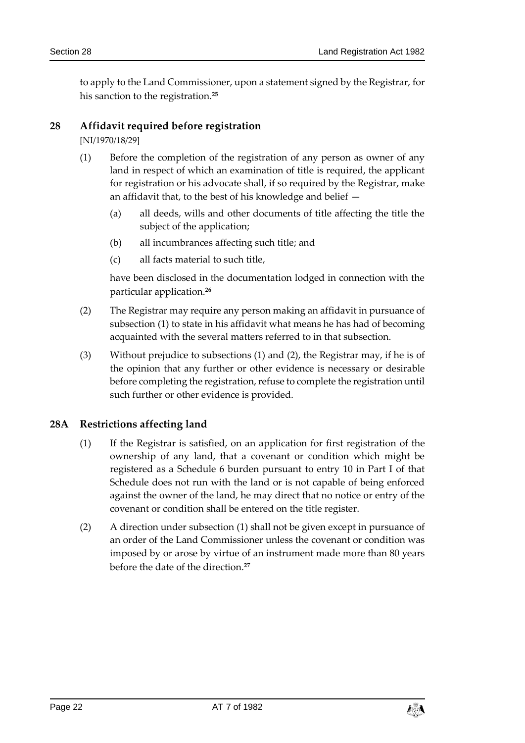to apply to the Land Commissioner, upon a statement signed by the Registrar, for his sanction to the registration.[25]

## 28 Affidavit required before registration

[NI/1970/18/29]

(1) Before the completion of the registration of any person as owner of any land in respect of which an examination of title is required, the applicant for registration or his advocate shall, if so required by the Registrar, make an affidavit that, to the best of his knowledge and belief —

(a) all deeds, wills and other documents of title affecting the title the subject of the application;

(b) all incumbrances affecting such title; and

(c) all facts material to such title,

have been disclosed in the documentation lodged in connection with the particular application.[26]

(2) The Registrar may require any person making an affidavit in pursuance of subsection (1) to state in his affidavit what means he has had of becoming acquainted with the several matters referred to in that subsection.

(3) Without prejudice to subsections (1) and (2), the Registrar may, if he is of the opinion that any further or other evidence is necessary or desirable before completing the registration, refuse to complete the registration until such further or other evidence is provided.

## 28A Restrictions affecting land

(1) If the Registrar is satisfied, on an application for first registration of the ownership of any land, that a covenant or condition which might be registered as a Schedule 6 burden pursuant to entry 10 in Part I of that Schedule does not run with the land or is not capable of being enforced against the owner of the land, he may direct that no notice or entry of the covenant or condition shall be entered on the title register.

(2) A direction under subsection (1) shall not be given except in pursuance of an order of the Land Commissioner unless the covenant or condition was imposed by or arose by virtue of an instrument made more than 80 years before the date of the direction.[27]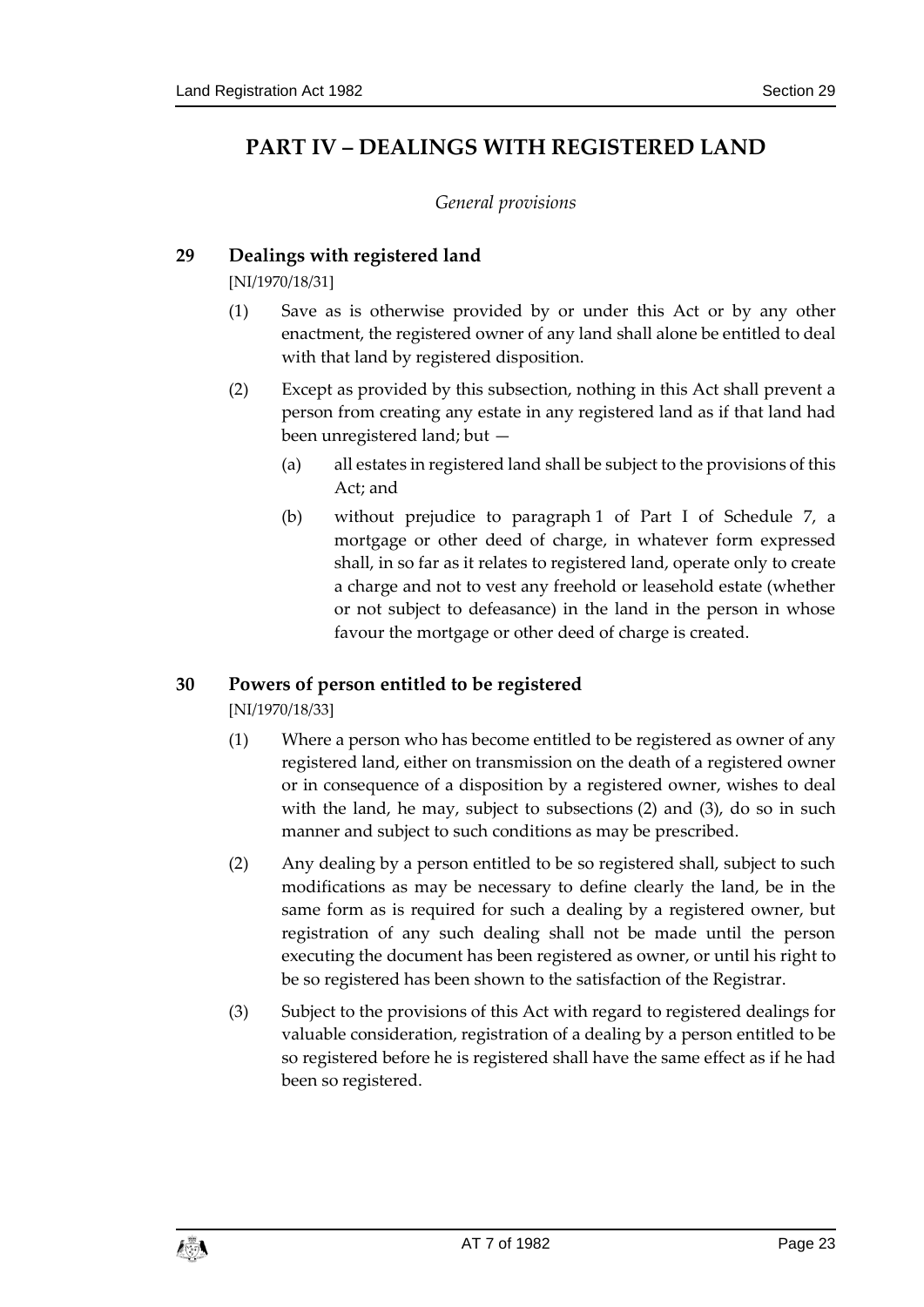# PART IV – DEALINGS WITH REGISTERED LAND

*General provisions*

## 29 Dealings with registered land

[NI/1970/18/31]

(1) Save as is otherwise provided by or under this Act or by any other enactment, the registered owner of any land shall alone be entitled to deal with that land by registered disposition.

(2) Except as provided by this subsection, nothing in this Act shall prevent a person from creating any estate in any registered land as if that land had been unregistered land; but —

(a) all estates in registered land shall be subject to the provisions of this Act; and

(b) without prejudice to paragraph 1 of Part I of Schedule 7, a mortgage or other deed of charge, in whatever form expressed shall, in so far as it relates to registered land, operate only to create a charge and not to vest any freehold or leasehold estate (whether or not subject to defeasance) in the land in the person in whose favour the mortgage or other deed of charge is created.

## 30 Powers of person entitled to be registered

[NI/1970/18/33]

(1) Where a person who has become entitled to be registered as owner of any registered land, either on transmission on the death of a registered owner or in consequence of a disposition by a registered owner, wishes to deal with the land, he may, subject to subsections (2) and (3), do so in such manner and subject to such conditions as may be prescribed.

(2) Any dealing by a person entitled to be so registered shall, subject to such modifications as may be necessary to define clearly the land, be in the same form as is required for such a dealing by a registered owner, but registration of any such dealing shall not be made until the person executing the document has been registered as owner, or until his right to be so registered has been shown to the satisfaction of the Registrar.

(3) Subject to the provisions of this Act with regard to registered dealings for valuable consideration, registration of a dealing by a person entitled to be so registered before he is registered shall have the same effect as if he had been so registered.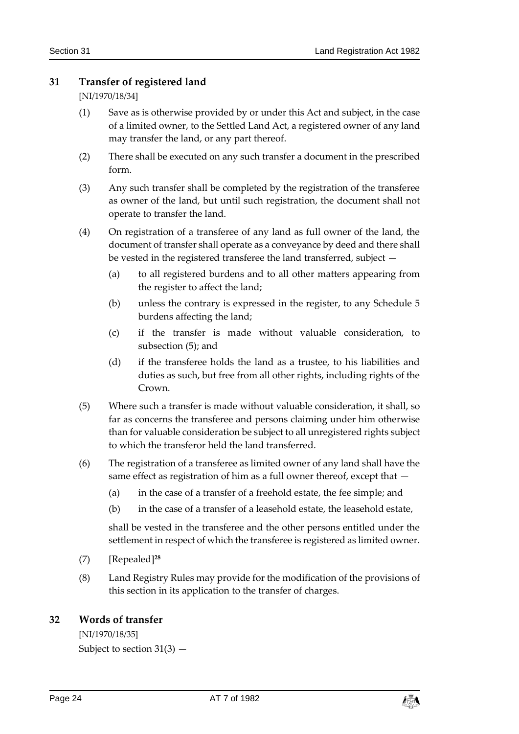## 31 Transfer of registered land

[NI/1970/18/34]

(1) Save as is otherwise provided by or under this Act and subject, in the case of a limited owner, to the Settled Land Act, a registered owner of any land may transfer the land, or any part thereof.

(2) There shall be executed on any such transfer a document in the prescribed form.

(3) Any such transfer shall be completed by the registration of the transferee as owner of the land, but until such registration, the document shall not operate to transfer the land.

(4) On registration of a transferee of any land as full owner of the land, the document of transfer shall operate as a conveyance by deed and there shall be vested in the registered transferee the land transferred, subject —

(a) to all registered burdens and to all other matters appearing from the register to affect the land;

(b) unless the contrary is expressed in the register, to any Schedule 5 burdens affecting the land;

(c) if the transfer is made without valuable consideration, to subsection (5); and

(d) if the transferee holds the land as a trustee, to his liabilities and duties as such, but free from all other rights, including rights of the Crown.

(5) Where such a transfer is made without valuable consideration, it shall, so far as concerns the transferee and persons claiming under him otherwise than for valuable consideration be subject to all unregistered rights subject to which the transferor held the land transferred.

(6) The registration of a transferee as limited owner of any land shall have the same effect as registration of him as a full owner thereof, except that —

(a) in the case of a transfer of a freehold estate, the fee simple; and

(b) in the case of a transfer of a leasehold estate, the leasehold estate,

shall be vested in the transferee and the other persons entitled under the settlement in respect of which the transferee is registered as limited owner.

(7) [Repealed][28]

(8) Land Registry Rules may provide for the modification of the provisions of this section in its application to the transfer of charges.

## 32 Words of transfer

[NI/1970/18/35]

Subject to section 31(3) —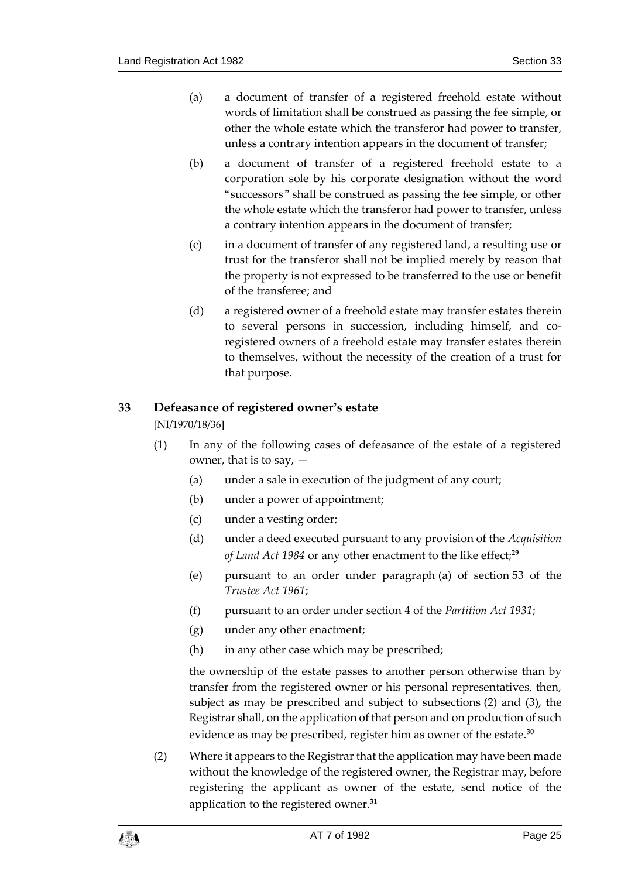(a) a document of transfer of a registered freehold estate without words of limitation shall be construed as passing the fee simple, or other the whole estate which the transferor had power to transfer, unless a contrary intention appears in the document of transfer;

(b) a document of transfer of a registered freehold estate to a corporation sole by his corporate designation without the word "successors" shall be construed as passing the fee simple, or other the whole estate which the transferor had power to transfer, unless a contrary intention appears in the document of transfer;

(c) in a document of transfer of any registered land, a resulting use or trust for the transferor shall not be implied merely by reason that the property is not expressed to be transferred to the use or benefit of the transferee; and

(d) a registered owner of a freehold estate may transfer estates therein to several persons in succession, including himself, and co-registered owners of a freehold estate may transfer estates therein to themselves, without the necessity of the creation of a trust for that purpose.

## 33 Defeasance of registered owner's estate

[NI/1970/18/36]

(1) In any of the following cases of defeasance of the estate of a registered owner, that is to say, —

(a) under a sale in execution of the judgment of any court;

(b) under a power of appointment;

(c) under a vesting order;

(d) under a deed executed pursuant to any provision of the *Acquisition of Land Act 1984* or any other enactment to the like effect;[29]

(e) pursuant to an order under paragraph (a) of section 53 of the *Trustee Act 1961*;

(f) pursuant to an order under section 4 of the *Partition Act 1931*;

(g) under any other enactment;

(h) in any other case which may be prescribed;

the ownership of the estate passes to another person otherwise than by transfer from the registered owner or his personal representatives, then, subject as may be prescribed and subject to subsections (2) and (3), the Registrar shall, on the application of that person and on production of such evidence as may be prescribed, register him as owner of the estate.[30]

(2) Where it appears to the Registrar that the application may have been made without the knowledge of the registered owner, the Registrar may, before registering the applicant as owner of the estate, send notice of the application to the registered owner.[31]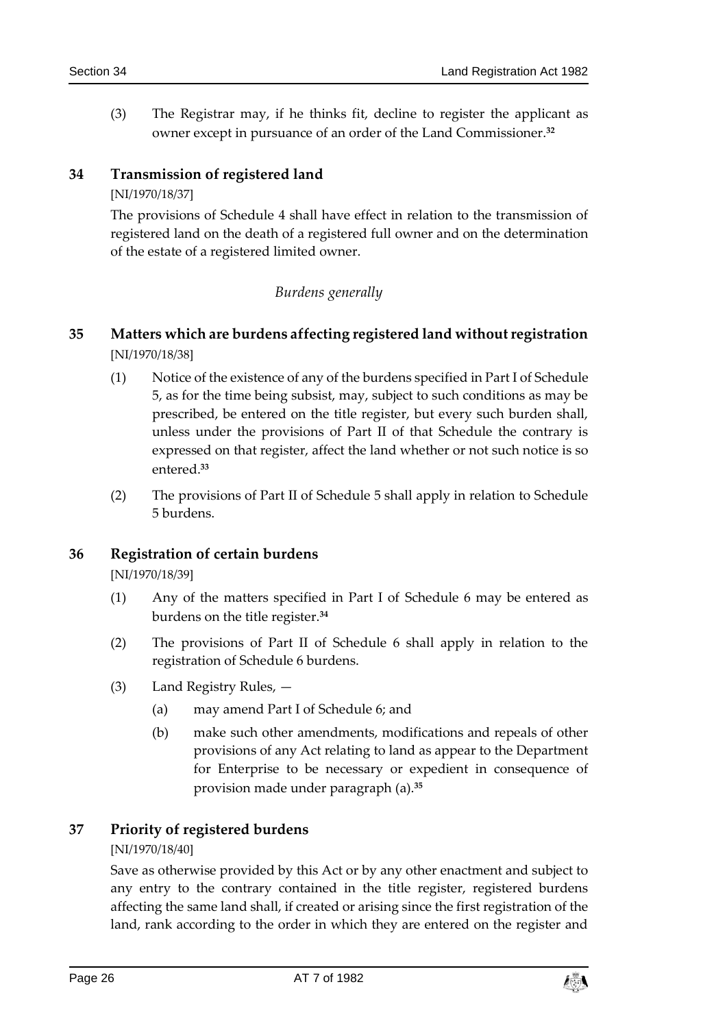(3) The Registrar may, if he thinks fit, decline to register the applicant as owner except in pursuance of an order of the Land Commissioner.[32]

## 34 Transmission of registered land

[NI/1970/18/37]

The provisions of Schedule 4 shall have effect in relation to the transmission of registered land on the death of a registered full owner and on the determination of the estate of a registered limited owner.

*Burdens generally*

## 35 Matters which are burdens affecting registered land without registration

[NI/1970/18/38]

(1) Notice of the existence of any of the burdens specified in Part I of Schedule 5, as for the time being subsist, may, subject to such conditions as may be prescribed, be entered on the title register, but every such burden shall, unless under the provisions of Part II of that Schedule the contrary is expressed on that register, affect the land whether or not such notice is so entered.[33]

(2) The provisions of Part II of Schedule 5 shall apply in relation to Schedule 5 burdens.

## 36 Registration of certain burdens

[NI/1970/18/39]

(1) Any of the matters specified in Part I of Schedule 6 may be entered as burdens on the title register.[34]

(2) The provisions of Part II of Schedule 6 shall apply in relation to the registration of Schedule 6 burdens.

(3) Land Registry Rules, —

(a) may amend Part I of Schedule 6; and

(b) make such other amendments, modifications and repeals of other provisions of any Act relating to land as appear to the Department for Enterprise to be necessary or expedient in consequence of provision made under paragraph (a).[35]

## 37 Priority of registered burdens

[NI/1970/18/40]

Save as otherwise provided by this Act or by any other enactment and subject to any entry to the contrary contained in the title register, registered burdens affecting the same land shall, if created or arising since the first registration of the land, rank according to the order in which they are entered on the register and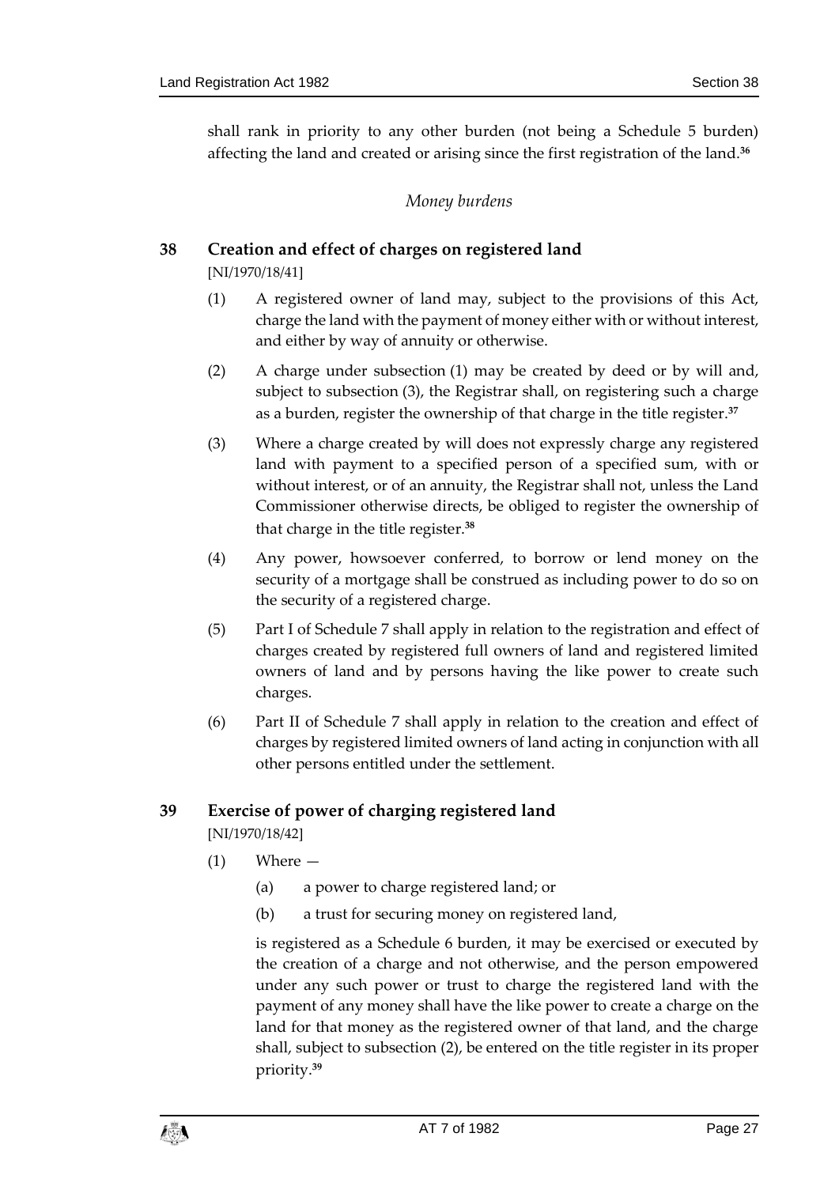shall rank in priority to any other burden (not being a Schedule 5 burden) affecting the land and created or arising since the first registration of the land.[36]

*Money burdens*

### 38 Creation and effect of charges on registered land

[NI/1970/18/41]

(1) A registered owner of land may, subject to the provisions of this Act, charge the land with the payment of money either with or without interest, and either by way of annuity or otherwise.

(2) A charge under subsection (1) may be created by deed or by will and, subject to subsection (3), the Registrar shall, on registering such a charge as a burden, register the ownership of that charge in the title register.[37]

(3) Where a charge created by will does not expressly charge any registered land with payment to a specified person of a specified sum, with or without interest, or of an annuity, the Registrar shall not, unless the Land Commissioner otherwise directs, be obliged to register the ownership of that charge in the title register.[38]

(4) Any power, howsoever conferred, to borrow or lend money on the security of a mortgage shall be construed as including power to do so on the security of a registered charge.

(5) Part I of Schedule 7 shall apply in relation to the registration and effect of charges created by registered full owners of land and registered limited owners of land and by persons having the like power to create such charges.

(6) Part II of Schedule 7 shall apply in relation to the creation and effect of charges by registered limited owners of land acting in conjunction with all other persons entitled under the settlement.

### 39 Exercise of power of charging registered land

[NI/1970/18/42]

(1) Where —

(a) a power to charge registered land; or

(b) a trust for securing money on registered land,

is registered as a Schedule 6 burden, it may be exercised or executed by the creation of a charge and not otherwise, and the person empowered under any such power or trust to charge the registered land with the payment of any money shall have the like power to create a charge on the land for that money as the registered owner of that land, and the charge shall, subject to subsection (2), be entered on the title register in its proper priority.[39]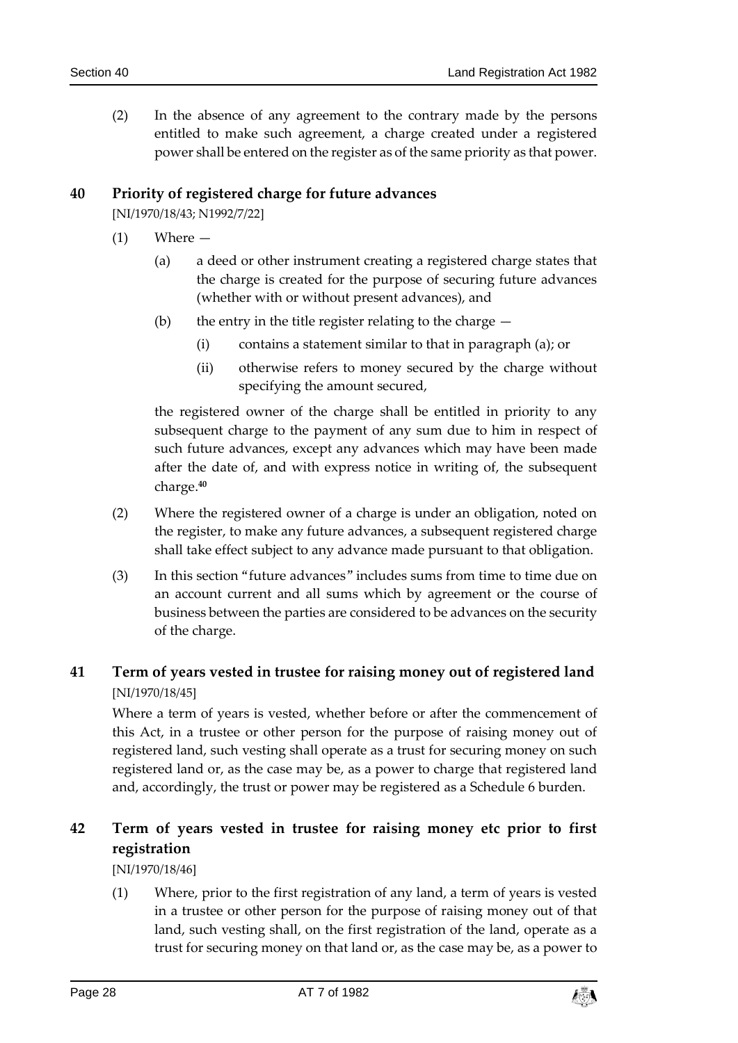(2) In the absence of any agreement to the contrary made by the persons entitled to make such agreement, a charge created under a registered power shall be entered on the register as of the same priority as that power.

## 40 Priority of registered charge for future advances

[NI/1970/18/43; N1992/7/22]

(1) Where —

(a) a deed or other instrument creating a registered charge states that the charge is created for the purpose of securing future advances (whether with or without present advances), and

(b) the entry in the title register relating to the charge —

(i) contains a statement similar to that in paragraph (a); or

(ii) otherwise refers to money secured by the charge without specifying the amount secured,

the registered owner of the charge shall be entitled in priority to any subsequent charge to the payment of any sum due to him in respect of such future advances, except any advances which may have been made after the date of, and with express notice in writing of, the subsequent charge.[40]

(2) Where the registered owner of a charge is under an obligation, noted on the register, to make any future advances, a subsequent registered charge shall take effect subject to any advance made pursuant to that obligation.

(3) In this section "future advances" includes sums from time to time due on an account current and all sums which by agreement or the course of business between the parties are considered to be advances on the security of the charge.

## 41 Term of years vested in trustee for raising money out of registered land

[NI/1970/18/45]

Where a term of years is vested, whether before or after the commencement of this Act, in a trustee or other person for the purpose of raising money out of registered land, such vesting shall operate as a trust for securing money on such registered land or, as the case may be, as a power to charge that registered land and, accordingly, the trust or power may be registered as a Schedule 6 burden.

## 42 Term of years vested in trustee for raising money etc prior to first registration

[NI/1970/18/46]

(1) Where, prior to the first registration of any land, a term of years is vested in a trustee or other person for the purpose of raising money out of that land, such vesting shall, on the first registration of the land, operate as a trust for securing money on that land or, as the case may be, as a power to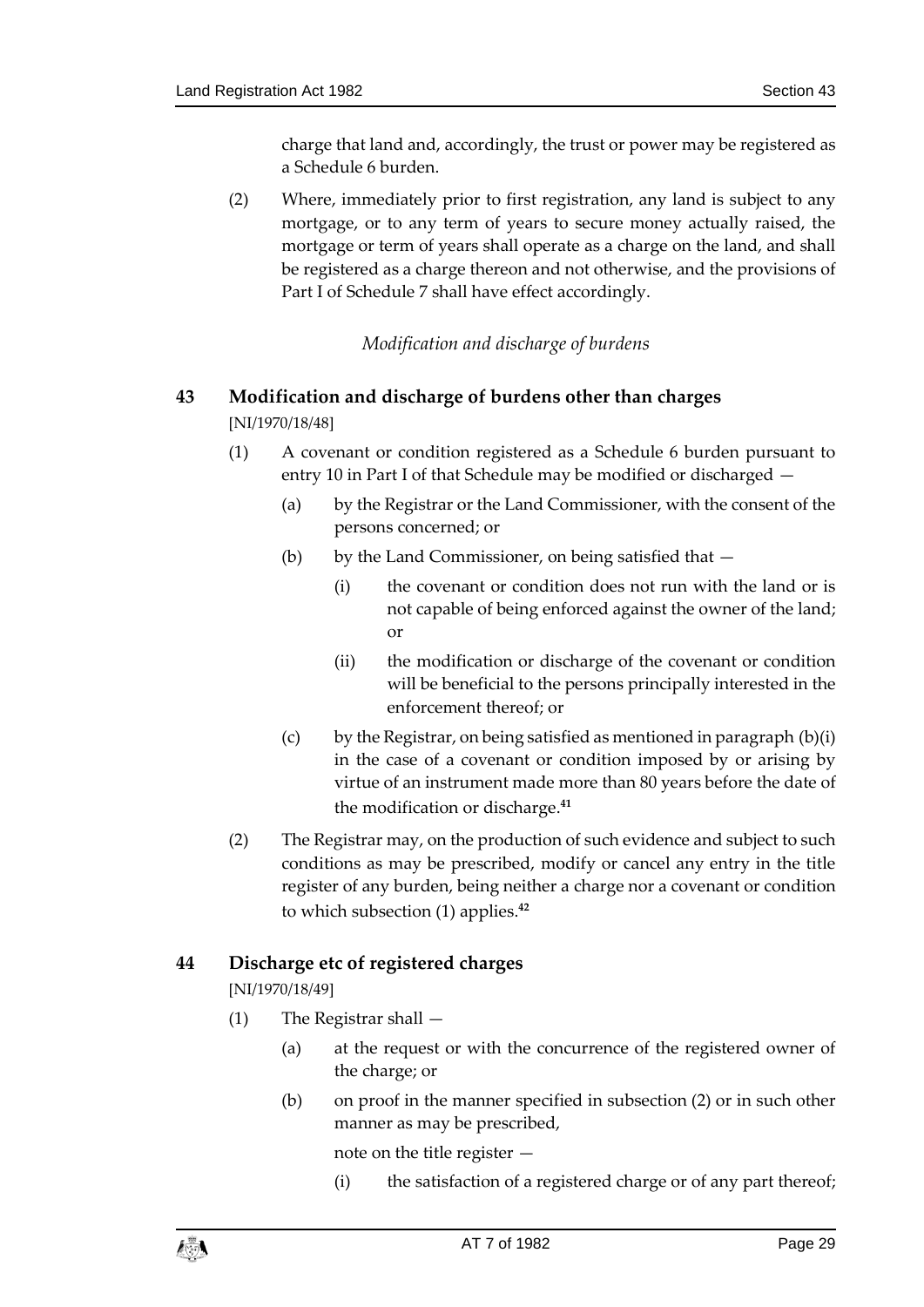charge that land and, accordingly, the trust or power may be registered as a Schedule 6 burden.

(2) Where, immediately prior to first registration, any land is subject to any mortgage, or to any term of years to secure money actually raised, the mortgage or term of years shall operate as a charge on the land, and shall be registered as a charge thereon and not otherwise, and the provisions of Part I of Schedule 7 shall have effect accordingly.

*Modification and discharge of burdens*

## 43 Modification and discharge of burdens other than charges

[NI/1970/18/48]

(1) A covenant or condition registered as a Schedule 6 burden pursuant to entry 10 in Part I of that Schedule may be modified or discharged —

(a) by the Registrar or the Land Commissioner, with the consent of the persons concerned; or

(b) by the Land Commissioner, on being satisfied that —

(i) the covenant or condition does not run with the land or is not capable of being enforced against the owner of the land; or

(ii) the modification or discharge of the covenant or condition will be beneficial to the persons principally interested in the enforcement thereof; or

(c) by the Registrar, on being satisfied as mentioned in paragraph (b)(i) in the case of a covenant or condition imposed by or arising by virtue of an instrument made more than 80 years before the date of the modification or discharge.[41]

(2) The Registrar may, on the production of such evidence and subject to such conditions as may be prescribed, modify or cancel any entry in the title register of any burden, being neither a charge nor a covenant or condition to which subsection (1) applies.[42]

## 44 Discharge etc of registered charges

[NI/1970/18/49]

(1) The Registrar shall —

(a) at the request or with the concurrence of the registered owner of the charge; or

(b) on proof in the manner specified in subsection (2) or in such other manner as may be prescribed,

note on the title register —

(i) the satisfaction of a registered charge or of any part thereof;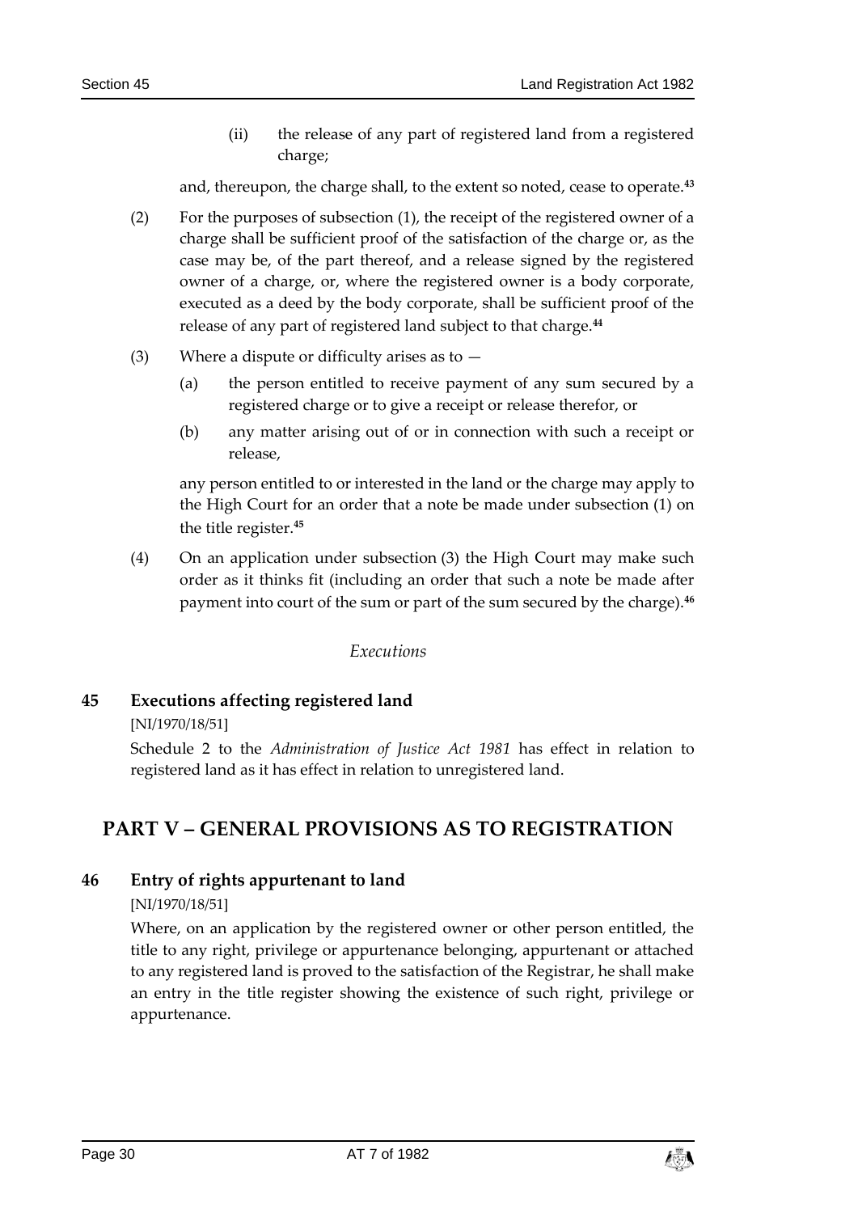(ii) the release of any part of registered land from a registered charge;

and, thereupon, the charge shall, to the extent so noted, cease to operate.[43]

(2) For the purposes of subsection (1), the receipt of the registered owner of a charge shall be sufficient proof of the satisfaction of the charge or, as the case may be, of the part thereof, and a release signed by the registered owner of a charge, or, where the registered owner is a body corporate, executed as a deed by the body corporate, shall be sufficient proof of the release of any part of registered land subject to that charge.[44]

(3) Where a dispute or difficulty arises as to —

(a) the person entitled to receive payment of any sum secured by a registered charge or to give a receipt or release therefor, or

(b) any matter arising out of or in connection with such a receipt or release,

any person entitled to or interested in the land or the charge may apply to the High Court for an order that a note be made under subsection (1) on the title register.[45]

(4) On an application under subsection (3) the High Court may make such order as it thinks fit (including an order that such a note be made after payment into court of the sum or part of the sum secured by the charge).[46]

*Executions*

### 45 Executions affecting registered land

[NI/1970/18/51]

Schedule 2 to the *Administration of Justice Act 1981* has effect in relation to registered land as it has effect in relation to unregistered land.

## PART V – GENERAL PROVISIONS AS TO REGISTRATION

### 46 Entry of rights appurtenant to land

[NI/1970/18/51]

Where, on an application by the registered owner or other person entitled, the title to any right, privilege or appurtenance belonging, appurtenant or attached to any registered land is proved to the satisfaction of the Registrar, he shall make an entry in the title register showing the existence of such right, privilege or appurtenance.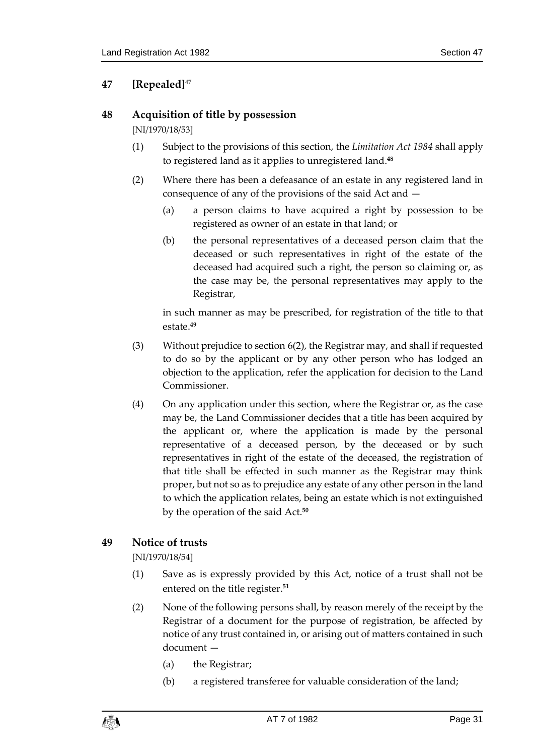## 47 [Repealed][47]

## 48 Acquisition of title by possession

[NI/1970/18/53]

(1) Subject to the provisions of this section, the *Limitation Act 1984* shall apply to registered land as it applies to unregistered land.[48]

(2) Where there has been a defeasance of an estate in any registered land in consequence of any of the provisions of the said Act and —

(a) a person claims to have acquired a right by possession to be registered as owner of an estate in that land; or

(b) the personal representatives of a deceased person claim that the deceased or such representatives in right of the estate of the deceased had acquired such a right, the person so claiming or, as the case may be, the personal representatives may apply to the Registrar,

in such manner as may be prescribed, for registration of the title to that estate.[49]

(3) Without prejudice to section 6(2), the Registrar may, and shall if requested to do so by the applicant or by any other person who has lodged an objection to the application, refer the application for decision to the Land Commissioner.

(4) On any application under this section, where the Registrar or, as the case may be, the Land Commissioner decides that a title has been acquired by the applicant or, where the application is made by the personal representative of a deceased person, by the deceased or by such representatives in right of the estate of the deceased, the registration of that title shall be effected in such manner as the Registrar may think proper, but not so as to prejudice any estate of any other person in the land to which the application relates, being an estate which is not extinguished by the operation of the said Act.[50]

## 49 Notice of trusts

[NI/1970/18/54]

(1) Save as is expressly provided by this Act, notice of a trust shall not be entered on the title register.[51]

(2) None of the following persons shall, by reason merely of the receipt by the Registrar of a document for the purpose of registration, be affected by notice of any trust contained in, or arising out of matters contained in such document —

(a) the Registrar;

(b) a registered transferee for valuable consideration of the land;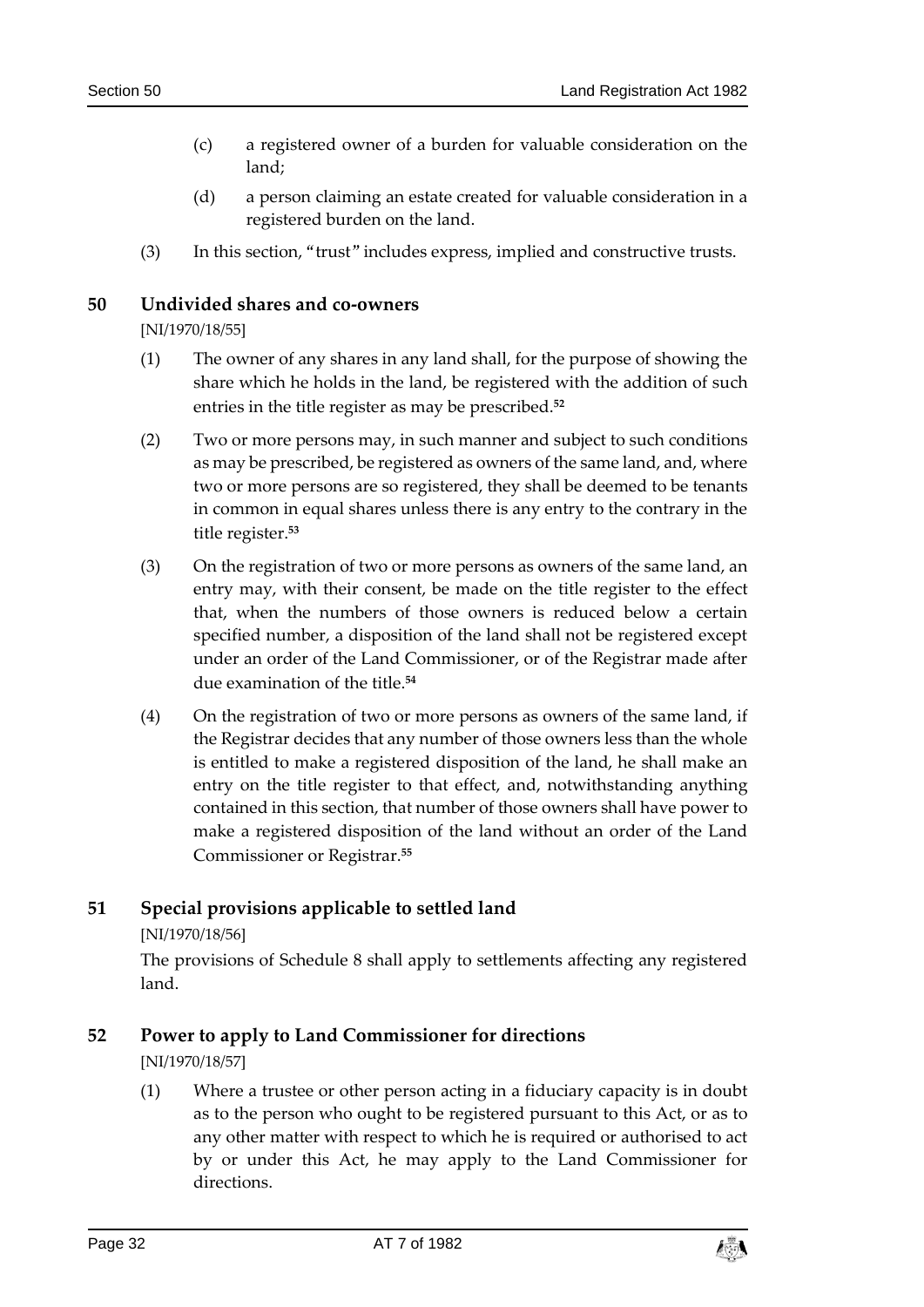(c) a registered owner of a burden for valuable consideration on the land;

(d) a person claiming an estate created for valuable consideration in a registered burden on the land.

(3) In this section, "trust" includes express, implied and constructive trusts.

## 50 Undivided shares and co-owners

[NI/1970/18/55]

(1) The owner of any shares in any land shall, for the purpose of showing the share which he holds in the land, be registered with the addition of such entries in the title register as may be prescribed.[52]

(2) Two or more persons may, in such manner and subject to such conditions as may be prescribed, be registered as owners of the same land, and, where two or more persons are so registered, they shall be deemed to be tenants in common in equal shares unless there is any entry to the contrary in the title register.[53]

(3) On the registration of two or more persons as owners of the same land, an entry may, with their consent, be made on the title register to the effect that, when the numbers of those owners is reduced below a certain specified number, a disposition of the land shall not be registered except under an order of the Land Commissioner, or of the Registrar made after due examination of the title.[54]

(4) On the registration of two or more persons as owners of the same land, if the Registrar decides that any number of those owners less than the whole is entitled to make a registered disposition of the land, he shall make an entry on the title register to that effect, and, notwithstanding anything contained in this section, that number of those owners shall have power to make a registered disposition of the land without an order of the Land Commissioner or Registrar.[55]

## 51 Special provisions applicable to settled land

[NI/1970/18/56]

The provisions of Schedule 8 shall apply to settlements affecting any registered land.

## 52 Power to apply to Land Commissioner for directions

[NI/1970/18/57]

(1) Where a trustee or other person acting in a fiduciary capacity is in doubt as to the person who ought to be registered pursuant to this Act, or as to any other matter with respect to which he is required or authorised to act by or under this Act, he may apply to the Land Commissioner for directions.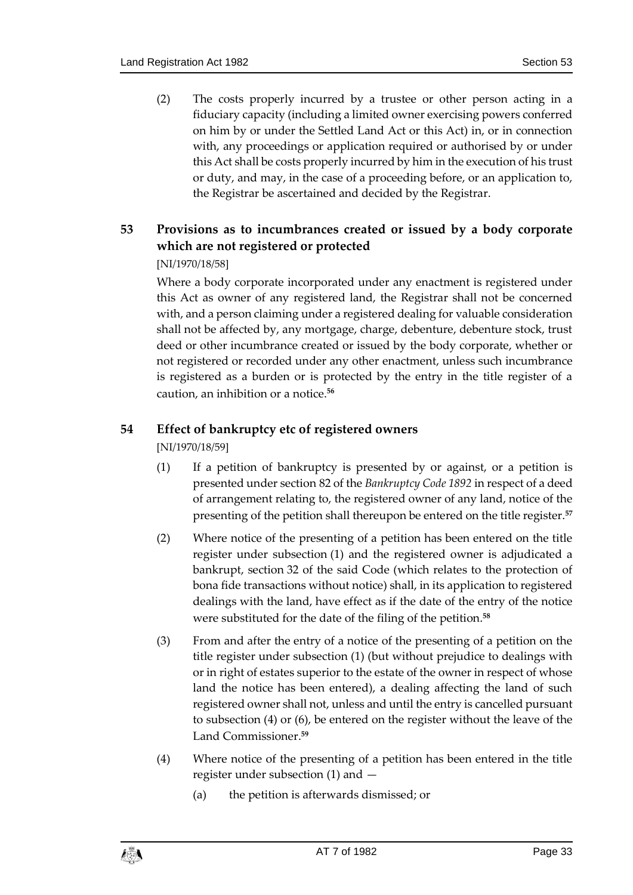(2) The costs properly incurred by a trustee or other person acting in a fiduciary capacity (including a limited owner exercising powers conferred on him by or under the Settled Land Act or this Act) in, or in connection with, any proceedings or application required or authorised by or under this Act shall be costs properly incurred by him in the execution of his trust or duty, and may, in the case of a proceeding before, or an application to, the Registrar be ascertained and decided by the Registrar.

## 53 Provisions as to incumbrances created or issued by a body corporate which are not registered or protected

[NI/1970/18/58]

Where a body corporate incorporated under any enactment is registered under this Act as owner of any registered land, the Registrar shall not be concerned with, and a person claiming under a registered dealing for valuable consideration shall not be affected by, any mortgage, charge, debenture, debenture stock, trust deed or other incumbrance created or issued by the body corporate, whether or not registered or recorded under any other enactment, unless such incumbrance is registered as a burden or is protected by the entry in the title register of a caution, an inhibition or a notice.[56]

## 54 Effect of bankruptcy etc of registered owners

[NI/1970/18/59]

(1) If a petition of bankruptcy is presented by or against, or a petition is presented under section 82 of the *Bankruptcy Code 1892* in respect of a deed of arrangement relating to, the registered owner of any land, notice of the presenting of the petition shall thereupon be entered on the title register.[57]

(2) Where notice of the presenting of a petition has been entered on the title register under subsection (1) and the registered owner is adjudicated a bankrupt, section 32 of the said Code (which relates to the protection of bona fide transactions without notice) shall, in its application to registered dealings with the land, have effect as if the date of the entry of the notice were substituted for the date of the filing of the petition.[58]

(3) From and after the entry of a notice of the presenting of a petition on the title register under subsection (1) (but without prejudice to dealings with or in right of estates superior to the estate of the owner in respect of whose land the notice has been entered), a dealing affecting the land of such registered owner shall not, unless and until the entry is cancelled pursuant to subsection (4) or (6), be entered on the register without the leave of the Land Commissioner.[59]

(4) Where notice of the presenting of a petition has been entered in the title register under subsection (1) and —

(a) the petition is afterwards dismissed; or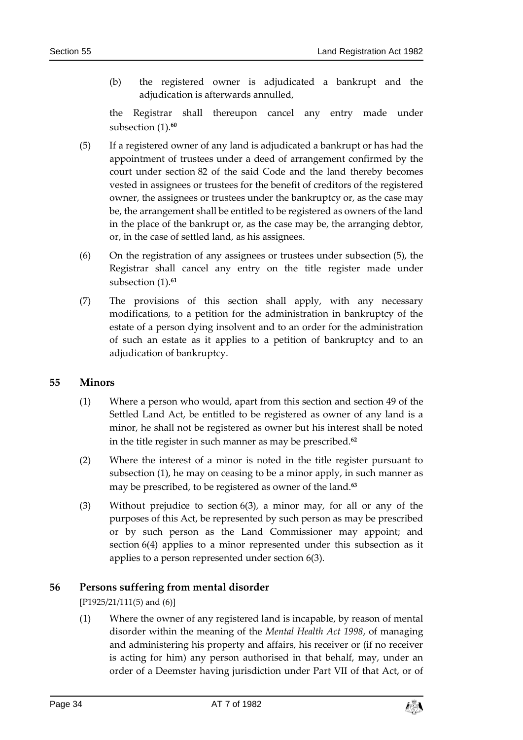(b) the registered owner is adjudicated a bankrupt and the adjudication is afterwards annulled,

the Registrar shall thereupon cancel any entry made under subsection (1).[60]

(5) If a registered owner of any land is adjudicated a bankrupt or has had the appointment of trustees under a deed of arrangement confirmed by the court under section 82 of the said Code and the land thereby becomes vested in assignees or trustees for the benefit of creditors of the registered owner, the assignees or trustees under the bankruptcy or, as the case may be, the arrangement shall be entitled to be registered as owners of the land in the place of the bankrupt or, as the case may be, the arranging debtor, or, in the case of settled land, as his assignees.

(6) On the registration of any assignees or trustees under subsection (5), the Registrar shall cancel any entry on the title register made under subsection (1).[61]

(7) The provisions of this section shall apply, with any necessary modifications, to a petition for the administration in bankruptcy of the estate of a person dying insolvent and to an order for the administration of such an estate as it applies to a petition of bankruptcy and to an adjudication of bankruptcy.

## 55 Minors

(1) Where a person who would, apart from this section and section 49 of the Settled Land Act, be entitled to be registered as owner of any land is a minor, he shall not be registered as owner but his interest shall be noted in the title register in such manner as may be prescribed.[62]

(2) Where the interest of a minor is noted in the title register pursuant to subsection (1), he may on ceasing to be a minor apply, in such manner as may be prescribed, to be registered as owner of the land.[63]

(3) Without prejudice to section 6(3), a minor may, for all or any of the purposes of this Act, be represented by such person as may be prescribed or by such person as the Land Commissioner may appoint; and section 6(4) applies to a minor represented under this subsection as it applies to a person represented under section 6(3).

## 56 Persons suffering from mental disorder

[P1925/21/111(5) and (6)]

(1) Where the owner of any registered land is incapable, by reason of mental disorder within the meaning of the *Mental Health Act 1998*, of managing and administering his property and affairs, his receiver or (if no receiver is acting for him) any person authorised in that behalf, may, under an order of a Deemster having jurisdiction under Part VII of that Act, or of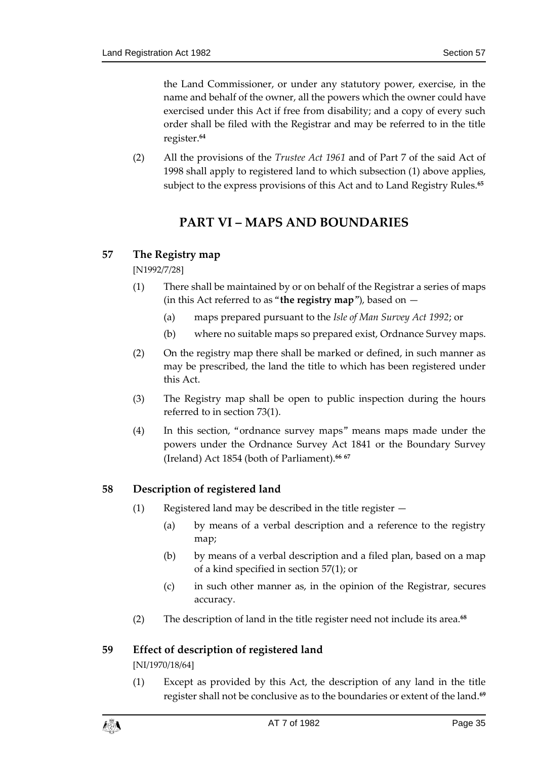the Land Commissioner, or under any statutory power, exercise, in the name and behalf of the owner, all the powers which the owner could have exercised under this Act if free from disability; and a copy of every such order shall be filed with the Registrar and may be referred to in the title register.[64]

(2) All the provisions of the *Trustee Act 1961* and of Part 7 of the said Act of 1998 shall apply to registered land to which subsection (1) above applies, subject to the express provisions of this Act and to Land Registry Rules.[65]

# PART VI – MAPS AND BOUNDARIES

## 57 The Registry map

[N1992/7/28]

(1) There shall be maintained by or on behalf of the Registrar a series of maps (in this Act referred to as "**the registry map**"), based on —

(a) maps prepared pursuant to the *Isle of Man Survey Act 1992*; or

(b) where no suitable maps so prepared exist, Ordnance Survey maps.

(2) On the registry map there shall be marked or defined, in such manner as may be prescribed, the land the title to which has been registered under this Act.

(3) The Registry map shall be open to public inspection during the hours referred to in section 73(1).

(4) In this section, "ordnance survey maps" means maps made under the powers under the Ordnance Survey Act 1841 or the Boundary Survey (Ireland) Act 1854 (both of Parliament).[66] [67]

## 58 Description of registered land

(1) Registered land may be described in the title register —

(a) by means of a verbal description and a reference to the registry map;

(b) by means of a verbal description and a filed plan, based on a map of a kind specified in section 57(1); or

(c) in such other manner as, in the opinion of the Registrar, secures accuracy.

(2) The description of land in the title register need not include its area.[68]

## 59 Effect of description of registered land

[NI/1970/18/64]

(1) Except as provided by this Act, the description of any land in the title register shall not be conclusive as to the boundaries or extent of the land.[69]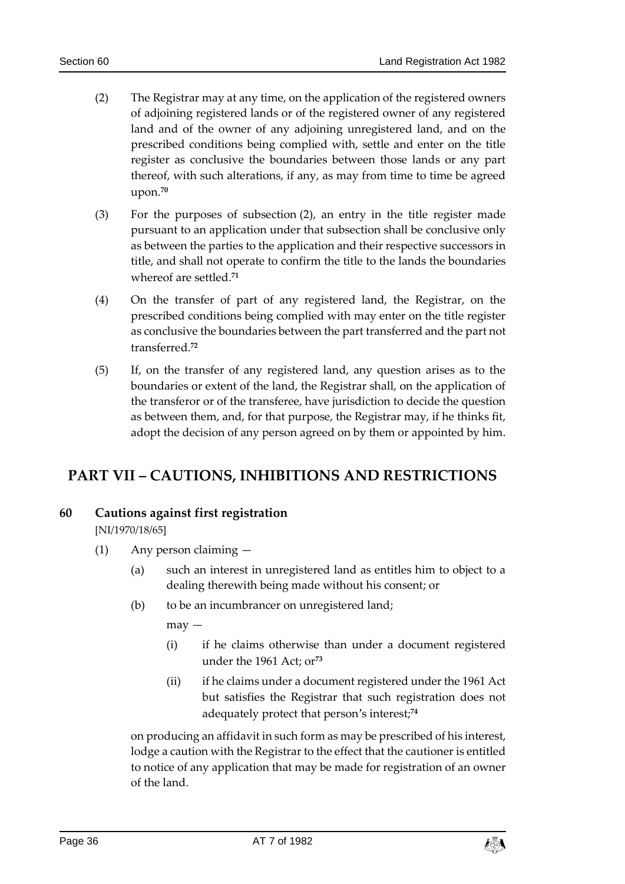(2) The Registrar may at any time, on the application of the registered owners of adjoining registered lands or of the registered owner of any registered land and of the owner of any adjoining unregistered land, and on the prescribed conditions being complied with, settle and enter on the title register as conclusive the boundaries between those lands or any part thereof, with such alterations, if any, as may from time to time be agreed upon.[70]

(3) For the purposes of subsection (2), an entry in the title register made pursuant to an application under that subsection shall be conclusive only as between the parties to the application and their respective successors in title, and shall not operate to confirm the title to the lands the boundaries whereof are settled.[71]

(4) On the transfer of part of any registered land, the Registrar, on the prescribed conditions being complied with may enter on the title register as conclusive the boundaries between the part transferred and the part not transferred.[72]

(5) If, on the transfer of any registered land, any question arises as to the boundaries or extent of the land, the Registrar shall, on the application of the transferor or of the transferee, have jurisdiction to decide the question as between them, and, for that purpose, the Registrar may, if he thinks fit, adopt the decision of any person agreed on by them or appointed by him.

## PART VII – CAUTIONS, INHIBITIONS AND RESTRICTIONS

### 60 Cautions against first registration

[NI/1970/18/65]

(1) Any person claiming —

(a) such an interest in unregistered land as entitles him to object to a dealing therewith being made without his consent; or

(b) to be an incumbrancer on unregistered land;

may —

(i) if he claims otherwise than under a document registered under the 1961 Act; or[73]

(ii) if he claims under a document registered under the 1961 Act but satisfies the Registrar that such registration does not adequately protect that person's interest;[74]

on producing an affidavit in such form as may be prescribed of his interest, lodge a caution with the Registrar to the effect that the cautioner is entitled to notice of any application that may be made for registration of an owner of the land.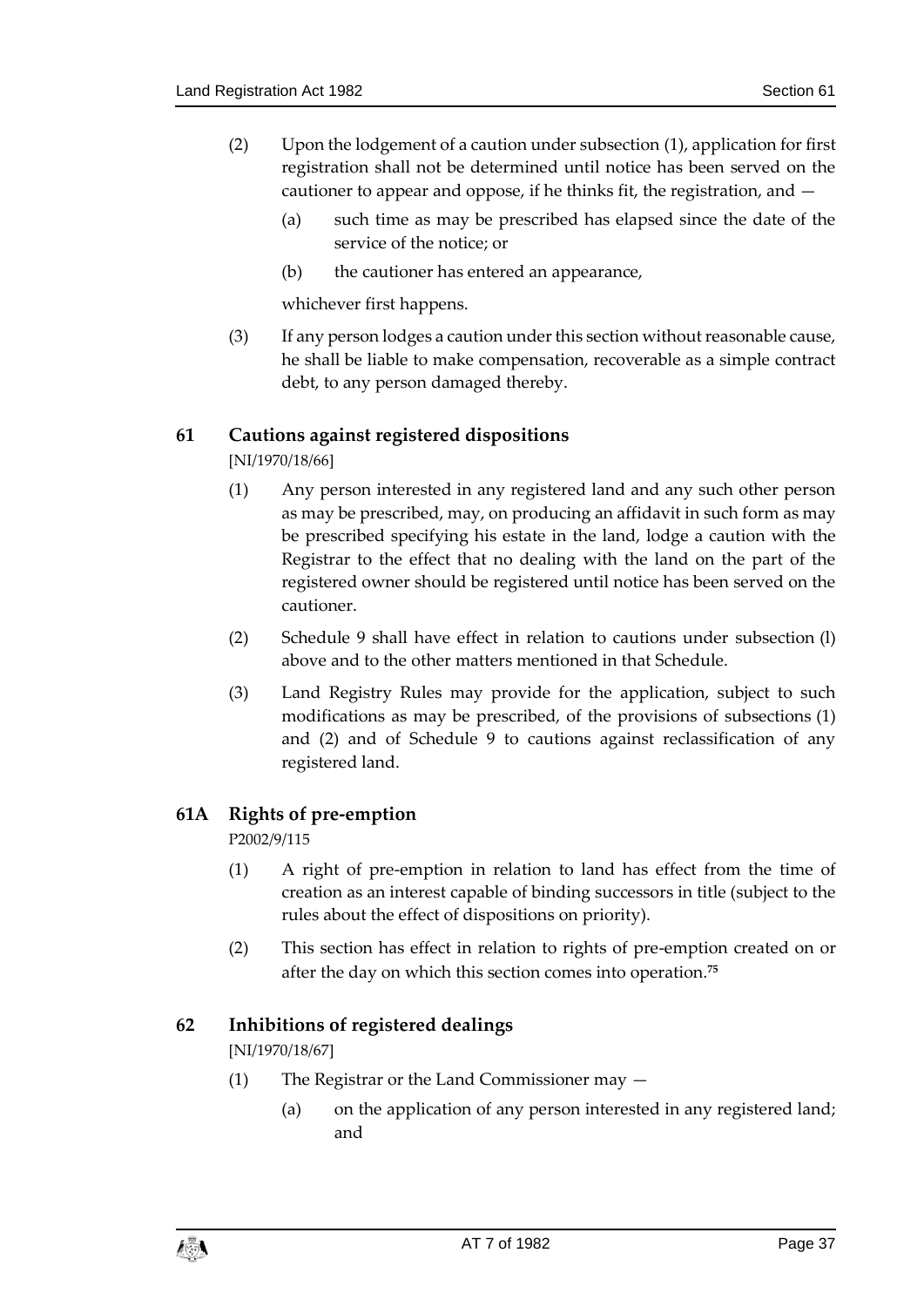(2) Upon the lodgement of a caution under subsection (1), application for first registration shall not be determined until notice has been served on the cautioner to appear and oppose, if he thinks fit, the registration, and —

(a) such time as may be prescribed has elapsed since the date of the service of the notice; or

(b) the cautioner has entered an appearance,

whichever first happens.

(3) If any person lodges a caution under this section without reasonable cause, he shall be liable to make compensation, recoverable as a simple contract debt, to any person damaged thereby.

## 61 Cautions against registered dispositions

[NI/1970/18/66]

(1) Any person interested in any registered land and any such other person as may be prescribed, may, on producing an affidavit in such form as may be prescribed specifying his estate in the land, lodge a caution with the Registrar to the effect that no dealing with the land on the part of the registered owner should be registered until notice has been served on the cautioner.

(2) Schedule 9 shall have effect in relation to cautions under subsection (l) above and to the other matters mentioned in that Schedule.

(3) Land Registry Rules may provide for the application, subject to such modifications as may be prescribed, of the provisions of subsections (1) and (2) and of Schedule 9 to cautions against reclassification of any registered land.

## 61A Rights of pre-emption

P2002/9/115

(1) A right of pre-emption in relation to land has effect from the time of creation as an interest capable of binding successors in title (subject to the rules about the effect of dispositions on priority).

(2) This section has effect in relation to rights of pre-emption created on or after the day on which this section comes into operation.[75]

## 62 Inhibitions of registered dealings

[NI/1970/18/67]

(1) The Registrar or the Land Commissioner may —

(a) on the application of any person interested in any registered land; and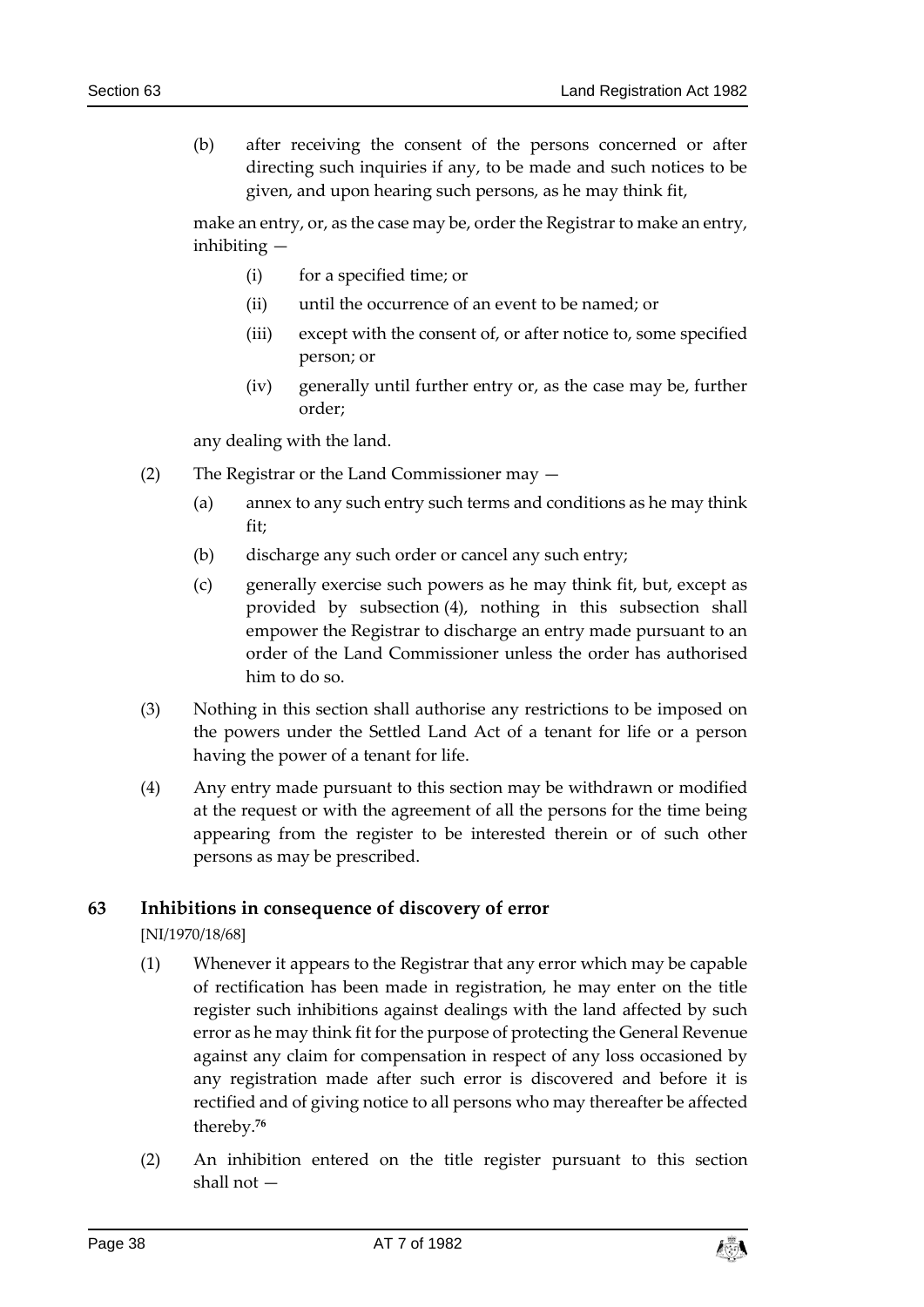(b) after receiving the consent of the persons concerned or after directing such inquiries if any, to be made and such notices to be given, and upon hearing such persons, as he may think fit,

make an entry, or, as the case may be, order the Registrar to make an entry, inhibiting —

(i) for a specified time; or

(ii) until the occurrence of an event to be named; or

(iii) except with the consent of, or after notice to, some specified person; or

(iv) generally until further entry or, as the case may be, further order;

any dealing with the land.

(2) The Registrar or the Land Commissioner may —

(a) annex to any such entry such terms and conditions as he may think fit;

(b) discharge any such order or cancel any such entry;

(c) generally exercise such powers as he may think fit, but, except as provided by subsection (4), nothing in this subsection shall empower the Registrar to discharge an entry made pursuant to an order of the Land Commissioner unless the order has authorised him to do so.

(3) Nothing in this section shall authorise any restrictions to be imposed on the powers under the Settled Land Act of a tenant for life or a person having the power of a tenant for life.

(4) Any entry made pursuant to this section may be withdrawn or modified at the request or with the agreement of all the persons for the time being appearing from the register to be interested therein or of such other persons as may be prescribed.

## 63 Inhibitions in consequence of discovery of error

[NI/1970/18/68]

(1) Whenever it appears to the Registrar that any error which may be capable of rectification has been made in registration, he may enter on the title register such inhibitions against dealings with the land affected by such error as he may think fit for the purpose of protecting the General Revenue against any claim for compensation in respect of any loss occasioned by any registration made after such error is discovered and before it is rectified and of giving notice to all persons who may thereafter be affected thereby.[76]

(2) An inhibition entered on the title register pursuant to this section shall not —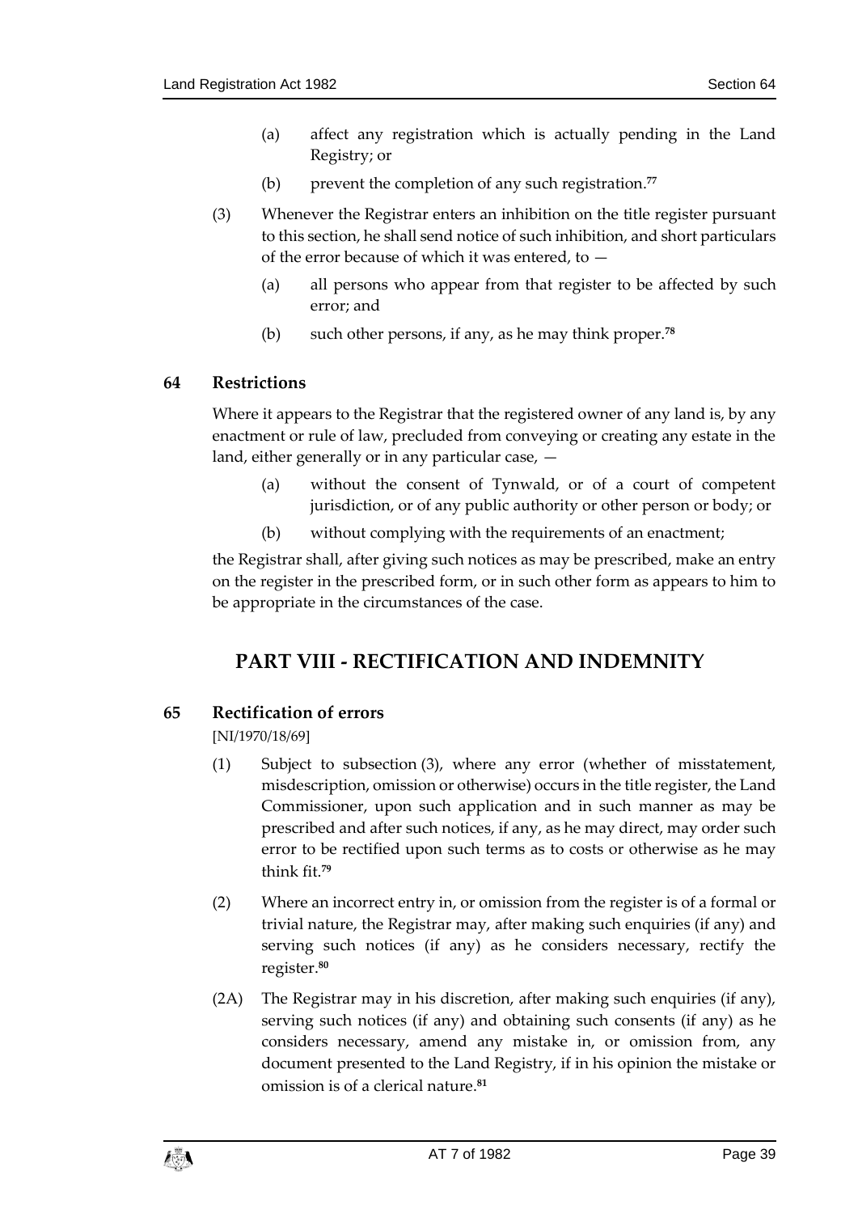(a) affect any registration which is actually pending in the Land Registry; or

(b) prevent the completion of any such registration.[77]

(3) Whenever the Registrar enters an inhibition on the title register pursuant to this section, he shall send notice of such inhibition, and short particulars of the error because of which it was entered, to —

(a) all persons who appear from that register to be affected by such error; and

(b) such other persons, if any, as he may think proper.[78]

### 64 Restrictions

Where it appears to the Registrar that the registered owner of any land is, by any enactment or rule of law, precluded from conveying or creating any estate in the land, either generally or in any particular case, —

(a) without the consent of Tynwald, or of a court of competent jurisdiction, or of any public authority or other person or body; or

(b) without complying with the requirements of an enactment;

the Registrar shall, after giving such notices as may be prescribed, make an entry on the register in the prescribed form, or in such other form as appears to him to be appropriate in the circumstances of the case.

## PART VIII - RECTIFICATION AND INDEMNITY

### 65 Rectification of errors

[NI/1970/18/69]

(1) Subject to subsection (3), where any error (whether of misstatement, misdescription, omission or otherwise) occurs in the title register, the Land Commissioner, upon such application and in such manner as may be prescribed and after such notices, if any, as he may direct, may order such error to be rectified upon such terms as to costs or otherwise as he may think fit.[79]

(2) Where an incorrect entry in, or omission from the register is of a formal or trivial nature, the Registrar may, after making such enquiries (if any) and serving such notices (if any) as he considers necessary, rectify the register.[80]

(2A) The Registrar may in his discretion, after making such enquiries (if any), serving such notices (if any) and obtaining such consents (if any) as he considers necessary, amend any mistake in, or omission from, any document presented to the Land Registry, if in his opinion the mistake or omission is of a clerical nature.[81]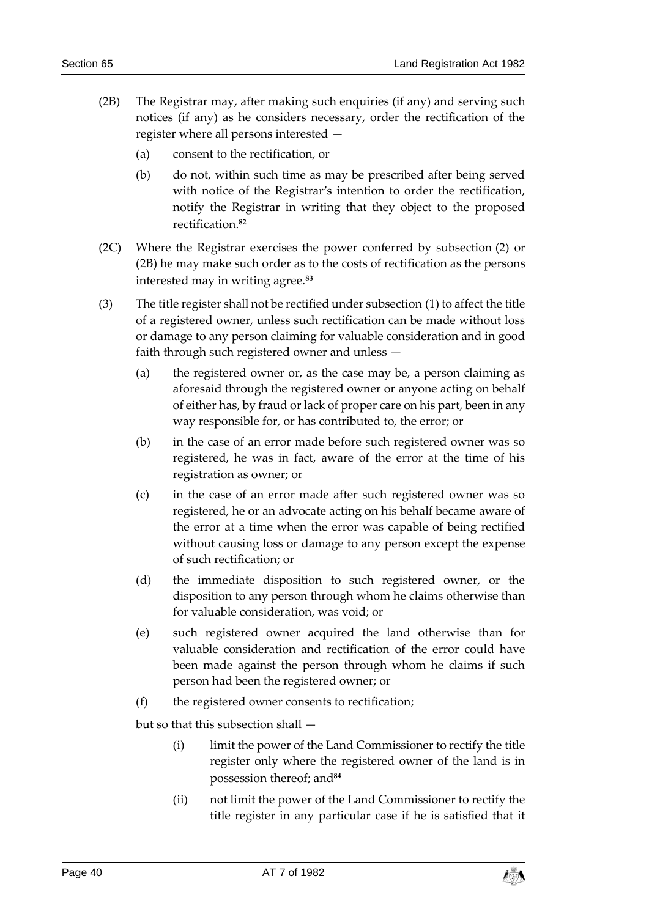(2B) The Registrar may, after making such enquiries (if any) and serving such notices (if any) as he considers necessary, order the rectification of the register where all persons interested —

(a) consent to the rectification, or

(b) do not, within such time as may be prescribed after being served with notice of the Registrar's intention to order the rectification, notify the Registrar in writing that they object to the proposed rectification.[82]

(2C) Where the Registrar exercises the power conferred by subsection (2) or (2B) he may make such order as to the costs of rectification as the persons interested may in writing agree.[83]

(3) The title register shall not be rectified under subsection (1) to affect the title of a registered owner, unless such rectification can be made without loss or damage to any person claiming for valuable consideration and in good faith through such registered owner and unless —

(a) the registered owner or, as the case may be, a person claiming as aforesaid through the registered owner or anyone acting on behalf of either has, by fraud or lack of proper care on his part, been in any way responsible for, or has contributed to, the error; or

(b) in the case of an error made before such registered owner was so registered, he was in fact, aware of the error at the time of his registration as owner; or

(c) in the case of an error made after such registered owner was so registered, he or an advocate acting on his behalf became aware of the error at a time when the error was capable of being rectified without causing loss or damage to any person except the expense of such rectification; or

(d) the immediate disposition to such registered owner, or the disposition to any person through whom he claims otherwise than for valuable consideration, was void; or

(e) such registered owner acquired the land otherwise than for valuable consideration and rectification of the error could have been made against the person through whom he claims if such person had been the registered owner; or

(f) the registered owner consents to rectification;

but so that this subsection shall —

(i) limit the power of the Land Commissioner to rectify the title register only where the registered owner of the land is in possession thereof; and[84]

(ii) not limit the power of the Land Commissioner to rectify the title register in any particular case if he is satisfied that it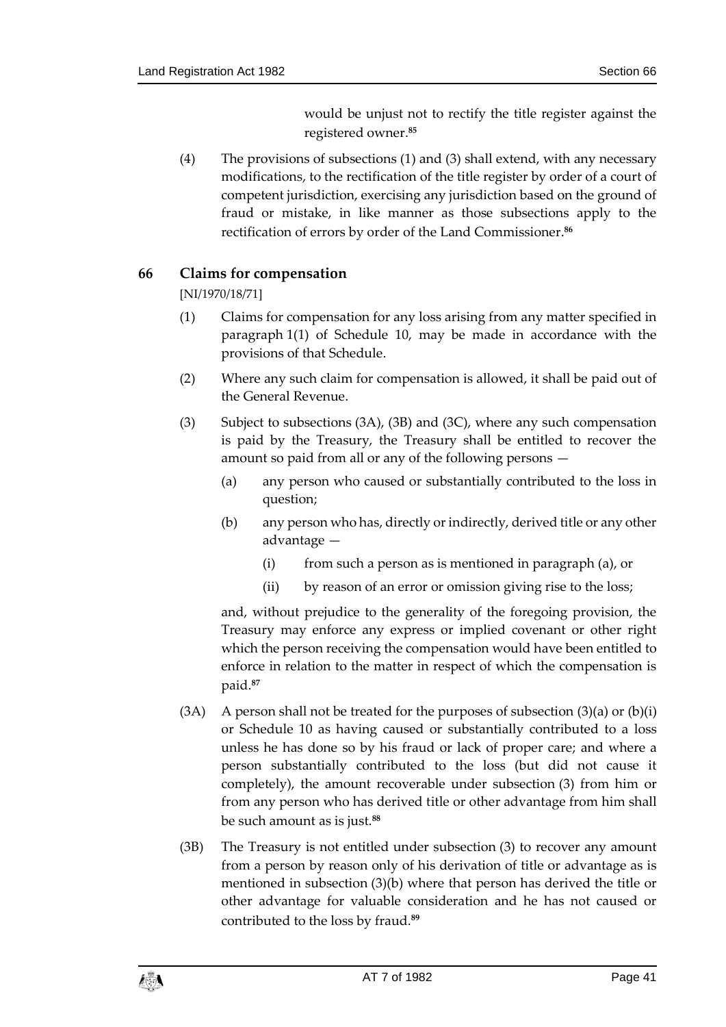would be unjust not to rectify the title register against the registered owner.[85]

(4) The provisions of subsections (1) and (3) shall extend, with any necessary modifications, to the rectification of the title register by order of a court of competent jurisdiction, exercising any jurisdiction based on the ground of fraud or mistake, in like manner as those subsections apply to the rectification of errors by order of the Land Commissioner.[86]

## 66 Claims for compensation

[NI/1970/18/71]

(1) Claims for compensation for any loss arising from any matter specified in paragraph 1(1) of Schedule 10, may be made in accordance with the provisions of that Schedule.

(2) Where any such claim for compensation is allowed, it shall be paid out of the General Revenue.

(3) Subject to subsections (3A), (3B) and (3C), where any such compensation is paid by the Treasury, the Treasury shall be entitled to recover the amount so paid from all or any of the following persons —

(a) any person who caused or substantially contributed to the loss in question;

(b) any person who has, directly or indirectly, derived title or any other advantage —

(i) from such a person as is mentioned in paragraph (a), or

(ii) by reason of an error or omission giving rise to the loss;

and, without prejudice to the generality of the foregoing provision, the Treasury may enforce any express or implied covenant or other right which the person receiving the compensation would have been entitled to enforce in relation to the matter in respect of which the compensation is paid.[87]

(3A) A person shall not be treated for the purposes of subsection (3)(a) or (b)(i) or Schedule 10 as having caused or substantially contributed to a loss unless he has done so by his fraud or lack of proper care; and where a person substantially contributed to the loss (but did not cause it completely), the amount recoverable under subsection (3) from him or from any person who has derived title or other advantage from him shall be such amount as is just.[88]

(3B) The Treasury is not entitled under subsection (3) to recover any amount from a person by reason only of his derivation of title or advantage as is mentioned in subsection (3)(b) where that person has derived the title or other advantage for valuable consideration and he has not caused or contributed to the loss by fraud.[89]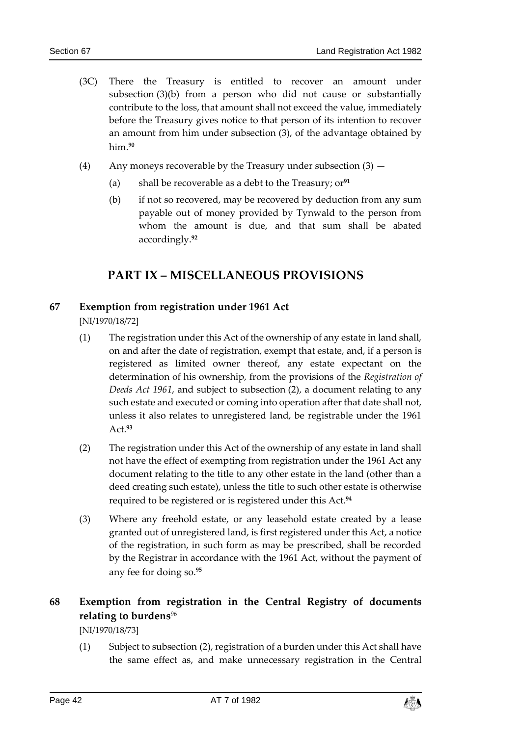(3C) There the Treasury is entitled to recover an amount under subsection (3)(b) from a person who did not cause or substantially contribute to the loss, that amount shall not exceed the value, immediately before the Treasury gives notice to that person of its intention to recover an amount from him under subsection (3), of the advantage obtained by him.[90]

(4) Any moneys recoverable by the Treasury under subsection (3) —

(a) shall be recoverable as a debt to the Treasury; or[91]

(b) if not so recovered, may be recovered by deduction from any sum payable out of money provided by Tynwald to the person from whom the amount is due, and that sum shall be abated accordingly.[92]

# PART IX – MISCELLANEOUS PROVISIONS

## 67 Exemption from registration under 1961 Act

[NI/1970/18/72]

(1) The registration under this Act of the ownership of any estate in land shall, on and after the date of registration, exempt that estate, and, if a person is registered as limited owner thereof, any estate expectant on the determination of his ownership, from the provisions of the *Registration of Deeds Act 1961*, and subject to subsection (2), a document relating to any such estate and executed or coming into operation after that date shall not, unless it also relates to unregistered land, be registrable under the 1961 Act.[93]

(2) The registration under this Act of the ownership of any estate in land shall not have the effect of exempting from registration under the 1961 Act any document relating to the title to any other estate in the land (other than a deed creating such estate), unless the title to such other estate is otherwise required to be registered or is registered under this Act.[94]

(3) Where any freehold estate, or any leasehold estate created by a lease granted out of unregistered land, is first registered under this Act, a notice of the registration, in such form as may be prescribed, shall be recorded by the Registrar in accordance with the 1961 Act, without the payment of any fee for doing so.[95]

## 68 Exemption from registration in the Central Registry of documents relating to burdens[96]

[NI/1970/18/73]

(1) Subject to subsection (2), registration of a burden under this Act shall have the same effect as, and make unnecessary registration in the Central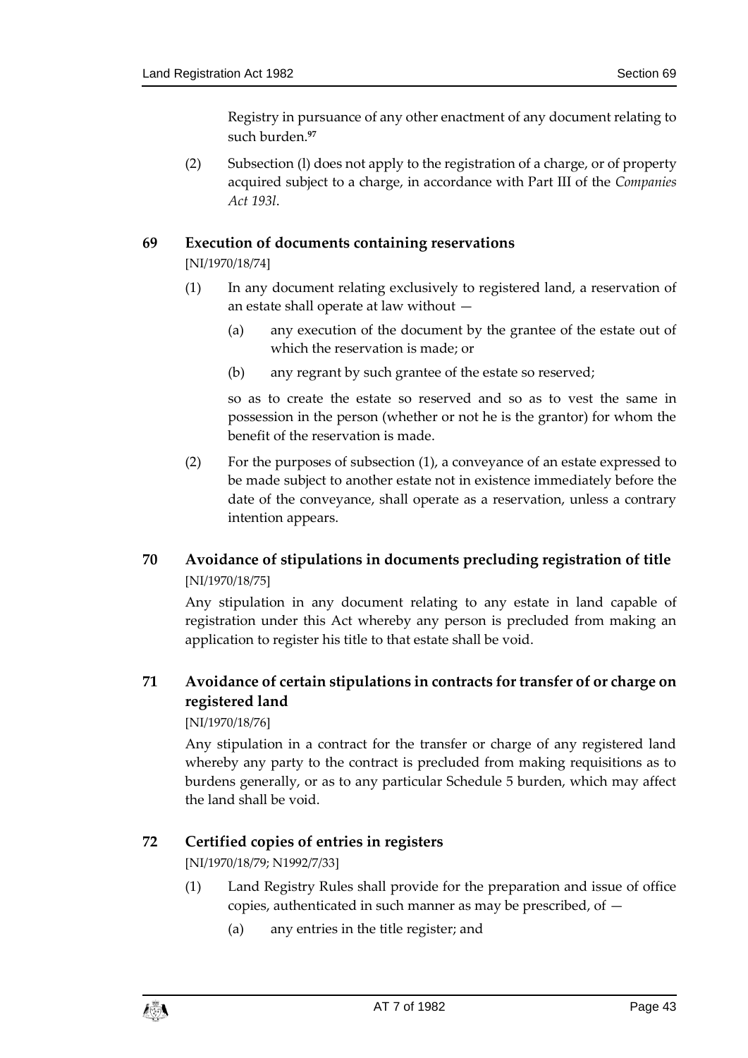Registry in pursuance of any other enactment of any document relating to such burden.[97]

(2) Subsection (l) does not apply to the registration of a charge, or of property acquired subject to a charge, in accordance with Part III of the *Companies Act 193l*.

## 69 Execution of documents containing reservations

[NI/1970/18/74]

(1) In any document relating exclusively to registered land, a reservation of an estate shall operate at law without —

(a) any execution of the document by the grantee of the estate out of which the reservation is made; or

(b) any regrant by such grantee of the estate so reserved;

so as to create the estate so reserved and so as to vest the same in possession in the person (whether or not he is the grantor) for whom the benefit of the reservation is made.

(2) For the purposes of subsection (1), a conveyance of an estate expressed to be made subject to another estate not in existence immediately before the date of the conveyance, shall operate as a reservation, unless a contrary intention appears.

## 70 Avoidance of stipulations in documents precluding registration of title

[NI/1970/18/75]

Any stipulation in any document relating to any estate in land capable of registration under this Act whereby any person is precluded from making an application to register his title to that estate shall be void.

## 71 Avoidance of certain stipulations in contracts for transfer of or charge on registered land

[NI/1970/18/76]

Any stipulation in a contract for the transfer or charge of any registered land whereby any party to the contract is precluded from making requisitions as to burdens generally, or as to any particular Schedule 5 burden, which may affect the land shall be void.

## 72 Certified copies of entries in registers

[NI/1970/18/79; N1992/7/33]

(1) Land Registry Rules shall provide for the preparation and issue of office copies, authenticated in such manner as may be prescribed, of —

(a) any entries in the title register; and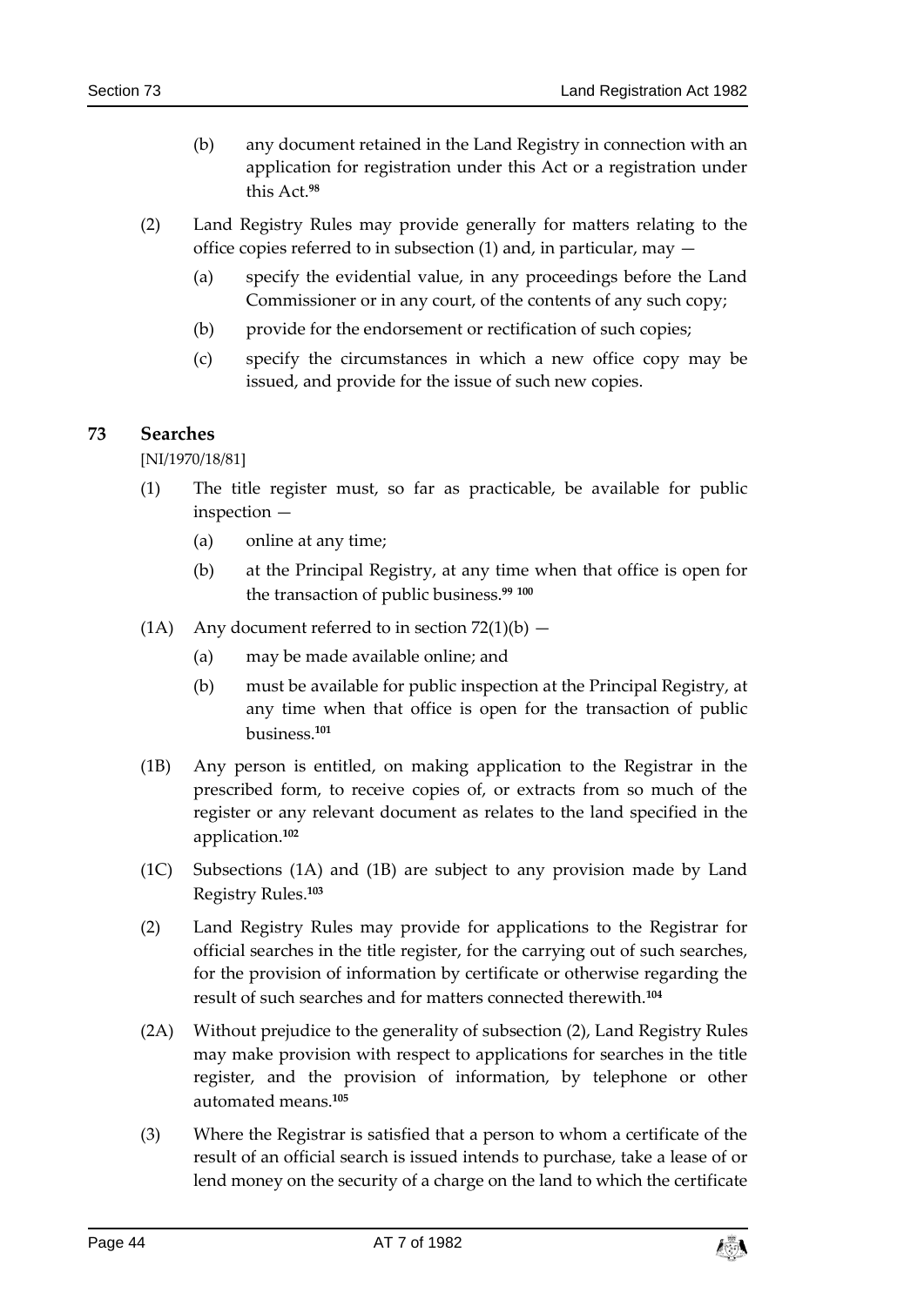(b) any document retained in the Land Registry in connection with an application for registration under this Act or a registration under this Act.[98]

(2) Land Registry Rules may provide generally for matters relating to the office copies referred to in subsection (1) and, in particular, may —

(a) specify the evidential value, in any proceedings before the Land Commissioner or in any court, of the contents of any such copy;

(b) provide for the endorsement or rectification of such copies;

(c) specify the circumstances in which a new office copy may be issued, and provide for the issue of such new copies.

## 73 Searches

[NI/1970/18/81]

(1) The title register must, so far as practicable, be available for public inspection —

(a) online at any time;

(b) at the Principal Registry, at any time when that office is open for the transaction of public business.[99] [100]

(1A) Any document referred to in section 72(1)(b) —

(a) may be made available online; and

(b) must be available for public inspection at the Principal Registry, at any time when that office is open for the transaction of public business.[101]

(1B) Any person is entitled, on making application to the Registrar in the prescribed form, to receive copies of, or extracts from so much of the register or any relevant document as relates to the land specified in the application.[102]

(1C) Subsections (1A) and (1B) are subject to any provision made by Land Registry Rules.[103]

(2) Land Registry Rules may provide for applications to the Registrar for official searches in the title register, for the carrying out of such searches, for the provision of information by certificate or otherwise regarding the result of such searches and for matters connected therewith.[104]

(2A) Without prejudice to the generality of subsection (2), Land Registry Rules may make provision with respect to applications for searches in the title register, and the provision of information, by telephone or other automated means.[105]

(3) Where the Registrar is satisfied that a person to whom a certificate of the result of an official search is issued intends to purchase, take a lease of or lend money on the security of a charge on the land to which the certificate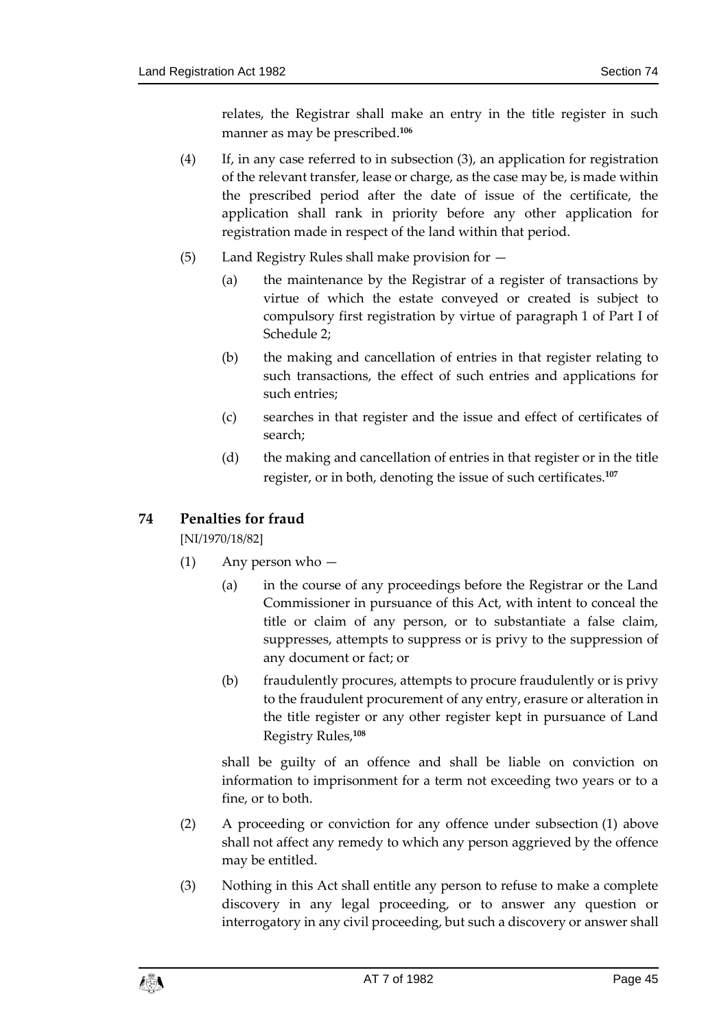relates, the Registrar shall make an entry in the title register in such manner as may be prescribed.[106]

(4) If, in any case referred to in subsection (3), an application for registration of the relevant transfer, lease or charge, as the case may be, is made within the prescribed period after the date of issue of the certificate, the application shall rank in priority before any other application for registration made in respect of the land within that period.

(5) Land Registry Rules shall make provision for —

(a) the maintenance by the Registrar of a register of transactions by virtue of which the estate conveyed or created is subject to compulsory first registration by virtue of paragraph 1 of Part I of Schedule 2;

(b) the making and cancellation of entries in that register relating to such transactions, the effect of such entries and applications for such entries;

(c) searches in that register and the issue and effect of certificates of search;

(d) the making and cancellation of entries in that register or in the title register, or in both, denoting the issue of such certificates.[107]

## 74 Penalties for fraud

[NI/1970/18/82]

(1) Any person who —

(a) in the course of any proceedings before the Registrar or the Land Commissioner in pursuance of this Act, with intent to conceal the title or claim of any person, or to substantiate a false claim, suppresses, attempts to suppress or is privy to the suppression of any document or fact; or

(b) fraudulently procures, attempts to procure fraudulently or is privy to the fraudulent procurement of any entry, erasure or alteration in the title register or any other register kept in pursuance of Land Registry Rules,[108]

shall be guilty of an offence and shall be liable on conviction on information to imprisonment for a term not exceeding two years or to a fine, or to both.

(2) A proceeding or conviction for any offence under subsection (1) above shall not affect any remedy to which any person aggrieved by the offence may be entitled.

(3) Nothing in this Act shall entitle any person to refuse to make a complete discovery in any legal proceeding, or to answer any question or interrogatory in any civil proceeding, but such a discovery or answer shall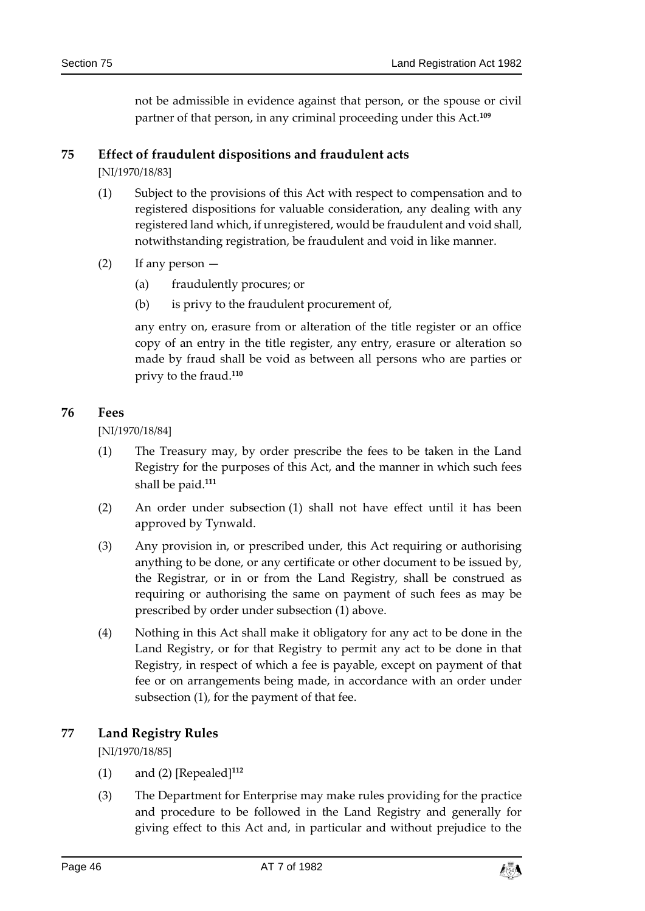not be admissible in evidence against that person, or the spouse or civil partner of that person, in any criminal proceeding under this Act.[109]

## 75 Effect of fraudulent dispositions and fraudulent acts

[NI/1970/18/83]

(1) Subject to the provisions of this Act with respect to compensation and to registered dispositions for valuable consideration, any dealing with any registered land which, if unregistered, would be fraudulent and void shall, notwithstanding registration, be fraudulent and void in like manner.

(2) If any person —

(a) fraudulently procures; or

(b) is privy to the fraudulent procurement of,

any entry on, erasure from or alteration of the title register or an office copy of an entry in the title register, any entry, erasure or alteration so made by fraud shall be void as between all persons who are parties or privy to the fraud.[110]

## 76 Fees

[NI/1970/18/84]

(1) The Treasury may, by order prescribe the fees to be taken in the Land Registry for the purposes of this Act, and the manner in which such fees shall be paid.[111]

(2) An order under subsection (1) shall not have effect until it has been approved by Tynwald.

(3) Any provision in, or prescribed under, this Act requiring or authorising anything to be done, or any certificate or other document to be issued by, the Registrar, or in or from the Land Registry, shall be construed as requiring or authorising the same on payment of such fees as may be prescribed by order under subsection (1) above.

(4) Nothing in this Act shall make it obligatory for any act to be done in the Land Registry, or for that Registry to permit any act to be done in that Registry, in respect of which a fee is payable, except on payment of that fee or on arrangements being made, in accordance with an order under subsection (1), for the payment of that fee.

## 77 Land Registry Rules

[NI/1970/18/85]

(1) and (2) [Repealed][112]

(3) The Department for Enterprise may make rules providing for the practice and procedure to be followed in the Land Registry and generally for giving effect to this Act and, in particular and without prejudice to the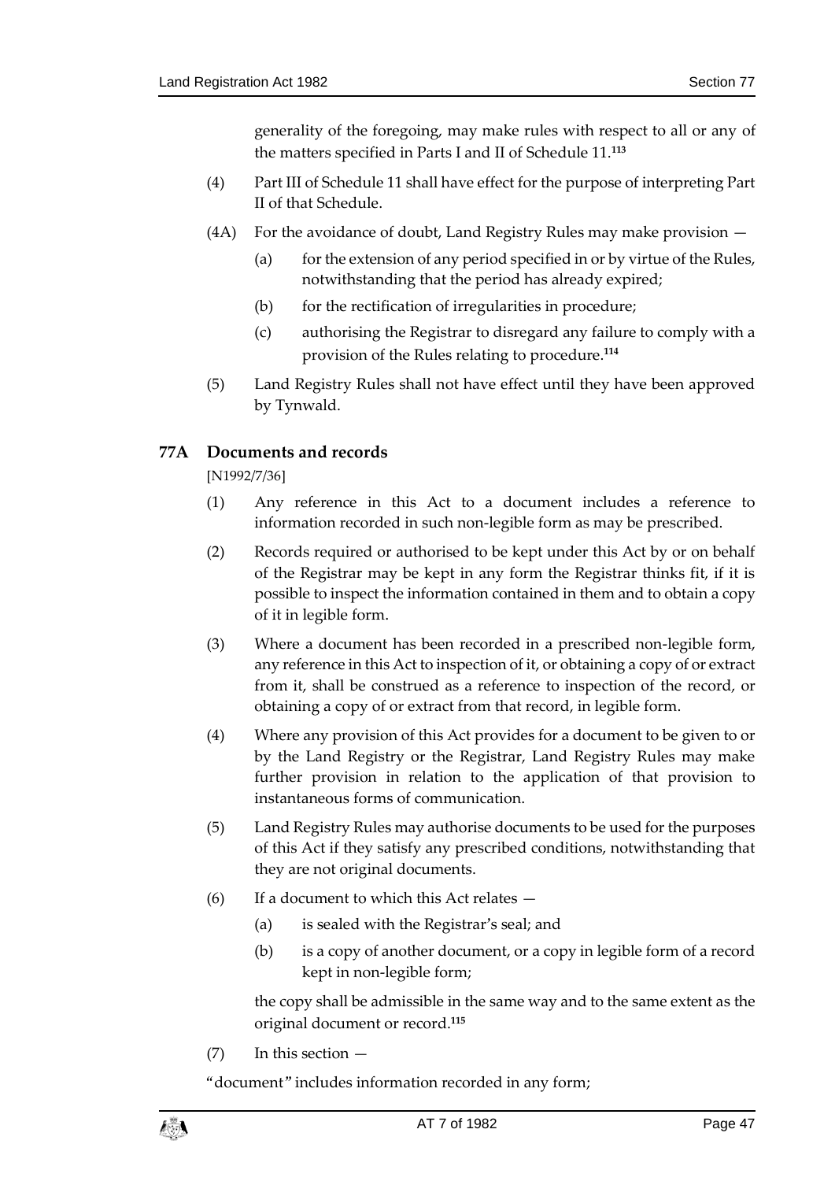generality of the foregoing, may make rules with respect to all or any of the matters specified in Parts I and II of Schedule 11.[113]

(4) Part III of Schedule 11 shall have effect for the purpose of interpreting Part II of that Schedule.

(4A) For the avoidance of doubt, Land Registry Rules may make provision —

(a) for the extension of any period specified in or by virtue of the Rules, notwithstanding that the period has already expired;

(b) for the rectification of irregularities in procedure;

(c) authorising the Registrar to disregard any failure to comply with a provision of the Rules relating to procedure.[114]

(5) Land Registry Rules shall not have effect until they have been approved by Tynwald.

### 77A Documents and records

[N1992/7/36]

(1) Any reference in this Act to a document includes a reference to information recorded in such non-legible form as may be prescribed.

(2) Records required or authorised to be kept under this Act by or on behalf of the Registrar may be kept in any form the Registrar thinks fit, if it is possible to inspect the information contained in them and to obtain a copy of it in legible form.

(3) Where a document has been recorded in a prescribed non-legible form, any reference in this Act to inspection of it, or obtaining a copy of or extract from it, shall be construed as a reference to inspection of the record, or obtaining a copy of or extract from that record, in legible form.

(4) Where any provision of this Act provides for a document to be given to or by the Land Registry or the Registrar, Land Registry Rules may make further provision in relation to the application of that provision to instantaneous forms of communication.

(5) Land Registry Rules may authorise documents to be used for the purposes of this Act if they satisfy any prescribed conditions, notwithstanding that they are not original documents.

(6) If a document to which this Act relates —

(a) is sealed with the Registrar's seal; and

(b) is a copy of another document, or a copy in legible form of a record kept in non-legible form;

the copy shall be admissible in the same way and to the same extent as the original document or record.[115]

(7) In this section —

"document" includes information recorded in any form;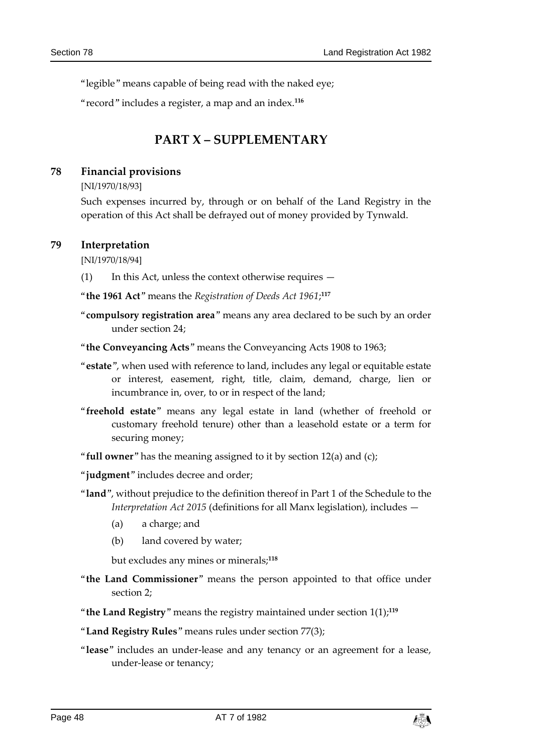"legible" means capable of being read with the naked eye;

"record" includes a register, a map and an index.[116]

# PART X – SUPPLEMENTARY

## 78 Financial provisions

[NI/1970/18/93]

Such expenses incurred by, through or on behalf of the Land Registry in the operation of this Act shall be defrayed out of money provided by Tynwald.

## 79 Interpretation

[NI/1970/18/94]

(1) In this Act, unless the context otherwise requires —

"**the 1961 Act**" means the *Registration of Deeds Act 1961*;[117]

"**compulsory registration area**" means any area declared to be such by an order under section 24;

"**the Conveyancing Acts**" means the Conveyancing Acts 1908 to 1963;

"**estate**", when used with reference to land, includes any legal or equitable estate or interest, easement, right, title, claim, demand, charge, lien or incumbrance in, over, to or in respect of the land;

"**freehold estate**" means any legal estate in land (whether of freehold or customary freehold tenure) other than a leasehold estate or a term for securing money;

"**full owner**" has the meaning assigned to it by section 12(a) and (c);

"**judgment**" includes decree and order;

"**land**", without prejudice to the definition thereof in Part 1 of the Schedule to the *Interpretation Act 2015* (definitions for all Manx legislation), includes —

(a) a charge; and

(b) land covered by water;

but excludes any mines or minerals;[118]

"**the Land Commissioner**" means the person appointed to that office under section 2;

"**the Land Registry**" means the registry maintained under section 1(1);[119]

"**Land Registry Rules**" means rules under section 77(3);

"**lease**" includes an under-lease and any tenancy or an agreement for a lease, under-lease or tenancy;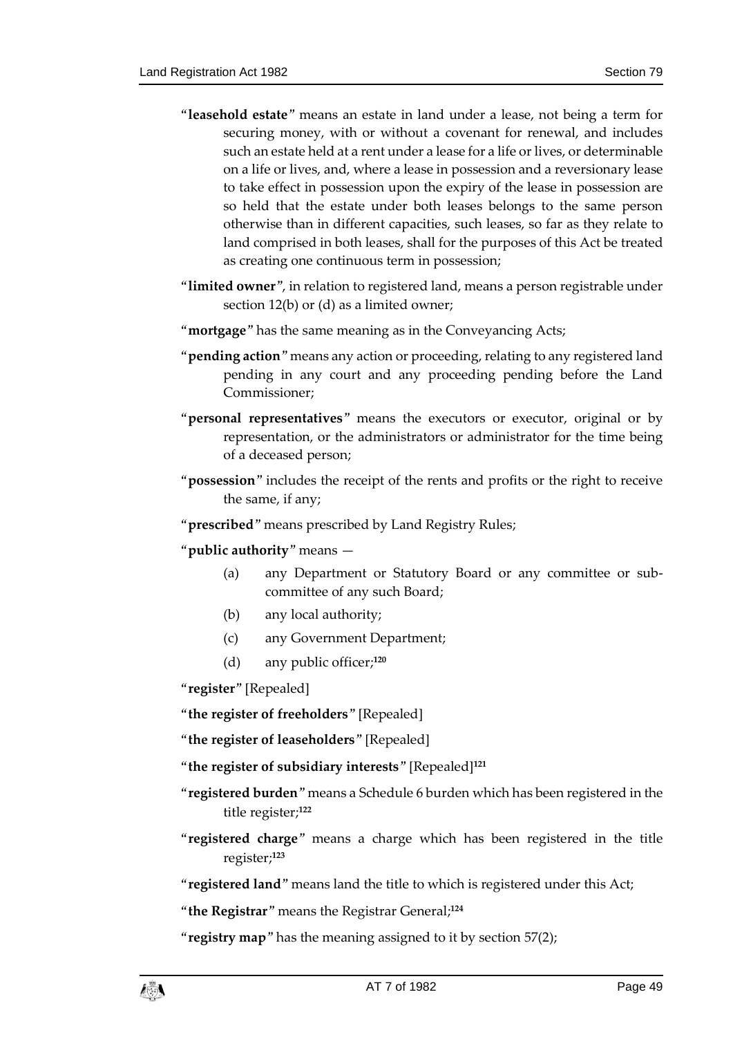"**leasehold estate**" means an estate in land under a lease, not being a term for securing money, with or without a covenant for renewal, and includes such an estate held at a rent under a lease for a life or lives, or determinable on a life or lives, and, where a lease in possession and a reversionary lease to take effect in possession upon the expiry of the lease in possession are so held that the estate under both leases belongs to the same person otherwise than in different capacities, such leases, so far as they relate to land comprised in both leases, shall for the purposes of this Act be treated as creating one continuous term in possession;

"**limited owner**", in relation to registered land, means a person registrable under section 12(b) or (d) as a limited owner;

"**mortgage**" has the same meaning as in the Conveyancing Acts;

"**pending action**" means any action or proceeding, relating to any registered land pending in any court and any proceeding pending before the Land Commissioner;

"**personal representatives**" means the executors or executor, original or by representation, or the administrators or administrator for the time being of a deceased person;

"**possession**" includes the receipt of the rents and profits or the right to receive the same, if any;

"**prescribed**" means prescribed by Land Registry Rules;

"**public authority**" means —

(a) any Department or Statutory Board or any committee or sub-committee of any such Board;

(b) any local authority;

(c) any Government Department;

(d) any public officer;[120]

"**register**" [Repealed]

"**the register of freeholders**" [Repealed]

"**the register of leaseholders**" [Repealed]

"**the register of subsidiary interests**" [Repealed][121]

"**registered burden**" means a Schedule 6 burden which has been registered in the title register;[122]

"**registered charge**" means a charge which has been registered in the title register;[123]

"**registered land**" means land the title to which is registered under this Act;

"**the Registrar**" means the Registrar General;[124]

"**registry map**" has the meaning assigned to it by section 57(2);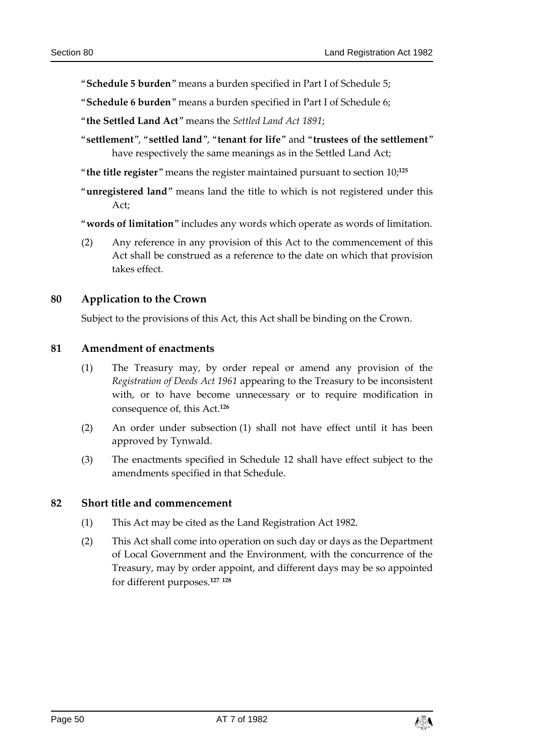"**Schedule 5 burden**" means a burden specified in Part I of Schedule 5;

"**Schedule 6 burden**" means a burden specified in Part I of Schedule 6;

"**the Settled Land Act**" means the *Settled Land Act 1891*;

"**settlement**", "**settled land**", "**tenant for life**" and "**trustees of the settlement**" have respectively the same meanings as in the Settled Land Act;

"**the title register**" means the register maintained pursuant to section 10;[125]

"**unregistered land**" means land the title to which is not registered under this Act;

"**words of limitation**" includes any words which operate as words of limitation.

(2) Any reference in any provision of this Act to the commencement of this Act shall be construed as a reference to the date on which that provision takes effect.

## 80 Application to the Crown

Subject to the provisions of this Act, this Act shall be binding on the Crown.

## 81 Amendment of enactments

(1) The Treasury may, by order repeal or amend any provision of the *Registration of Deeds Act 1961* appearing to the Treasury to be inconsistent with, or to have become unnecessary or to require modification in consequence of, this Act.[126]

(2) An order under subsection (1) shall not have effect until it has been approved by Tynwald.

(3) The enactments specified in Schedule 12 shall have effect subject to the amendments specified in that Schedule.

## 82 Short title and commencement

(1) This Act may be cited as the Land Registration Act 1982.

(2) This Act shall come into operation on such day or days as the Department of Local Government and the Environment, with the concurrence of the Treasury, may by order appoint, and different days may be so appointed for different purposes.[127] [128]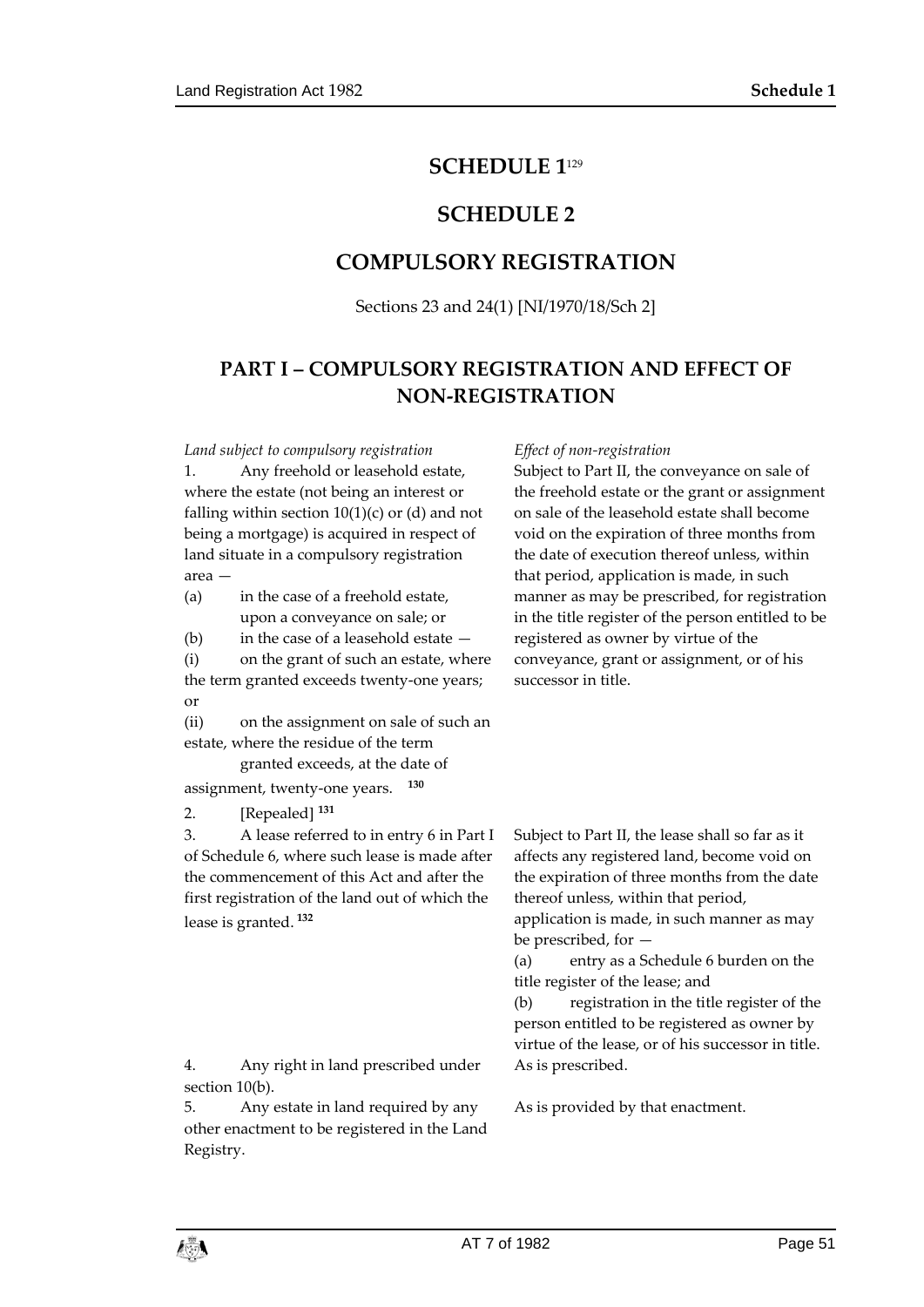# SCHEDULE 1[129]

# SCHEDULE 2

# COMPULSORY REGISTRATION

Sections 23 and 24(1) [NI/1970/18/Sch 2]

## PART I – COMPULSORY REGISTRATION AND EFFECT OF NON-REGISTRATION

| *Land subject to compulsory registration* | *Effect of non-registration* |
|---|---|
| 1. Any freehold or leasehold estate, where the estate (not being an interest or falling within section 10(1)(c) or (d) and not being a mortgage) is acquired in respect of land situate in a compulsory registration area — (a) in the case of a freehold estate, upon a conveyance on sale; or (b) in the case of a leasehold estate — (i) on the grant of such an estate, where the term granted exceeds twenty-one years; or (ii) on the assignment on sale of such an estate, where the residue of the term granted exceeds, at the date of assignment, twenty-one years. [130] | Subject to Part II, the conveyance on sale of the freehold estate or the grant or assignment on sale of the leasehold estate shall become void on the expiration of three months from the date of execution thereof unless, within that period, application is made, in such manner as may be prescribed, for registration in the title register of the person entitled to be registered as owner by virtue of the conveyance, grant or assignment, or of his successor in title. |
| 2. [Repealed] [131] | |
| 3. A lease referred to in entry 6 in Part I of Schedule 6, where such lease is made after the commencement of this Act and after the first registration of the land out of which the lease is granted. [132] | Subject to Part II, the lease shall so far as it affects any registered land, become void on the expiration of three months from the date thereof unless, within that period, application is made, in such manner as may be prescribed, for — (a) entry as a Schedule 6 burden on the title register of the lease; and (b) registration in the title register of the person entitled to be registered as owner by virtue of the lease, or of his successor in title. |
| 4. Any right in land prescribed under section 10(b). | As is prescribed. |
| 5. Any estate in land required by any other enactment to be registered in the Land Registry. | As is provided by that enactment. |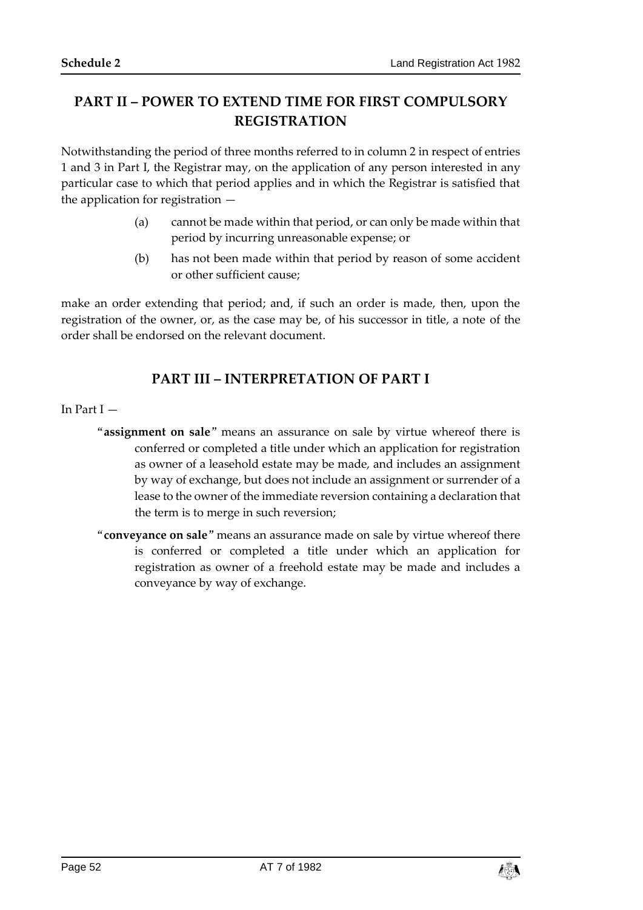## PART II – POWER TO EXTEND TIME FOR FIRST COMPULSORY REGISTRATION

Notwithstanding the period of three months referred to in column 2 in respect of entries 1 and 3 in Part I, the Registrar may, on the application of any person interested in any particular case to which that period applies and in which the Registrar is satisfied that the application for registration —

(a) cannot be made within that period, or can only be made within that period by incurring unreasonable expense; or

(b) has not been made within that period by reason of some accident or other sufficient cause;

make an order extending that period; and, if such an order is made, then, upon the registration of the owner, or, as the case may be, of his successor in title, a note of the order shall be endorsed on the relevant document.

## PART III – INTERPRETATION OF PART I

In Part I —

"**assignment on sale**" means an assurance on sale by virtue whereof there is conferred or completed a title under which an application for registration as owner of a leasehold estate may be made, and includes an assignment by way of exchange, but does not include an assignment or surrender of a lease to the owner of the immediate reversion containing a declaration that the term is to merge in such reversion;

"**conveyance on sale**" means an assurance made on sale by virtue whereof there is conferred or completed a title under which an application for registration as owner of a freehold estate may be made and includes a conveyance by way of exchange.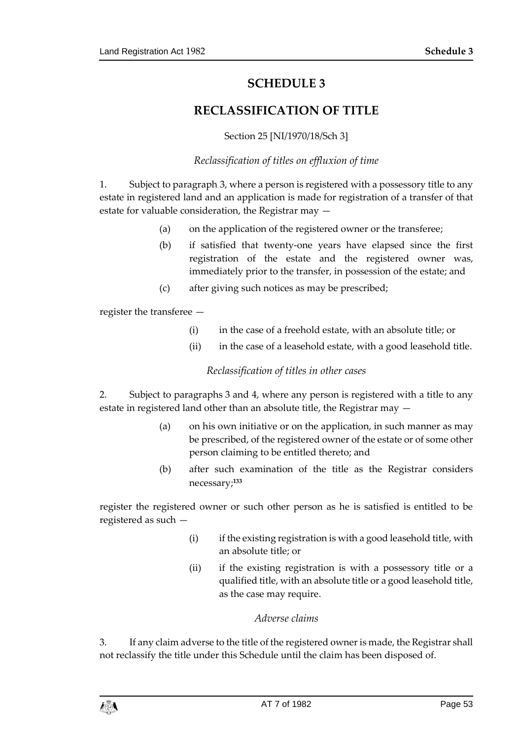# SCHEDULE 3

# RECLASSIFICATION OF TITLE

Section 25 [NI/1970/18/Sch 3]

*Reclassification of titles on effluxion of time*

1. Subject to paragraph 3, where a person is registered with a possessory title to any estate in registered land and an application is made for registration of a transfer of that estate for valuable consideration, the Registrar may —

   (a) on the application of the registered owner or the transferee;

   (b) if satisfied that twenty-one years have elapsed since the first registration of the estate and the registered owner was, immediately prior to the transfer, in possession of the estate; and

   (c) after giving such notices as may be prescribed;

register the transferee —

   (i) in the case of a freehold estate, with an absolute title; or

   (ii) in the case of a leasehold estate, with a good leasehold title.

*Reclassification of titles in other cases*

2. Subject to paragraphs 3 and 4, where any person is registered with a title to any estate in registered land other than an absolute title, the Registrar may —

   (a) on his own initiative or on the application, in such manner as may be prescribed, of the registered owner of the estate or of some other person claiming to be entitled thereto; and

   (b) after such examination of the title as the Registrar considers necessary;[133]

register the registered owner or such other person as he is satisfied is entitled to be registered as such —

   (i) if the existing registration is with a good leasehold title, with an absolute title; or

   (ii) if the existing registration is with a possessory title or a qualified title, with an absolute title or a good leasehold title, as the case may require.

*Adverse claims*

3. If any claim adverse to the title of the registered owner is made, the Registrar shall not reclassify the title under this Schedule until the claim has been disposed of.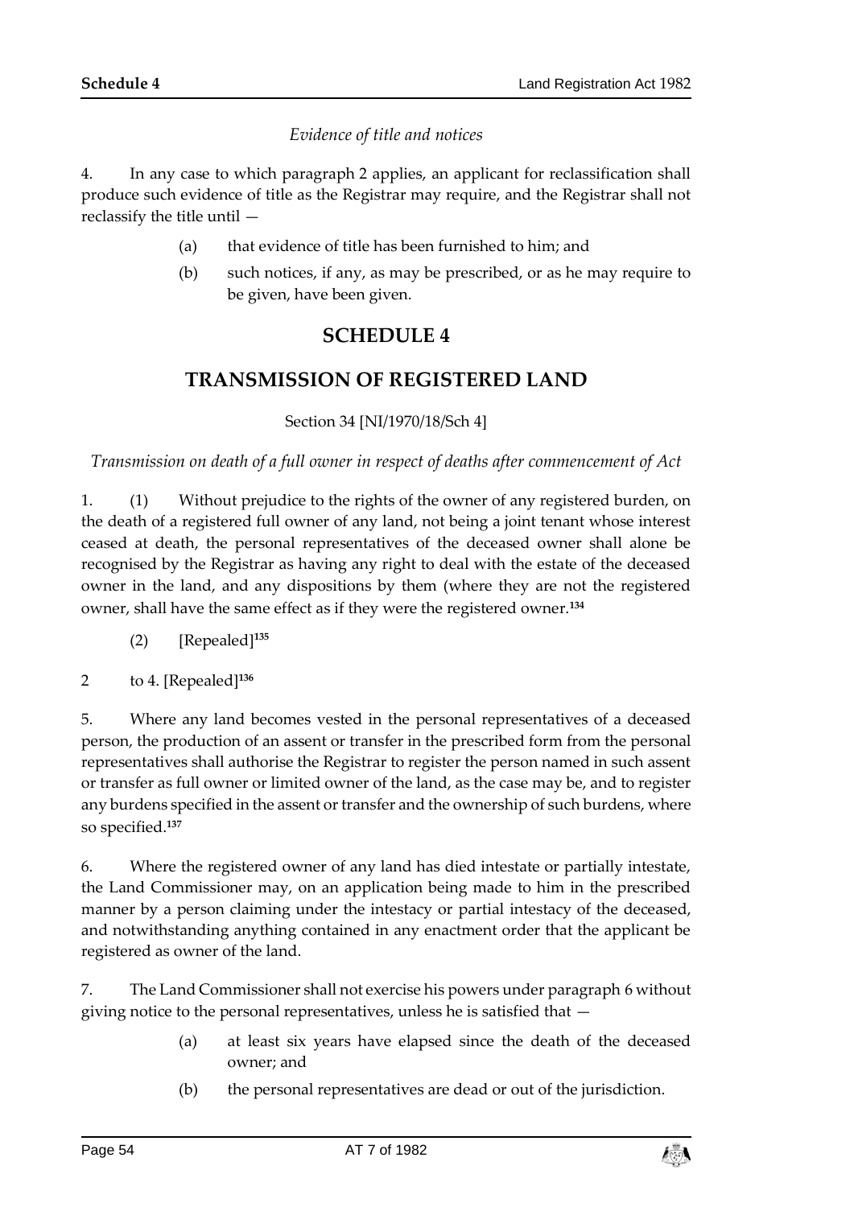*Evidence of title and notices*

4. In any case to which paragraph 2 applies, an applicant for reclassification shall produce such evidence of title as the Registrar may require, and the Registrar shall not reclassify the title until —

(a) that evidence of title has been furnished to him; and

(b) such notices, if any, as may be prescribed, or as he may require to be given, have been given.

## SCHEDULE 4

## TRANSMISSION OF REGISTERED LAND

Section 34 [NI/1970/18/Sch 4]

*Transmission on death of a full owner in respect of deaths after commencement of Act*

1. (1) Without prejudice to the rights of the owner of any registered burden, on the death of a registered full owner of any land, not being a joint tenant whose interest ceased at death, the personal representatives of the deceased owner shall alone be recognised by the Registrar as having any right to deal with the estate of the deceased owner in the land, and any dispositions by them (where they are not the registered owner, shall have the same effect as if they were the registered owner.[134]

(2) [Repealed][135]

2 to 4. [Repealed][136]

5. Where any land becomes vested in the personal representatives of a deceased person, the production of an assent or transfer in the prescribed form from the personal representatives shall authorise the Registrar to register the person named in such assent or transfer as full owner or limited owner of the land, as the case may be, and to register any burdens specified in the assent or transfer and the ownership of such burdens, where so specified.[137]

6. Where the registered owner of any land has died intestate or partially intestate, the Land Commissioner may, on an application being made to him in the prescribed manner by a person claiming under the intestacy or partial intestacy of the deceased, and notwithstanding anything contained in any enactment order that the applicant be registered as owner of the land.

7. The Land Commissioner shall not exercise his powers under paragraph 6 without giving notice to the personal representatives, unless he is satisfied that —

(a) at least six years have elapsed since the death of the deceased owner; and

(b) the personal representatives are dead or out of the jurisdiction.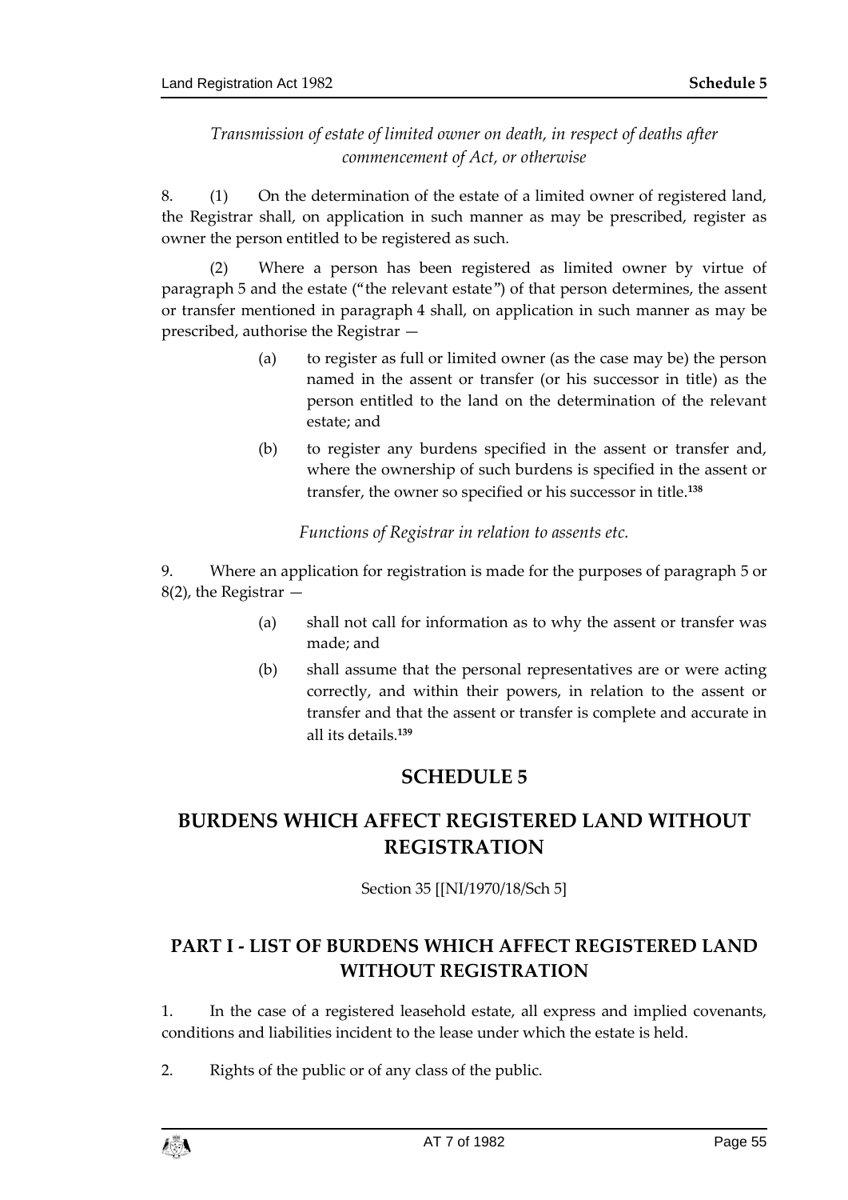*Transmission of estate of limited owner on death, in respect of deaths after commencement of Act, or otherwise*

8. (1) On the determination of the estate of a limited owner of registered land, the Registrar shall, on application in such manner as may be prescribed, register as owner the person entitled to be registered as such.

(2) Where a person has been registered as limited owner by virtue of paragraph 5 and the estate ("the relevant estate") of that person determines, the assent or transfer mentioned in paragraph 4 shall, on application in such manner as may be prescribed, authorise the Registrar —

(a) to register as full or limited owner (as the case may be) the person named in the assent or transfer (or his successor in title) as the person entitled to the land on the determination of the relevant estate; and

(b) to register any burdens specified in the assent or transfer and, where the ownership of such burdens is specified in the assent or transfer, the owner so specified or his successor in title.[138]

*Functions of Registrar in relation to assents etc.*

9. Where an application for registration is made for the purposes of paragraph 5 or 8(2), the Registrar —

(a) shall not call for information as to why the assent or transfer was made; and

(b) shall assume that the personal representatives are or were acting correctly, and within their powers, in relation to the assent or transfer and that the assent or transfer is complete and accurate in all its details.[139]

# SCHEDULE 5

# BURDENS WHICH AFFECT REGISTERED LAND WITHOUT REGISTRATION

Section 35 [[NI/1970/18/Sch 5]

## PART I - LIST OF BURDENS WHICH AFFECT REGISTERED LAND WITHOUT REGISTRATION

1. In the case of a registered leasehold estate, all express and implied covenants, conditions and liabilities incident to the lease under which the estate is held.

2. Rights of the public or of any class of the public.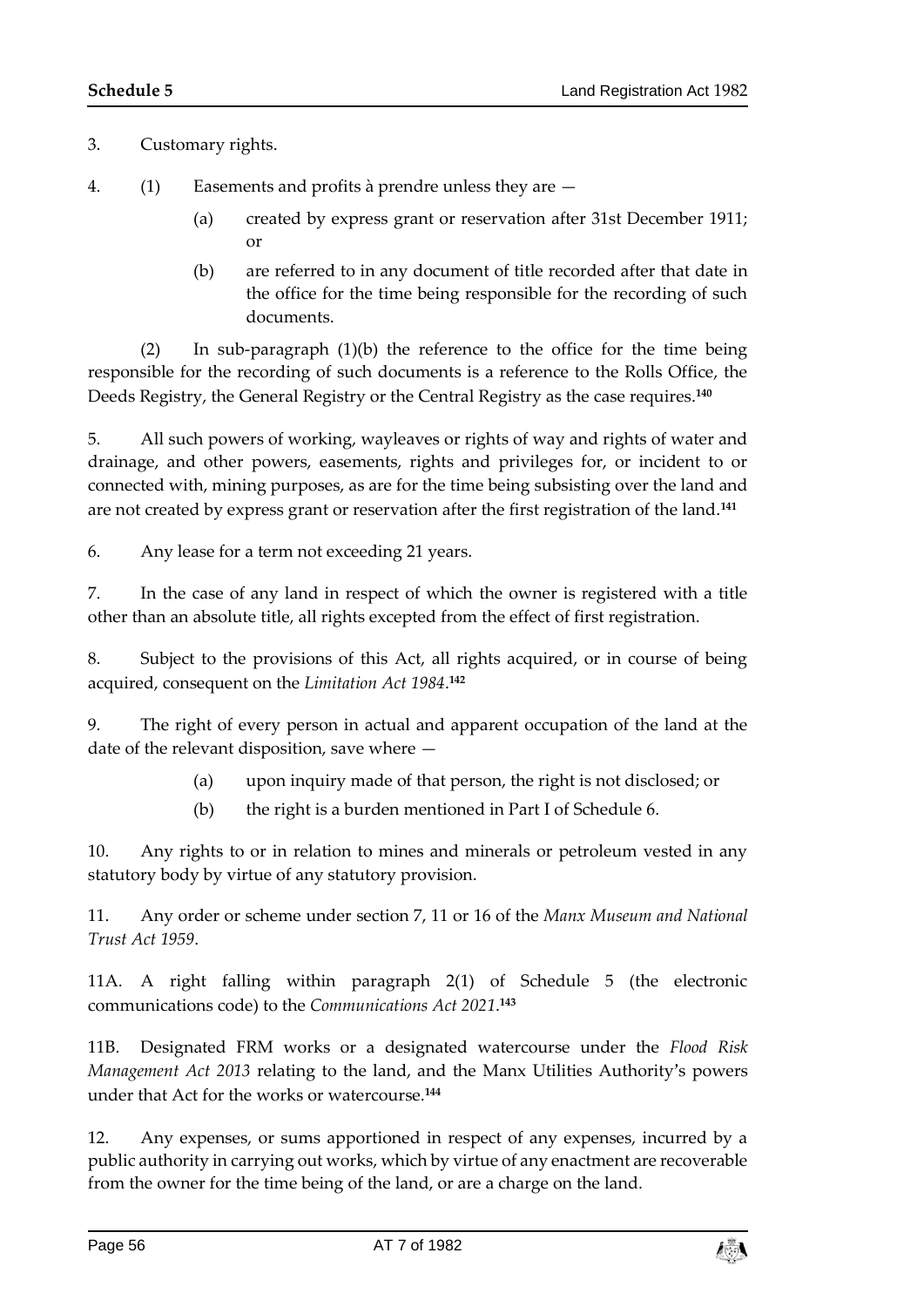3. Customary rights.

4. (1) Easements and profits à prendre unless they are —

 (a) created by express grant or reservation after 31st December 1911; or

 (b) are referred to in any document of title recorded after that date in the office for the time being responsible for the recording of such documents.

(2) In sub-paragraph (1)(b) the reference to the office for the time being responsible for the recording of such documents is a reference to the Rolls Office, the Deeds Registry, the General Registry or the Central Registry as the case requires.[140]

5. All such powers of working, wayleaves or rights of way and rights of water and drainage, and other powers, easements, rights and privileges for, or incident to or connected with, mining purposes, as are for the time being subsisting over the land and are not created by express grant or reservation after the first registration of the land.[141]

6. Any lease for a term not exceeding 21 years.

7. In the case of any land in respect of which the owner is registered with a title other than an absolute title, all rights excepted from the effect of first registration.

8. Subject to the provisions of this Act, all rights acquired, or in course of being acquired, consequent on the *Limitation Act 1984*.[142]

9. The right of every person in actual and apparent occupation of the land at the date of the relevant disposition, save where —

 (a) upon inquiry made of that person, the right is not disclosed; or

 (b) the right is a burden mentioned in Part I of Schedule 6.

10. Any rights to or in relation to mines and minerals or petroleum vested in any statutory body by virtue of any statutory provision.

11. Any order or scheme under section 7, 11 or 16 of the *Manx Museum and National Trust Act 1959*.

11A. A right falling within paragraph 2(1) of Schedule 5 (the electronic communications code) to the *Communications Act 2021*.[143]

11B. Designated FRM works or a designated watercourse under the *Flood Risk Management Act 2013* relating to the land, and the Manx Utilities Authority's powers under that Act for the works or watercourse.[144]

12. Any expenses, or sums apportioned in respect of any expenses, incurred by a public authority in carrying out works, which by virtue of any enactment are recoverable from the owner for the time being of the land, or are a charge on the land.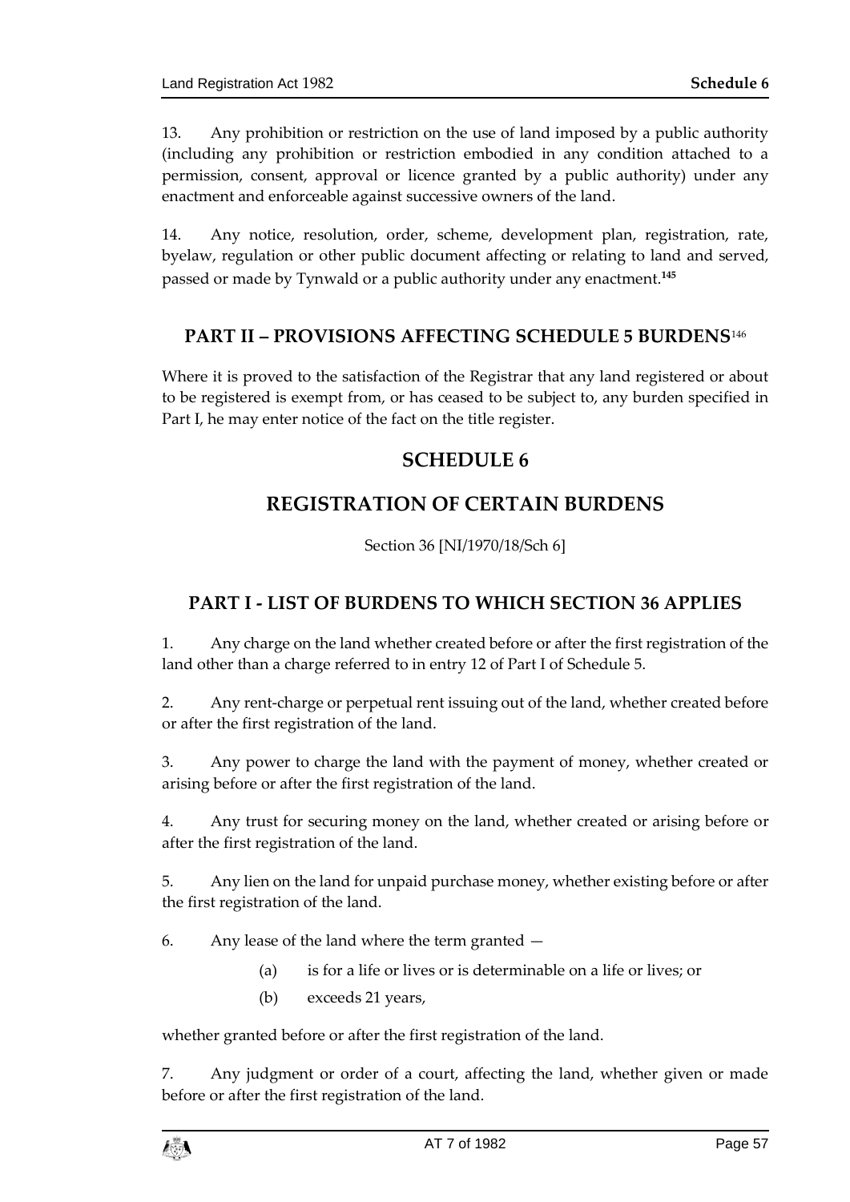13. Any prohibition or restriction on the use of land imposed by a public authority (including any prohibition or restriction embodied in any condition attached to a permission, consent, approval or licence granted by a public authority) under any enactment and enforceable against successive owners of the land.

14. Any notice, resolution, order, scheme, development plan, registration, rate, byelaw, regulation or other public document affecting or relating to land and served, passed or made by Tynwald or a public authority under any enactment.[145]

## PART II – PROVISIONS AFFECTING SCHEDULE 5 BURDENS[146]

Where it is proved to the satisfaction of the Registrar that any land registered or about to be registered is exempt from, or has ceased to be subject to, any burden specified in Part I, he may enter notice of the fact on the title register.

# SCHEDULE 6

# REGISTRATION OF CERTAIN BURDENS

Section 36 [NI/1970/18/Sch 6]

## PART I - LIST OF BURDENS TO WHICH SECTION 36 APPLIES

1. Any charge on the land whether created before or after the first registration of the land other than a charge referred to in entry 12 of Part I of Schedule 5.

2. Any rent-charge or perpetual rent issuing out of the land, whether created before or after the first registration of the land.

3. Any power to charge the land with the payment of money, whether created or arising before or after the first registration of the land.

4. Any trust for securing money on the land, whether created or arising before or after the first registration of the land.

5. Any lien on the land for unpaid purchase money, whether existing before or after the first registration of the land.

6. Any lease of the land where the term granted —

   (a) is for a life or lives or is determinable on a life or lives; or

   (b) exceeds 21 years,

whether granted before or after the first registration of the land.

7. Any judgment or order of a court, affecting the land, whether given or made before or after the first registration of the land.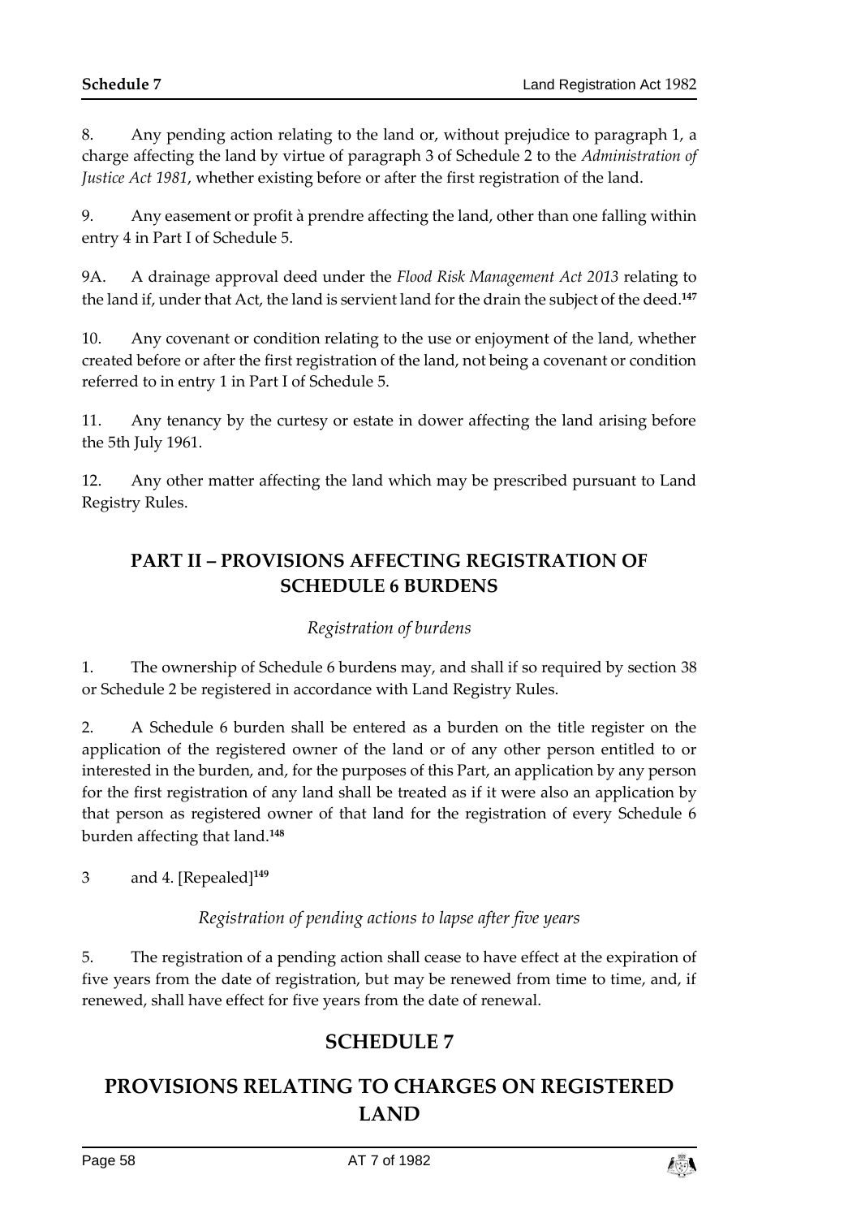8. Any pending action relating to the land or, without prejudice to paragraph 1, a charge affecting the land by virtue of paragraph 3 of Schedule 2 to the *Administration of Justice Act 1981*, whether existing before or after the first registration of the land.

9. Any easement or profit à prendre affecting the land, other than one falling within entry 4 in Part I of Schedule 5.

9A. A drainage approval deed under the *Flood Risk Management Act 2013* relating to the land if, under that Act, the land is servient land for the drain the subject of the deed.[147]

10. Any covenant or condition relating to the use or enjoyment of the land, whether created before or after the first registration of the land, not being a covenant or condition referred to in entry 1 in Part I of Schedule 5.

11. Any tenancy by the curtesy or estate in dower affecting the land arising before the 5th July 1961.

12. Any other matter affecting the land which may be prescribed pursuant to Land Registry Rules.

## PART II – PROVISIONS AFFECTING REGISTRATION OF SCHEDULE 6 BURDENS

*Registration of burdens*

1. The ownership of Schedule 6 burdens may, and shall if so required by section 38 or Schedule 2 be registered in accordance with Land Registry Rules.

2. A Schedule 6 burden shall be entered as a burden on the title register on the application of the registered owner of the land or of any other person entitled to or interested in the burden, and, for the purposes of this Part, an application by any person for the first registration of any land shall be treated as if it were also an application by that person as registered owner of that land for the registration of every Schedule 6 burden affecting that land.[148]

3 and 4. [Repealed][149]

*Registration of pending actions to lapse after five years*

5. The registration of a pending action shall cease to have effect at the expiration of five years from the date of registration, but may be renewed from time to time, and, if renewed, shall have effect for five years from the date of renewal.

# SCHEDULE 7

# PROVISIONS RELATING TO CHARGES ON REGISTERED LAND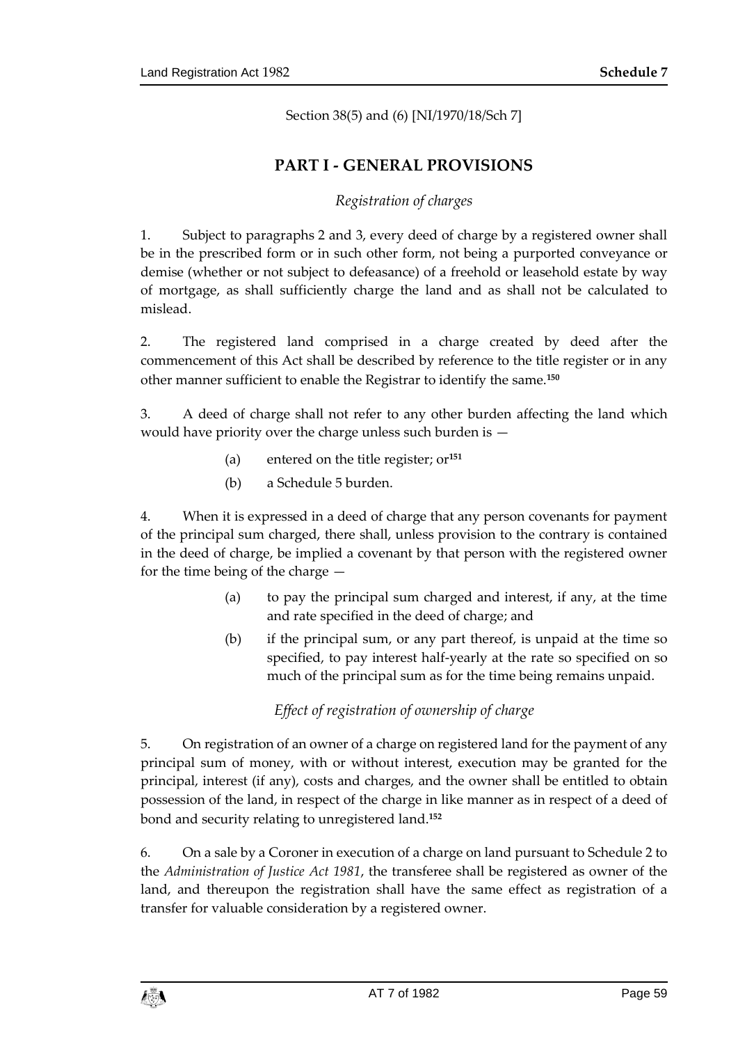Section 38(5) and (6) [NI/1970/18/Sch 7]

## PART I - GENERAL PROVISIONS

### *Registration of charges*

1. Subject to paragraphs 2 and 3, every deed of charge by a registered owner shall be in the prescribed form or in such other form, not being a purported conveyance or demise (whether or not subject to defeasance) of a freehold or leasehold estate by way of mortgage, as shall sufficiently charge the land and as shall not be calculated to mislead.

2. The registered land comprised in a charge created by deed after the commencement of this Act shall be described by reference to the title register or in any other manner sufficient to enable the Registrar to identify the same.[150]

3. A deed of charge shall not refer to any other burden affecting the land which would have priority over the charge unless such burden is —

   (a) entered on the title register; or[151]

   (b) a Schedule 5 burden.

4. When it is expressed in a deed of charge that any person covenants for payment of the principal sum charged, there shall, unless provision to the contrary is contained in the deed of charge, be implied a covenant by that person with the registered owner for the time being of the charge —

   (a) to pay the principal sum charged and interest, if any, at the time and rate specified in the deed of charge; and

   (b) if the principal sum, or any part thereof, is unpaid at the time so specified, to pay interest half-yearly at the rate so specified on so much of the principal sum as for the time being remains unpaid.

### *Effect of registration of ownership of charge*

5. On registration of an owner of a charge on registered land for the payment of any principal sum of money, with or without interest, execution may be granted for the principal, interest (if any), costs and charges, and the owner shall be entitled to obtain possession of the land, in respect of the charge in like manner as in respect of a deed of bond and security relating to unregistered land.[152]

6. On a sale by a Coroner in execution of a charge on land pursuant to Schedule 2 to the *Administration of Justice Act 1981*, the transferee shall be registered as owner of the land, and thereupon the registration shall have the same effect as registration of a transfer for valuable consideration by a registered owner.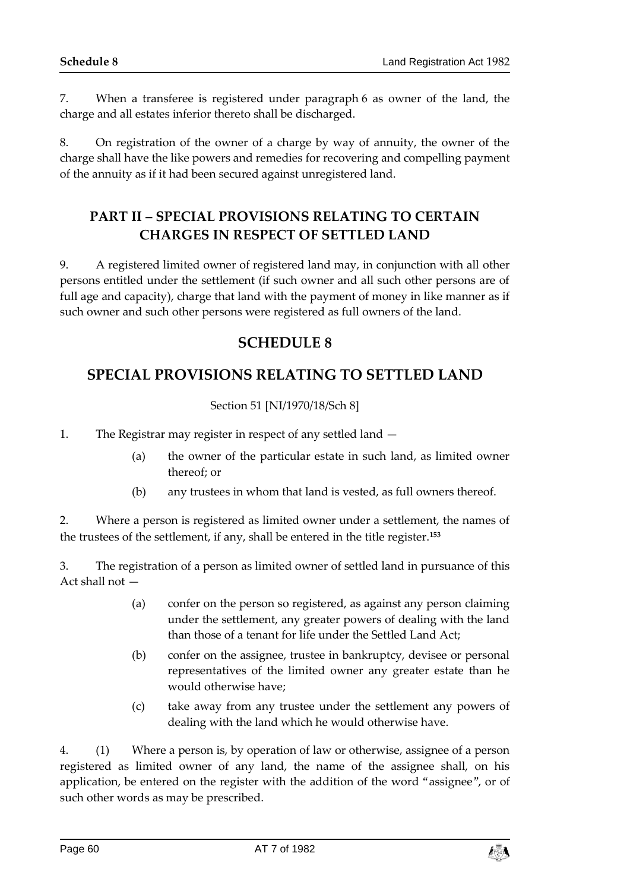7. When a transferee is registered under paragraph 6 as owner of the land, the charge and all estates inferior thereto shall be discharged.

8. On registration of the owner of a charge by way of annuity, the owner of the charge shall have the like powers and remedies for recovering and compelling payment of the annuity as if it had been secured against unregistered land.

## PART II – SPECIAL PROVISIONS RELATING TO CERTAIN CHARGES IN RESPECT OF SETTLED LAND

9. A registered limited owner of registered land may, in conjunction with all other persons entitled under the settlement (if such owner and all such other persons are of full age and capacity), charge that land with the payment of money in like manner as if such owner and such other persons were registered as full owners of the land.

# SCHEDULE 8

# SPECIAL PROVISIONS RELATING TO SETTLED LAND

Section 51 [NI/1970/18/Sch 8]

1. The Registrar may register in respect of any settled land —

   (a) the owner of the particular estate in such land, as limited owner thereof; or

   (b) any trustees in whom that land is vested, as full owners thereof.

2. Where a person is registered as limited owner under a settlement, the names of the trustees of the settlement, if any, shall be entered in the title register.[153]

3. The registration of a person as limited owner of settled land in pursuance of this Act shall not —

   (a) confer on the person so registered, as against any person claiming under the settlement, any greater powers of dealing with the land than those of a tenant for life under the Settled Land Act;

   (b) confer on the assignee, trustee in bankruptcy, devisee or personal representatives of the limited owner any greater estate than he would otherwise have;

   (c) take away from any trustee under the settlement any powers of dealing with the land which he would otherwise have.

4. (1) Where a person is, by operation of law or otherwise, assignee of a person registered as limited owner of any land, the name of the assignee shall, on his application, be entered on the register with the addition of the word "assignee", or of such other words as may be prescribed.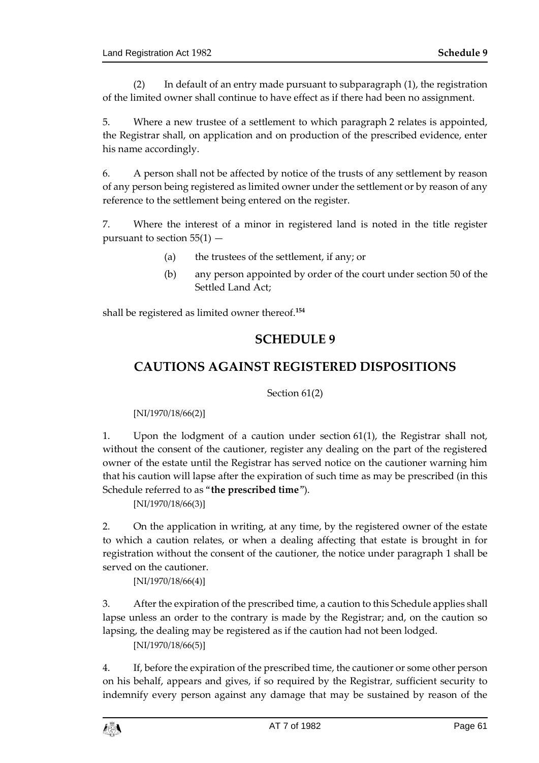(2) In default of an entry made pursuant to subparagraph (1), the registration of the limited owner shall continue to have effect as if there had been no assignment.

5. Where a new trustee of a settlement to which paragraph 2 relates is appointed, the Registrar shall, on application and on production of the prescribed evidence, enter his name accordingly.

6. A person shall not be affected by notice of the trusts of any settlement by reason of any person being registered as limited owner under the settlement or by reason of any reference to the settlement being entered on the register.

7. Where the interest of a minor in registered land is noted in the title register pursuant to section 55(1) —

(a) the trustees of the settlement, if any; or

(b) any person appointed by order of the court under section 50 of the Settled Land Act;

shall be registered as limited owner thereof.[154]

## SCHEDULE 9

## CAUTIONS AGAINST REGISTERED DISPOSITIONS

Section 61(2)

[NI/1970/18/66(2)]

1. Upon the lodgment of a caution under section 61(1), the Registrar shall not, without the consent of the cautioner, register any dealing on the part of the registered owner of the estate until the Registrar has served notice on the cautioner warning him that his caution will lapse after the expiration of such time as may be prescribed (in this Schedule referred to as "**the prescribed time**").

[NI/1970/18/66(3)]

2. On the application in writing, at any time, by the registered owner of the estate to which a caution relates, or when a dealing affecting that estate is brought in for registration without the consent of the cautioner, the notice under paragraph 1 shall be served on the cautioner.

[NI/1970/18/66(4)]

3. After the expiration of the prescribed time, a caution to this Schedule applies shall lapse unless an order to the contrary is made by the Registrar; and, on the caution so lapsing, the dealing may be registered as if the caution had not been lodged.

[NI/1970/18/66(5)]

4. If, before the expiration of the prescribed time, the cautioner or some other person on his behalf, appears and gives, if so required by the Registrar, sufficient security to indemnify every person against any damage that may be sustained by reason of the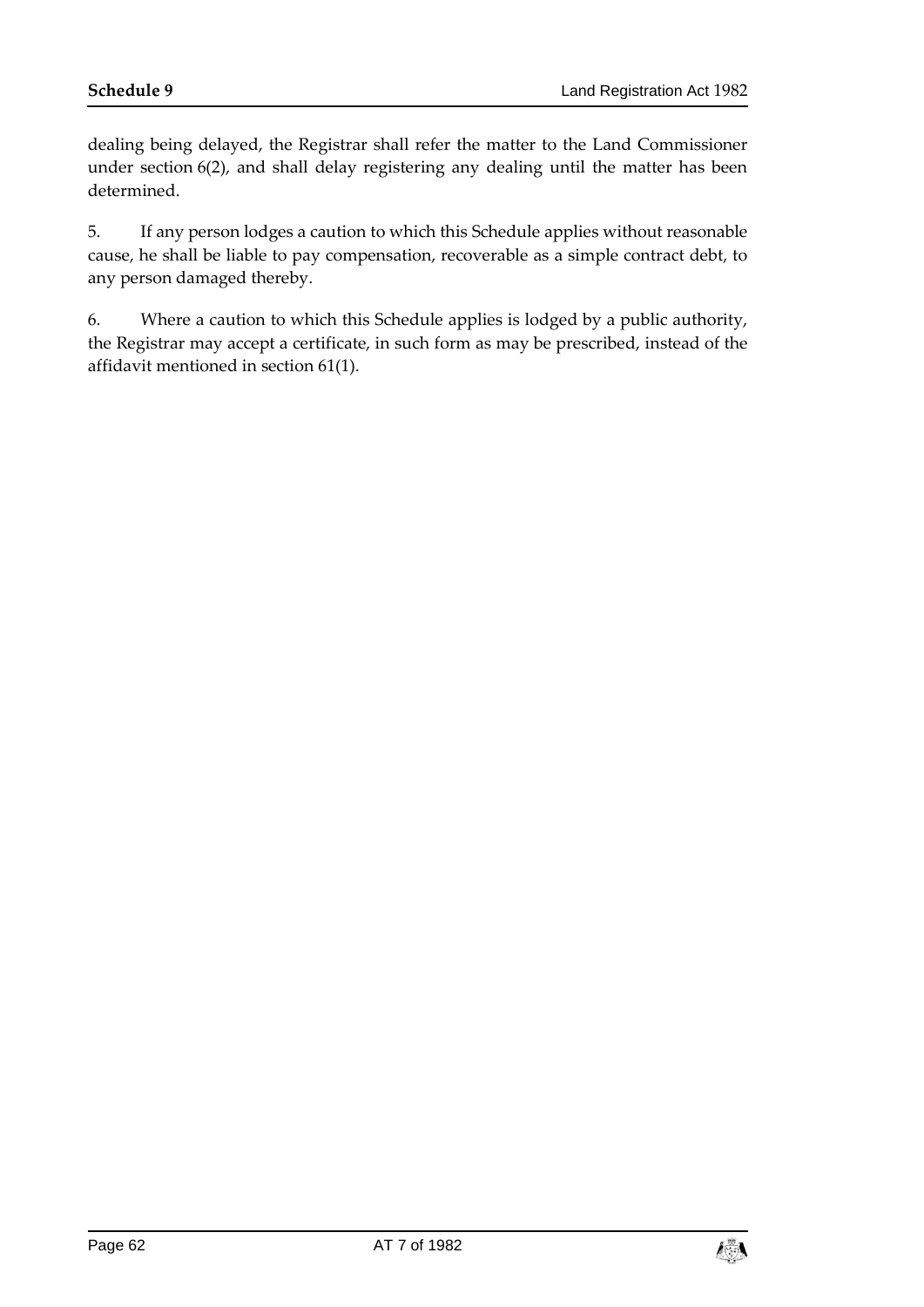dealing being delayed, the Registrar shall refer the matter to the Land Commissioner under section 6(2), and shall delay registering any dealing until the matter has been determined.

5. If any person lodges a caution to which this Schedule applies without reasonable cause, he shall be liable to pay compensation, recoverable as a simple contract debt, to any person damaged thereby.

6. Where a caution to which this Schedule applies is lodged by a public authority, the Registrar may accept a certificate, in such form as may be prescribed, instead of the affidavit mentioned in section 61(1).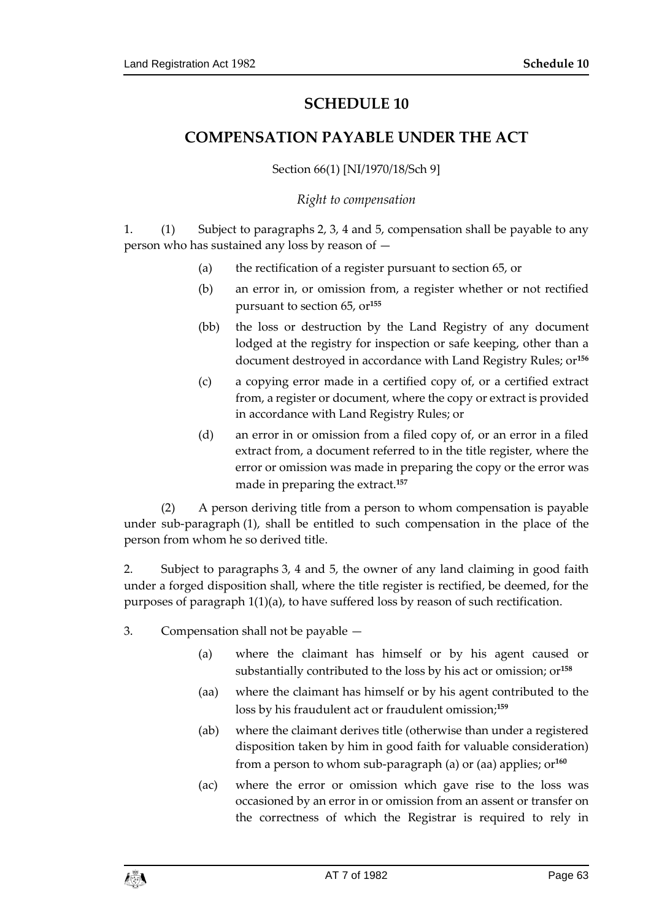# SCHEDULE 10

## COMPENSATION PAYABLE UNDER THE ACT

Section 66(1) [NI/1970/18/Sch 9]

*Right to compensation*

1. (1) Subject to paragraphs 2, 3, 4 and 5, compensation shall be payable to any person who has sustained any loss by reason of —

   (a) the rectification of a register pursuant to section 65, or

   (b) an error in, or omission from, a register whether or not rectified pursuant to section 65, or[155]

   (bb) the loss or destruction by the Land Registry of any document lodged at the registry for inspection or safe keeping, other than a document destroyed in accordance with Land Registry Rules; or[156]

   (c) a copying error made in a certified copy of, or a certified extract from, a register or document, where the copy or extract is provided in accordance with Land Registry Rules; or

   (d) an error in or omission from a filed copy of, or an error in a filed extract from, a document referred to in the title register, where the error or omission was made in preparing the copy or the error was made in preparing the extract.[157]

(2) A person deriving title from a person to whom compensation is payable under sub-paragraph (1), shall be entitled to such compensation in the place of the person from whom he so derived title.

2. Subject to paragraphs 3, 4 and 5, the owner of any land claiming in good faith under a forged disposition shall, where the title register is rectified, be deemed, for the purposes of paragraph 1(1)(a), to have suffered loss by reason of such rectification.

3. Compensation shall not be payable —

   (a) where the claimant has himself or by his agent caused or substantially contributed to the loss by his act or omission; or[158]

   (aa) where the claimant has himself or by his agent contributed to the loss by his fraudulent act or fraudulent omission;[159]

   (ab) where the claimant derives title (otherwise than under a registered disposition taken by him in good faith for valuable consideration) from a person to whom sub-paragraph (a) or (aa) applies; or[160]

   (ac) where the error or omission which gave rise to the loss was occasioned by an error in or omission from an assent or transfer on the correctness of which the Registrar is required to rely in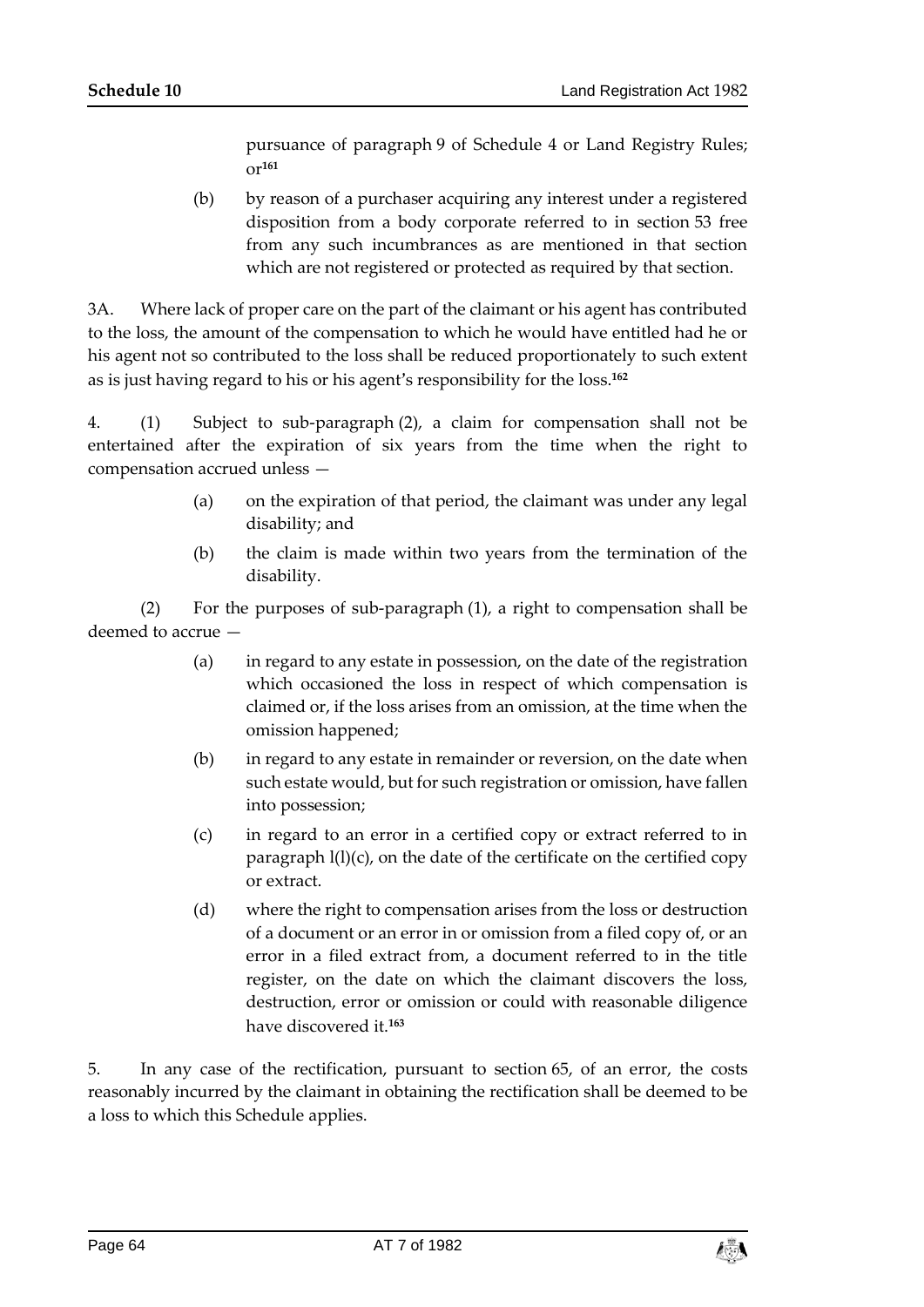pursuance of paragraph 9 of Schedule 4 or Land Registry Rules; or[161]

(b) by reason of a purchaser acquiring any interest under a registered disposition from a body corporate referred to in section 53 free from any such incumbrances as are mentioned in that section which are not registered or protected as required by that section.

3A. Where lack of proper care on the part of the claimant or his agent has contributed to the loss, the amount of the compensation to which he would have entitled had he or his agent not so contributed to the loss shall be reduced proportionately to such extent as is just having regard to his or his agent's responsibility for the loss.[162]

4. (1) Subject to sub-paragraph (2), a claim for compensation shall not be entertained after the expiration of six years from the time when the right to compensation accrued unless —

(a) on the expiration of that period, the claimant was under any legal disability; and

(b) the claim is made within two years from the termination of the disability.

(2) For the purposes of sub-paragraph (1), a right to compensation shall be deemed to accrue —

(a) in regard to any estate in possession, on the date of the registration which occasioned the loss in respect of which compensation is claimed or, if the loss arises from an omission, at the time when the omission happened;

(b) in regard to any estate in remainder or reversion, on the date when such estate would, but for such registration or omission, have fallen into possession;

(c) in regard to an error in a certified copy or extract referred to in paragraph l(l)(c), on the date of the certificate on the certified copy or extract.

(d) where the right to compensation arises from the loss or destruction of a document or an error in or omission from a filed copy of, or an error in a filed extract from, a document referred to in the title register, on the date on which the claimant discovers the loss, destruction, error or omission or could with reasonable diligence have discovered it.[163]

5. In any case of the rectification, pursuant to section 65, of an error, the costs reasonably incurred by the claimant in obtaining the rectification shall be deemed to be a loss to which this Schedule applies.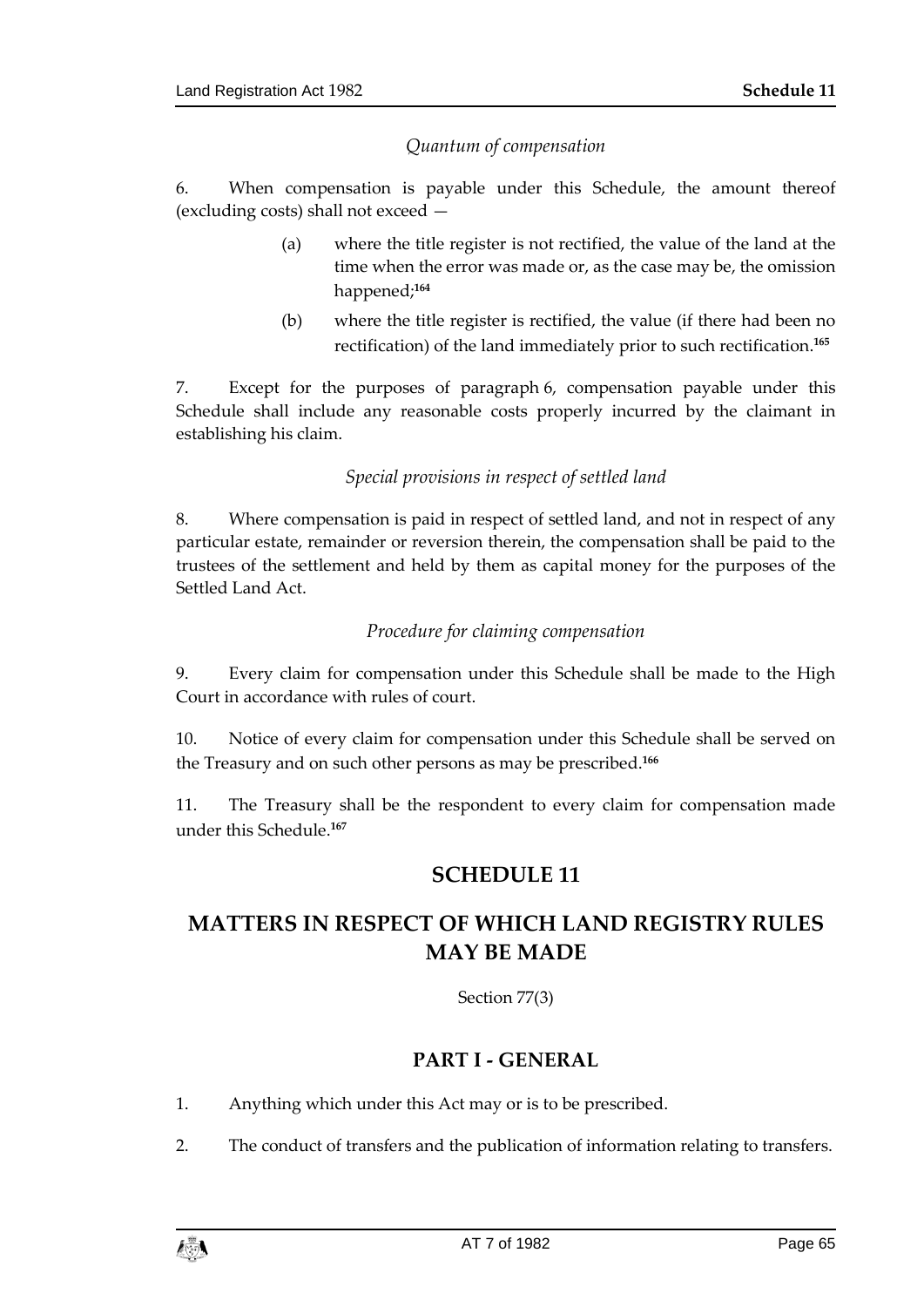*Quantum of compensation*

6. When compensation is payable under this Schedule, the amount thereof (excluding costs) shall not exceed —

(a) where the title register is not rectified, the value of the land at the time when the error was made or, as the case may be, the omission happened;[164]

(b) where the title register is rectified, the value (if there had been no rectification) of the land immediately prior to such rectification.[165]

7. Except for the purposes of paragraph 6, compensation payable under this Schedule shall include any reasonable costs properly incurred by the claimant in establishing his claim.

*Special provisions in respect of settled land*

8. Where compensation is paid in respect of settled land, and not in respect of any particular estate, remainder or reversion therein, the compensation shall be paid to the trustees of the settlement and held by them as capital money for the purposes of the Settled Land Act.

*Procedure for claiming compensation*

9. Every claim for compensation under this Schedule shall be made to the High Court in accordance with rules of court.

10. Notice of every claim for compensation under this Schedule shall be served on the Treasury and on such other persons as may be prescribed.[166]

11. The Treasury shall be the respondent to every claim for compensation made under this Schedule.[167]

## SCHEDULE 11

## MATTERS IN RESPECT OF WHICH LAND REGISTRY RULES MAY BE MADE

Section 77(3)

### PART I - GENERAL

1. Anything which under this Act may or is to be prescribed.

2. The conduct of transfers and the publication of information relating to transfers.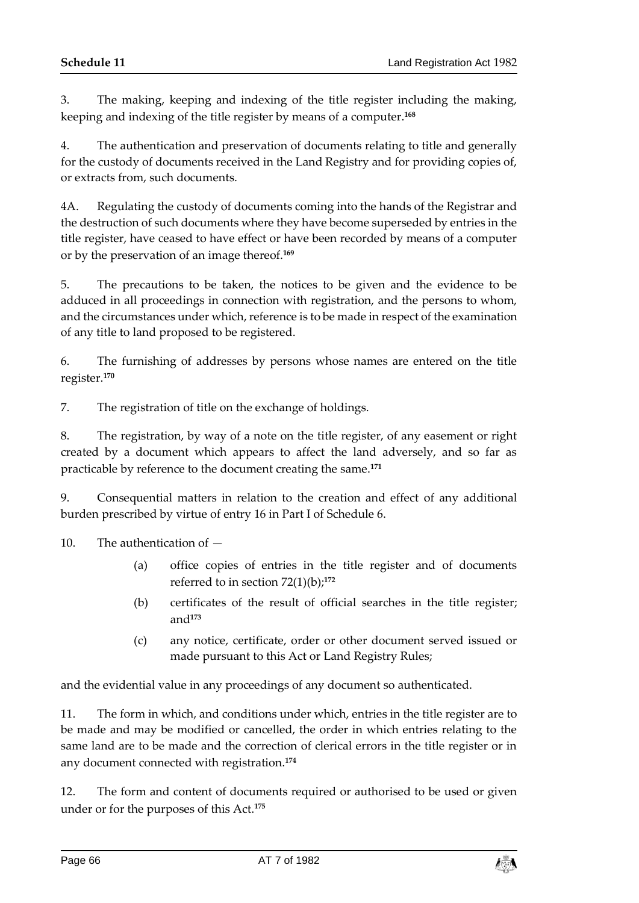3. The making, keeping and indexing of the title register including the making, keeping and indexing of the title register by means of a computer.[168]

4. The authentication and preservation of documents relating to title and generally for the custody of documents received in the Land Registry and for providing copies of, or extracts from, such documents.

4A. Regulating the custody of documents coming into the hands of the Registrar and the destruction of such documents where they have become superseded by entries in the title register, have ceased to have effect or have been recorded by means of a computer or by the preservation of an image thereof.[169]

5. The precautions to be taken, the notices to be given and the evidence to be adduced in all proceedings in connection with registration, and the persons to whom, and the circumstances under which, reference is to be made in respect of the examination of any title to land proposed to be registered.

6. The furnishing of addresses by persons whose names are entered on the title register.[170]

7. The registration of title on the exchange of holdings.

8. The registration, by way of a note on the title register, of any easement or right created by a document which appears to affect the land adversely, and so far as practicable by reference to the document creating the same.[171]

9. Consequential matters in relation to the creation and effect of any additional burden prescribed by virtue of entry 16 in Part I of Schedule 6.

10. The authentication of —

(a) office copies of entries in the title register and of documents referred to in section 72(1)(b);[172]

(b) certificates of the result of official searches in the title register; and[173]

(c) any notice, certificate, order or other document served issued or made pursuant to this Act or Land Registry Rules;

and the evidential value in any proceedings of any document so authenticated.

11. The form in which, and conditions under which, entries in the title register are to be made and may be modified or cancelled, the order in which entries relating to the same land are to be made and the correction of clerical errors in the title register or in any document connected with registration.[174]

12. The form and content of documents required or authorised to be used or given under or for the purposes of this Act.[175]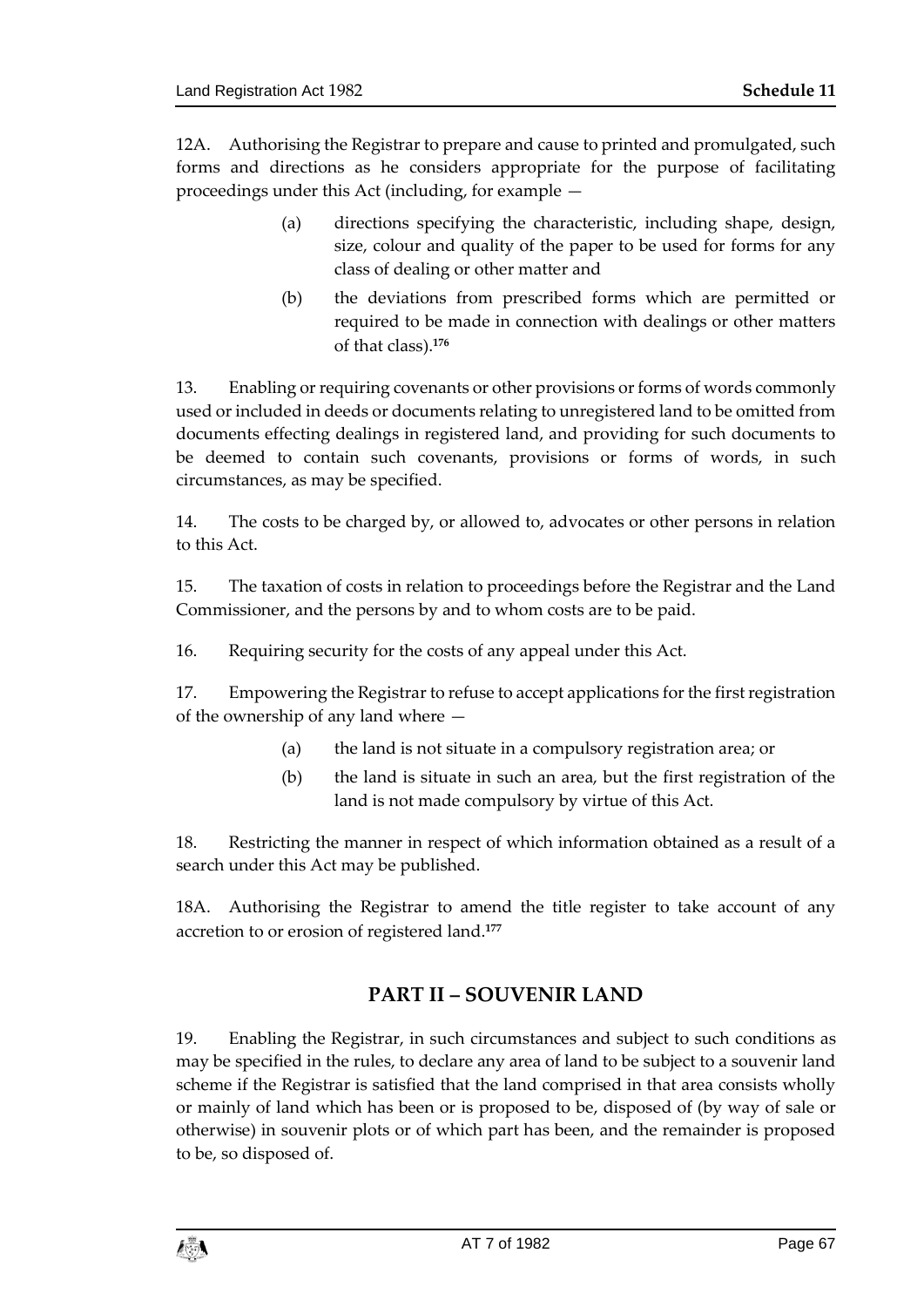12A. Authorising the Registrar to prepare and cause to printed and promulgated, such forms and directions as he considers appropriate for the purpose of facilitating proceedings under this Act (including, for example —

(a) directions specifying the characteristic, including shape, design, size, colour and quality of the paper to be used for forms for any class of dealing or other matter and

(b) the deviations from prescribed forms which are permitted or required to be made in connection with dealings or other matters of that class).[176]

13. Enabling or requiring covenants or other provisions or forms of words commonly used or included in deeds or documents relating to unregistered land to be omitted from documents effecting dealings in registered land, and providing for such documents to be deemed to contain such covenants, provisions or forms of words, in such circumstances, as may be specified.

14. The costs to be charged by, or allowed to, advocates or other persons in relation to this Act.

15. The taxation of costs in relation to proceedings before the Registrar and the Land Commissioner, and the persons by and to whom costs are to be paid.

16. Requiring security for the costs of any appeal under this Act.

17. Empowering the Registrar to refuse to accept applications for the first registration of the ownership of any land where —

(a) the land is not situate in a compulsory registration area; or

(b) the land is situate in such an area, but the first registration of the land is not made compulsory by virtue of this Act.

18. Restricting the manner in respect of which information obtained as a result of a search under this Act may be published.

18A. Authorising the Registrar to amend the title register to take account of any accretion to or erosion of registered land.[177]

## PART II – SOUVENIR LAND

19. Enabling the Registrar, in such circumstances and subject to such conditions as may be specified in the rules, to declare any area of land to be subject to a souvenir land scheme if the Registrar is satisfied that the land comprised in that area consists wholly or mainly of land which has been or is proposed to be, disposed of (by way of sale or otherwise) in souvenir plots or of which part has been, and the remainder is proposed to be, so disposed of.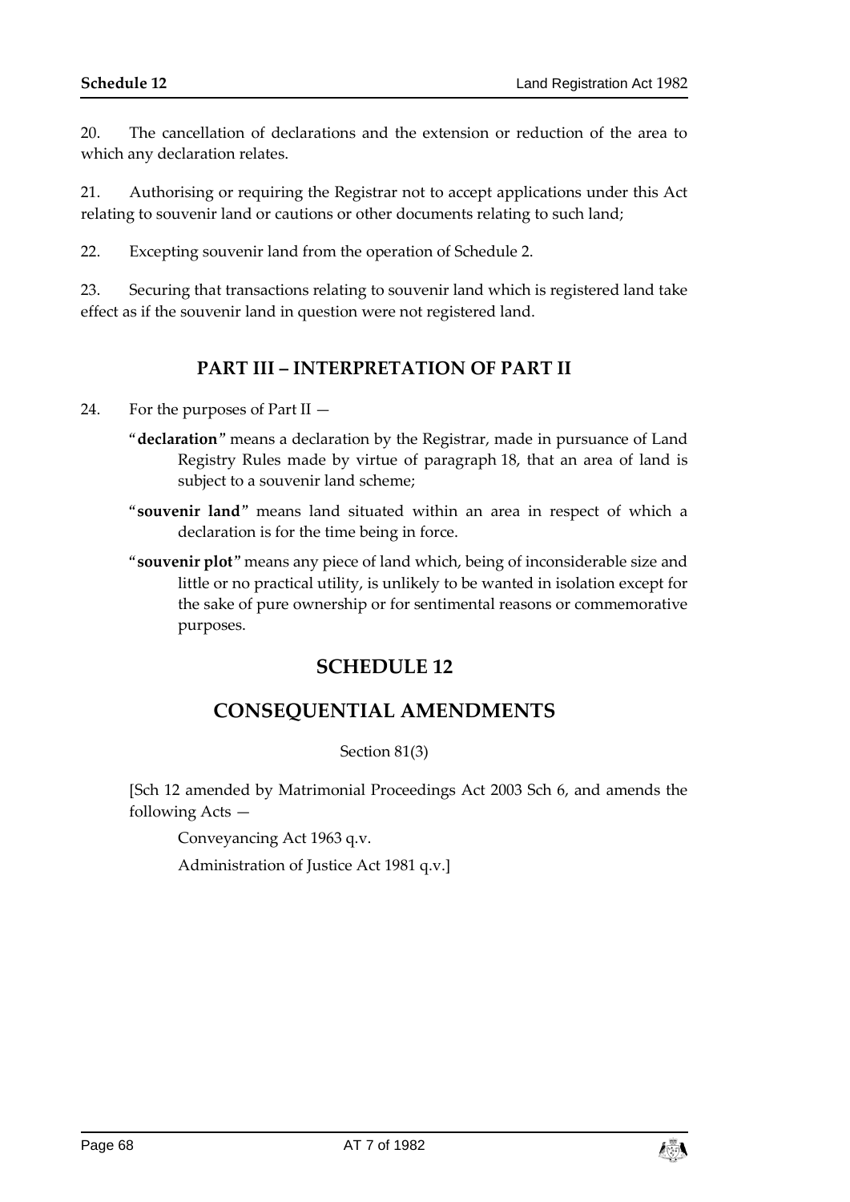20. The cancellation of declarations and the extension or reduction of the area to which any declaration relates.

21. Authorising or requiring the Registrar not to accept applications under this Act relating to souvenir land or cautions or other documents relating to such land;

22. Excepting souvenir land from the operation of Schedule 2.

23. Securing that transactions relating to souvenir land which is registered land take effect as if the souvenir land in question were not registered land.

## PART III – INTERPRETATION OF PART II

24. For the purposes of Part II —

"**declaration**" means a declaration by the Registrar, made in pursuance of Land Registry Rules made by virtue of paragraph 18, that an area of land is subject to a souvenir land scheme;

"**souvenir land**" means land situated within an area in respect of which a declaration is for the time being in force.

"**souvenir plot**" means any piece of land which, being of inconsiderable size and little or no practical utility, is unlikely to be wanted in isolation except for the sake of pure ownership or for sentimental reasons or commemorative purposes.

# SCHEDULE 12

# CONSEQUENTIAL AMENDMENTS

Section 81(3)

[Sch 12 amended by Matrimonial Proceedings Act 2003 Sch 6, and amends the following Acts —

Conveyancing Act 1963 q.v.

Administration of Justice Act 1981 q.v.]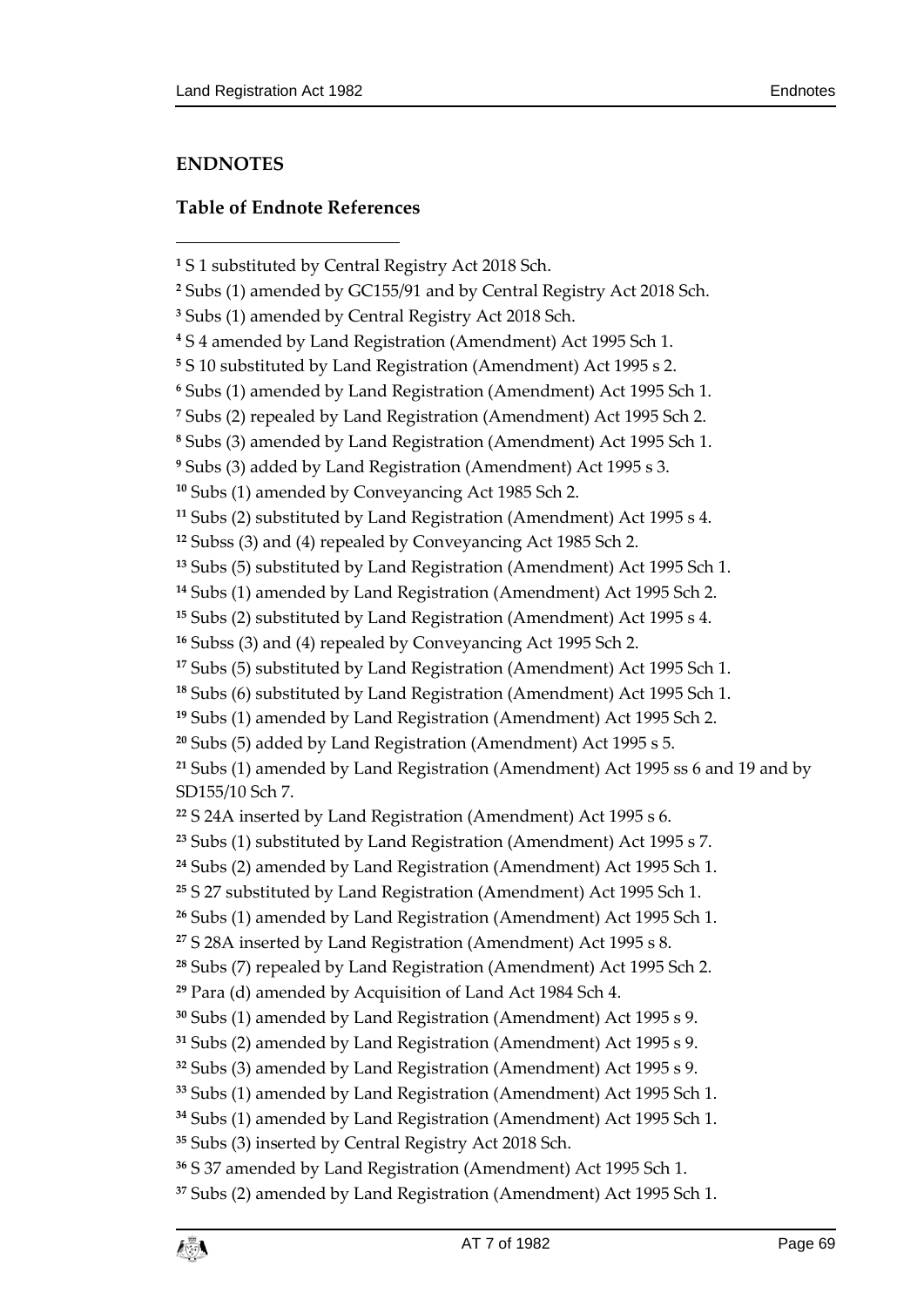## ENDNOTES

### Table of Endnote References

[1] S 1 substituted by Central Registry Act 2018 Sch.

[2] Subs (1) amended by GC155/91 and by Central Registry Act 2018 Sch.

[3] Subs (1) amended by Central Registry Act 2018 Sch.

[4] S 4 amended by Land Registration (Amendment) Act 1995 Sch 1.

[5] S 10 substituted by Land Registration (Amendment) Act 1995 s 2.

[6] Subs (1) amended by Land Registration (Amendment) Act 1995 Sch 1.

[7] Subs (2) repealed by Land Registration (Amendment) Act 1995 Sch 2.

[8] Subs (3) amended by Land Registration (Amendment) Act 1995 Sch 1.

[9] Subs (3) added by Land Registration (Amendment) Act 1995 s 3.

[10] Subs (1) amended by Conveyancing Act 1985 Sch 2.

[11] Subs (2) substituted by Land Registration (Amendment) Act 1995 s 4.

[12] Subss (3) and (4) repealed by Conveyancing Act 1985 Sch 2.

[13] Subs (5) substituted by Land Registration (Amendment) Act 1995 Sch 1.

[14] Subs (1) amended by Land Registration (Amendment) Act 1995 Sch 2.

[15] Subs (2) substituted by Land Registration (Amendment) Act 1995 s 4.

[16] Subss (3) and (4) repealed by Conveyancing Act 1995 Sch 2.

[17] Subs (5) substituted by Land Registration (Amendment) Act 1995 Sch 1.

[18] Subs (6) substituted by Land Registration (Amendment) Act 1995 Sch 1.

[19] Subs (1) amended by Land Registration (Amendment) Act 1995 Sch 2.

[20] Subs (5) added by Land Registration (Amendment) Act 1995 s 5.

[21] Subs (1) amended by Land Registration (Amendment) Act 1995 ss 6 and 19 and by SD155/10 Sch 7.

[22] S 24A inserted by Land Registration (Amendment) Act 1995 s 6.

[23] Subs (1) substituted by Land Registration (Amendment) Act 1995 s 7.

[24] Subs (2) amended by Land Registration (Amendment) Act 1995 Sch 1.

[25] S 27 substituted by Land Registration (Amendment) Act 1995 Sch 1.

[26] Subs (1) amended by Land Registration (Amendment) Act 1995 Sch 1.

[27] S 28A inserted by Land Registration (Amendment) Act 1995 s 8.

[28] Subs (7) repealed by Land Registration (Amendment) Act 1995 Sch 2.

[29] Para (d) amended by Acquisition of Land Act 1984 Sch 4.

[30] Subs (1) amended by Land Registration (Amendment) Act 1995 s 9.

[31] Subs (2) amended by Land Registration (Amendment) Act 1995 s 9.

[32] Subs (3) amended by Land Registration (Amendment) Act 1995 s 9.

[33] Subs (1) amended by Land Registration (Amendment) Act 1995 Sch 1.

[34] Subs (1) amended by Land Registration (Amendment) Act 1995 Sch 1.

[35] Subs (3) inserted by Central Registry Act 2018 Sch.

[36] S 37 amended by Land Registration (Amendment) Act 1995 Sch 1.

[37] Subs (2) amended by Land Registration (Amendment) Act 1995 Sch 1.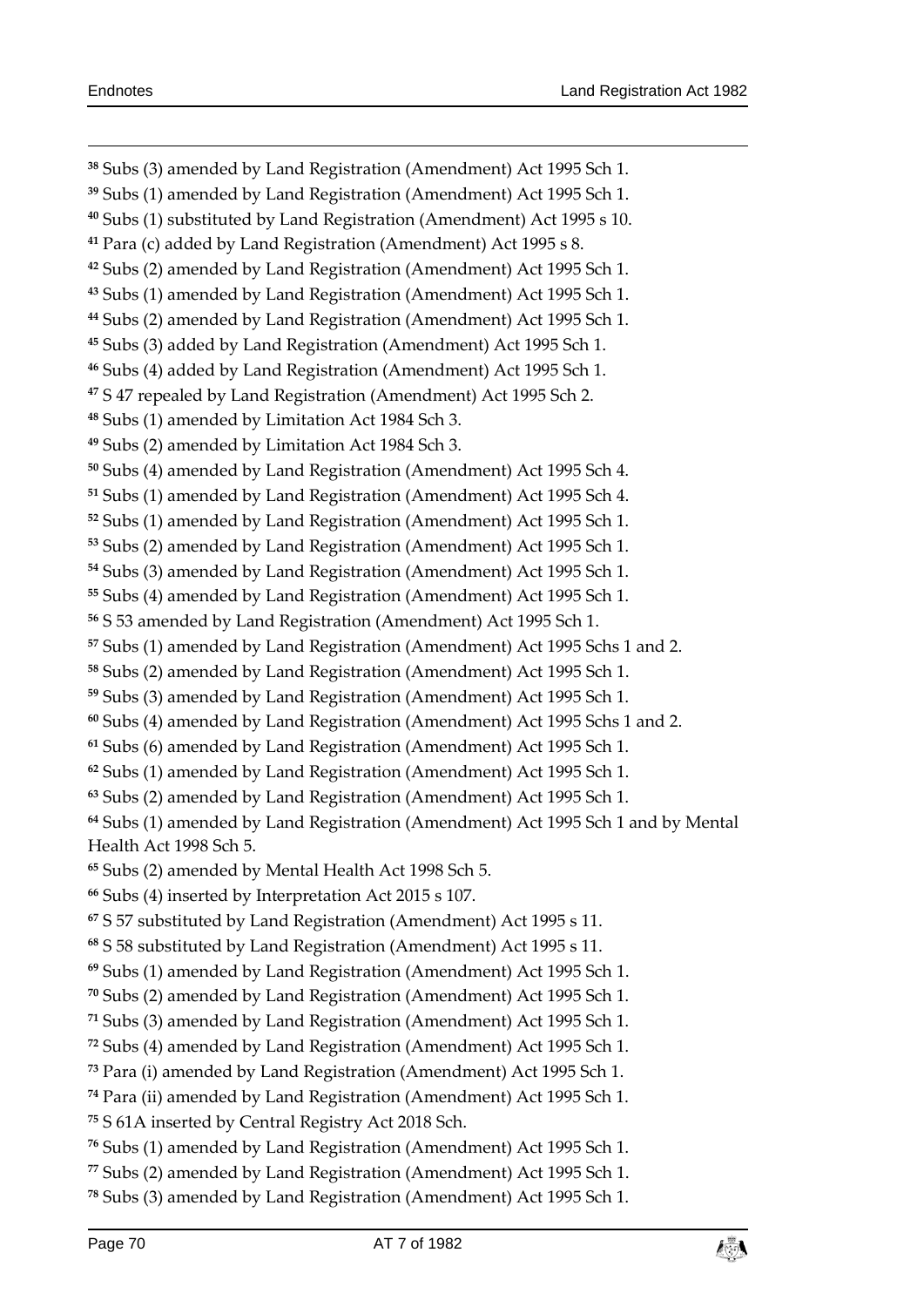[38] Subs (3) amended by Land Registration (Amendment) Act 1995 Sch 1.

[39] Subs (1) amended by Land Registration (Amendment) Act 1995 Sch 1.

[40] Subs (1) substituted by Land Registration (Amendment) Act 1995 s 10.

[41] Para (c) added by Land Registration (Amendment) Act 1995 s 8.

[42] Subs (2) amended by Land Registration (Amendment) Act 1995 Sch 1.

[43] Subs (1) amended by Land Registration (Amendment) Act 1995 Sch 1.

[44] Subs (2) amended by Land Registration (Amendment) Act 1995 Sch 1.

[45] Subs (3) added by Land Registration (Amendment) Act 1995 Sch 1.

[46] Subs (4) added by Land Registration (Amendment) Act 1995 Sch 1.

[47] S 47 repealed by Land Registration (Amendment) Act 1995 Sch 2.

[48] Subs (1) amended by Limitation Act 1984 Sch 3.

[49] Subs (2) amended by Limitation Act 1984 Sch 3.

[50] Subs (4) amended by Land Registration (Amendment) Act 1995 Sch 4.

[51] Subs (1) amended by Land Registration (Amendment) Act 1995 Sch 4.

[52] Subs (1) amended by Land Registration (Amendment) Act 1995 Sch 1.

[53] Subs (2) amended by Land Registration (Amendment) Act 1995 Sch 1.

[54] Subs (3) amended by Land Registration (Amendment) Act 1995 Sch 1.

[55] Subs (4) amended by Land Registration (Amendment) Act 1995 Sch 1.

[56] S 53 amended by Land Registration (Amendment) Act 1995 Sch 1.

[57] Subs (1) amended by Land Registration (Amendment) Act 1995 Schs 1 and 2.

[58] Subs (2) amended by Land Registration (Amendment) Act 1995 Sch 1.

[59] Subs (3) amended by Land Registration (Amendment) Act 1995 Sch 1.

[60] Subs (4) amended by Land Registration (Amendment) Act 1995 Schs 1 and 2.

[61] Subs (6) amended by Land Registration (Amendment) Act 1995 Sch 1.

[62] Subs (1) amended by Land Registration (Amendment) Act 1995 Sch 1.

[63] Subs (2) amended by Land Registration (Amendment) Act 1995 Sch 1.

[64] Subs (1) amended by Land Registration (Amendment) Act 1995 Sch 1 and by Mental Health Act 1998 Sch 5.

[65] Subs (2) amended by Mental Health Act 1998 Sch 5.

[66] Subs (4) inserted by Interpretation Act 2015 s 107.

[67] S 57 substituted by Land Registration (Amendment) Act 1995 s 11.

[68] S 58 substituted by Land Registration (Amendment) Act 1995 s 11.

[69] Subs (1) amended by Land Registration (Amendment) Act 1995 Sch 1.

[70] Subs (2) amended by Land Registration (Amendment) Act 1995 Sch 1.

[71] Subs (3) amended by Land Registration (Amendment) Act 1995 Sch 1.

[72] Subs (4) amended by Land Registration (Amendment) Act 1995 Sch 1.

[73] Para (i) amended by Land Registration (Amendment) Act 1995 Sch 1.

[74] Para (ii) amended by Land Registration (Amendment) Act 1995 Sch 1.

[75] S 61A inserted by Central Registry Act 2018 Sch.

[76] Subs (1) amended by Land Registration (Amendment) Act 1995 Sch 1.

[77] Subs (2) amended by Land Registration (Amendment) Act 1995 Sch 1.

[78] Subs (3) amended by Land Registration (Amendment) Act 1995 Sch 1.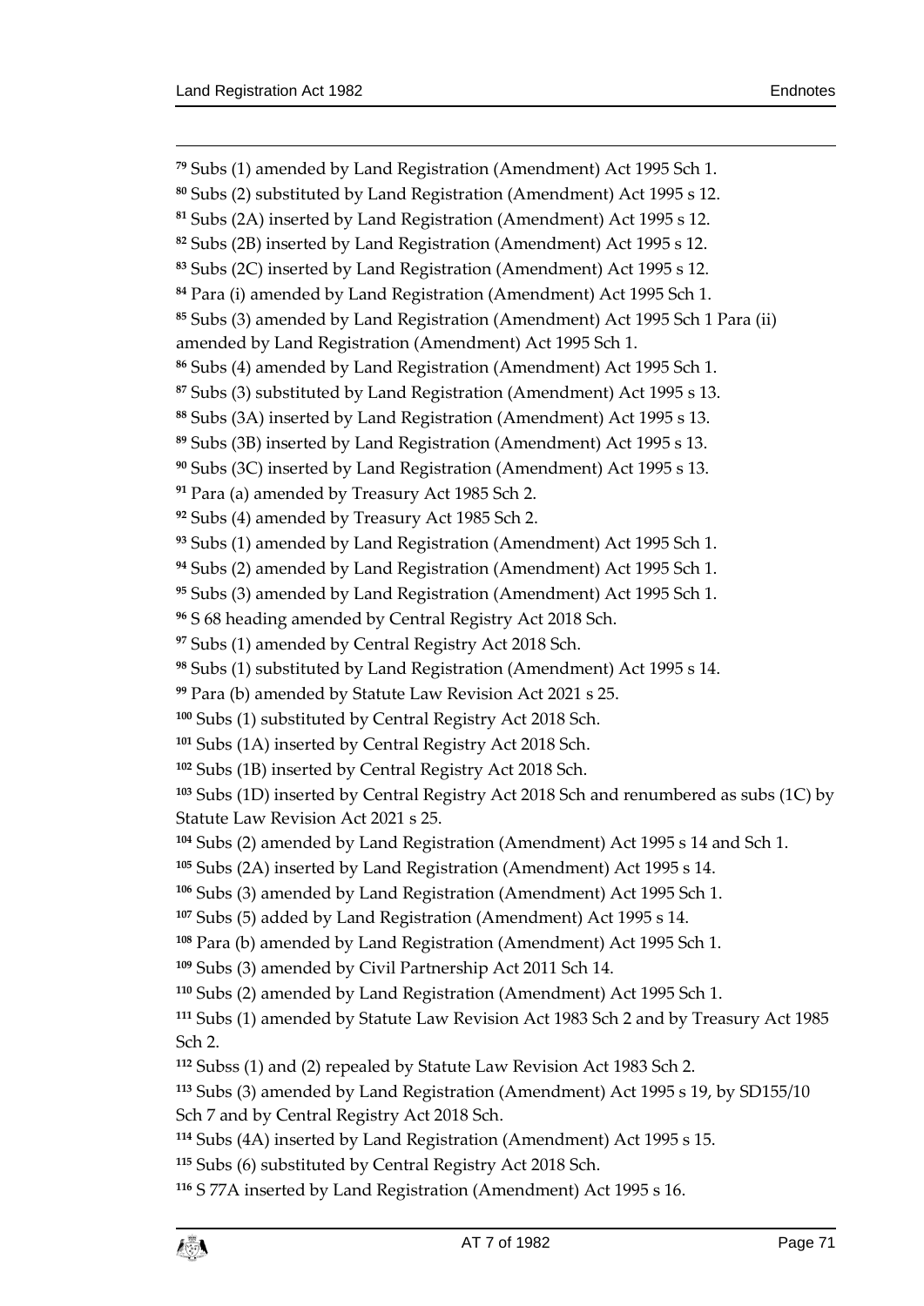[79] Subs (1) amended by Land Registration (Amendment) Act 1995 Sch 1.

[80] Subs (2) substituted by Land Registration (Amendment) Act 1995 s 12.

[81] Subs (2A) inserted by Land Registration (Amendment) Act 1995 s 12.

[82] Subs (2B) inserted by Land Registration (Amendment) Act 1995 s 12.

[83] Subs (2C) inserted by Land Registration (Amendment) Act 1995 s 12.

[84] Para (i) amended by Land Registration (Amendment) Act 1995 Sch 1.

[85] Subs (3) amended by Land Registration (Amendment) Act 1995 Sch 1 Para (ii) amended by Land Registration (Amendment) Act 1995 Sch 1.

[86] Subs (4) amended by Land Registration (Amendment) Act 1995 Sch 1.

[87] Subs (3) substituted by Land Registration (Amendment) Act 1995 s 13.

[88] Subs (3A) inserted by Land Registration (Amendment) Act 1995 s 13.

[89] Subs (3B) inserted by Land Registration (Amendment) Act 1995 s 13.

[90] Subs (3C) inserted by Land Registration (Amendment) Act 1995 s 13.

[91] Para (a) amended by Treasury Act 1985 Sch 2.

[92] Subs (4) amended by Treasury Act 1985 Sch 2.

[93] Subs (1) amended by Land Registration (Amendment) Act 1995 Sch 1.

[94] Subs (2) amended by Land Registration (Amendment) Act 1995 Sch 1.

[95] Subs (3) amended by Land Registration (Amendment) Act 1995 Sch 1.

[96] S 68 heading amended by Central Registry Act 2018 Sch.

[97] Subs (1) amended by Central Registry Act 2018 Sch.

[98] Subs (1) substituted by Land Registration (Amendment) Act 1995 s 14.

[99] Para (b) amended by Statute Law Revision Act 2021 s 25.

[100] Subs (1) substituted by Central Registry Act 2018 Sch.

[101] Subs (1A) inserted by Central Registry Act 2018 Sch.

[102] Subs (1B) inserted by Central Registry Act 2018 Sch.

[103] Subs (1D) inserted by Central Registry Act 2018 Sch and renumbered as subs (1C) by Statute Law Revision Act 2021 s 25.

[104] Subs (2) amended by Land Registration (Amendment) Act 1995 s 14 and Sch 1.

[105] Subs (2A) inserted by Land Registration (Amendment) Act 1995 s 14.

[106] Subs (3) amended by Land Registration (Amendment) Act 1995 Sch 1.

[107] Subs (5) added by Land Registration (Amendment) Act 1995 s 14.

[108] Para (b) amended by Land Registration (Amendment) Act 1995 Sch 1.

[109] Subs (3) amended by Civil Partnership Act 2011 Sch 14.

[110] Subs (2) amended by Land Registration (Amendment) Act 1995 Sch 1.

[111] Subs (1) amended by Statute Law Revision Act 1983 Sch 2 and by Treasury Act 1985 Sch 2.

[112] Subss (1) and (2) repealed by Statute Law Revision Act 1983 Sch 2.

[113] Subs (3) amended by Land Registration (Amendment) Act 1995 s 19, by SD155/10 Sch 7 and by Central Registry Act 2018 Sch.

[114] Subs (4A) inserted by Land Registration (Amendment) Act 1995 s 15.

[115] Subs (6) substituted by Central Registry Act 2018 Sch.

[116] S 77A inserted by Land Registration (Amendment) Act 1995 s 16.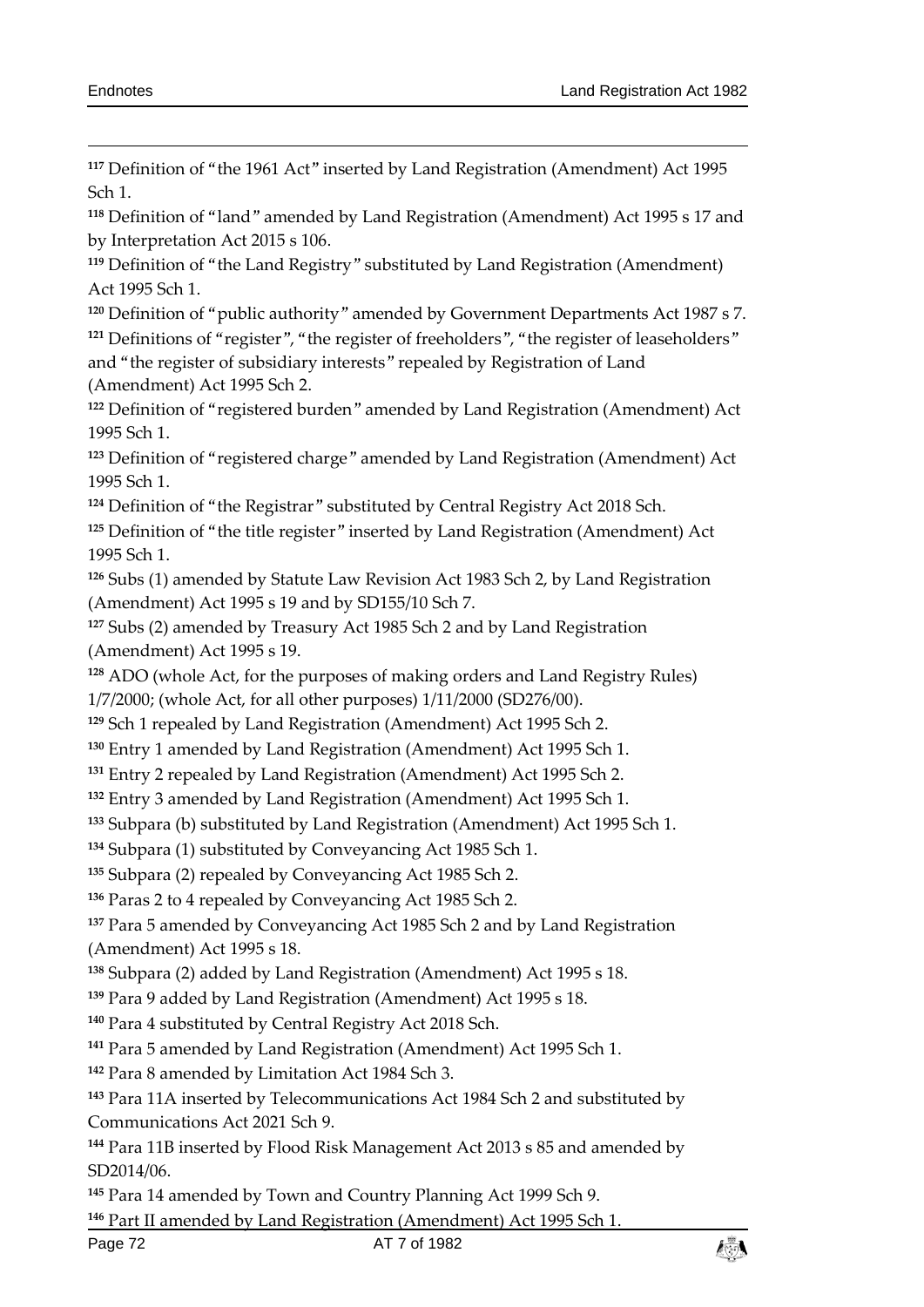[117] Definition of "the 1961 Act" inserted by Land Registration (Amendment) Act 1995 Sch 1.

[118] Definition of "land" amended by Land Registration (Amendment) Act 1995 s 17 and by Interpretation Act 2015 s 106.

[119] Definition of "the Land Registry" substituted by Land Registration (Amendment) Act 1995 Sch 1.

[120] Definition of "public authority" amended by Government Departments Act 1987 s 7.

[121] Definitions of "register", "the register of freeholders", "the register of leaseholders" and "the register of subsidiary interests" repealed by Registration of Land (Amendment) Act 1995 Sch 2.

[122] Definition of "registered burden" amended by Land Registration (Amendment) Act 1995 Sch 1.

[123] Definition of "registered charge" amended by Land Registration (Amendment) Act 1995 Sch 1.

[124] Definition of "the Registrar" substituted by Central Registry Act 2018 Sch.

[125] Definition of "the title register" inserted by Land Registration (Amendment) Act 1995 Sch 1.

[126] Subs (1) amended by Statute Law Revision Act 1983 Sch 2, by Land Registration (Amendment) Act 1995 s 19 and by SD155/10 Sch 7.

[127] Subs (2) amended by Treasury Act 1985 Sch 2 and by Land Registration (Amendment) Act 1995 s 19.

[128] ADO (whole Act, for the purposes of making orders and Land Registry Rules) 1/7/2000; (whole Act, for all other purposes) 1/11/2000 (SD276/00).

[129] Sch 1 repealed by Land Registration (Amendment) Act 1995 Sch 2.

[130] Entry 1 amended by Land Registration (Amendment) Act 1995 Sch 1.

[131] Entry 2 repealed by Land Registration (Amendment) Act 1995 Sch 2.

[132] Entry 3 amended by Land Registration (Amendment) Act 1995 Sch 1.

[133] Subpara (b) substituted by Land Registration (Amendment) Act 1995 Sch 1.

[134] Subpara (1) substituted by Conveyancing Act 1985 Sch 1.

[135] Subpara (2) repealed by Conveyancing Act 1985 Sch 2.

[136] Paras 2 to 4 repealed by Conveyancing Act 1985 Sch 2.

[137] Para 5 amended by Conveyancing Act 1985 Sch 2 and by Land Registration (Amendment) Act 1995 s 18.

[138] Subpara (2) added by Land Registration (Amendment) Act 1995 s 18.

[139] Para 9 added by Land Registration (Amendment) Act 1995 s 18.

[140] Para 4 substituted by Central Registry Act 2018 Sch.

[141] Para 5 amended by Land Registration (Amendment) Act 1995 Sch 1.

[142] Para 8 amended by Limitation Act 1984 Sch 3.

[143] Para 11A inserted by Telecommunications Act 1984 Sch 2 and substituted by Communications Act 2021 Sch 9.

[144] Para 11B inserted by Flood Risk Management Act 2013 s 85 and amended by SD2014/06.

[145] Para 14 amended by Town and Country Planning Act 1999 Sch 9.

[146] Part II amended by Land Registration (Amendment) Act 1995 Sch 1.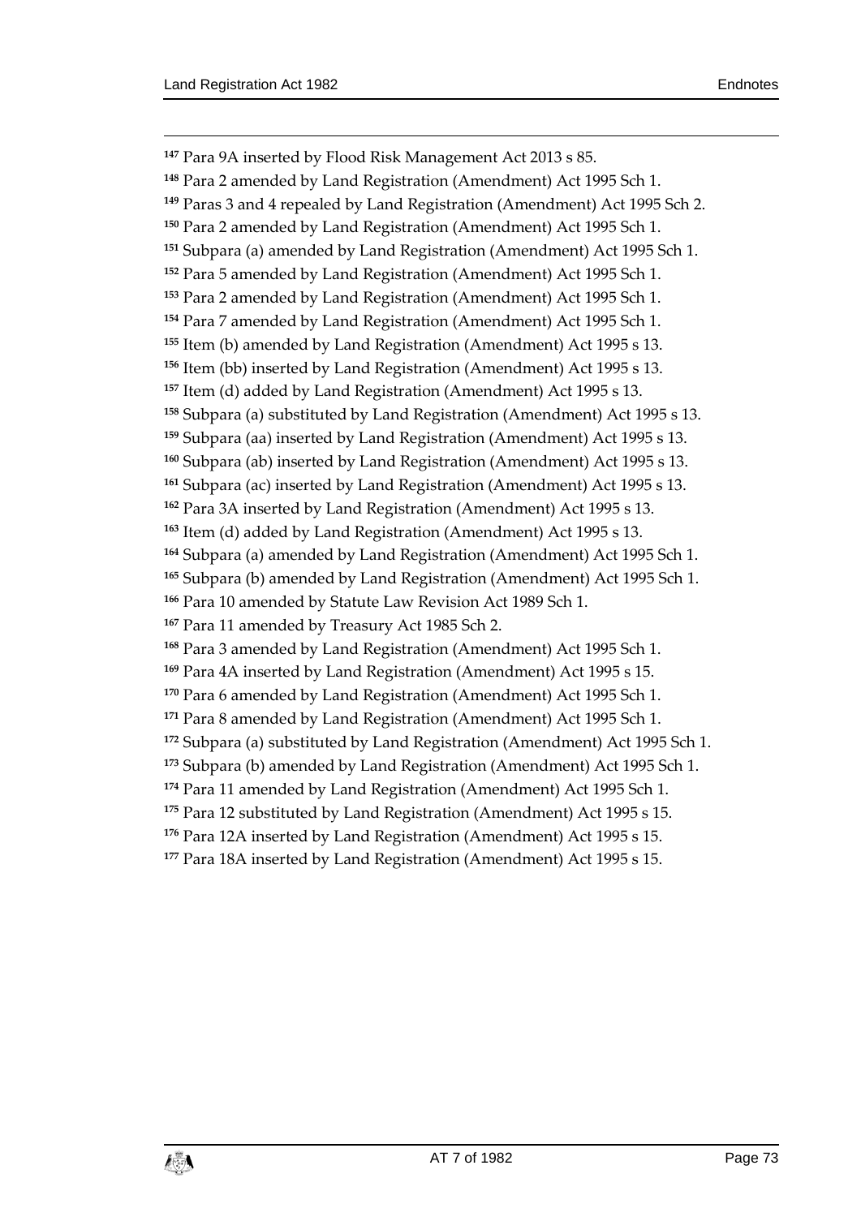[147] Para 9A inserted by Flood Risk Management Act 2013 s 85.

[148] Para 2 amended by Land Registration (Amendment) Act 1995 Sch 1.

[149] Paras 3 and 4 repealed by Land Registration (Amendment) Act 1995 Sch 2.

[150] Para 2 amended by Land Registration (Amendment) Act 1995 Sch 1.

[151] Subpara (a) amended by Land Registration (Amendment) Act 1995 Sch 1.

[152] Para 5 amended by Land Registration (Amendment) Act 1995 Sch 1.

[153] Para 2 amended by Land Registration (Amendment) Act 1995 Sch 1.

[154] Para 7 amended by Land Registration (Amendment) Act 1995 Sch 1.

[155] Item (b) amended by Land Registration (Amendment) Act 1995 s 13.

[156] Item (bb) inserted by Land Registration (Amendment) Act 1995 s 13.

[157] Item (d) added by Land Registration (Amendment) Act 1995 s 13.

[158] Subpara (a) substituted by Land Registration (Amendment) Act 1995 s 13.

[159] Subpara (aa) inserted by Land Registration (Amendment) Act 1995 s 13.

[160] Subpara (ab) inserted by Land Registration (Amendment) Act 1995 s 13.

[161] Subpara (ac) inserted by Land Registration (Amendment) Act 1995 s 13.

[162] Para 3A inserted by Land Registration (Amendment) Act 1995 s 13.

[163] Item (d) added by Land Registration (Amendment) Act 1995 s 13.

[164] Subpara (a) amended by Land Registration (Amendment) Act 1995 Sch 1.

[165] Subpara (b) amended by Land Registration (Amendment) Act 1995 Sch 1.

[166] Para 10 amended by Statute Law Revision Act 1989 Sch 1.

[167] Para 11 amended by Treasury Act 1985 Sch 2.

[168] Para 3 amended by Land Registration (Amendment) Act 1995 Sch 1.

[169] Para 4A inserted by Land Registration (Amendment) Act 1995 s 15.

[170] Para 6 amended by Land Registration (Amendment) Act 1995 Sch 1.

[171] Para 8 amended by Land Registration (Amendment) Act 1995 Sch 1.

[172] Subpara (a) substituted by Land Registration (Amendment) Act 1995 Sch 1.

[173] Subpara (b) amended by Land Registration (Amendment) Act 1995 Sch 1.

[174] Para 11 amended by Land Registration (Amendment) Act 1995 Sch 1.

[175] Para 12 substituted by Land Registration (Amendment) Act 1995 s 15.

[176] Para 12A inserted by Land Registration (Amendment) Act 1995 s 15.

[177] Para 18A inserted by Land Registration (Amendment) Act 1995 s 15.